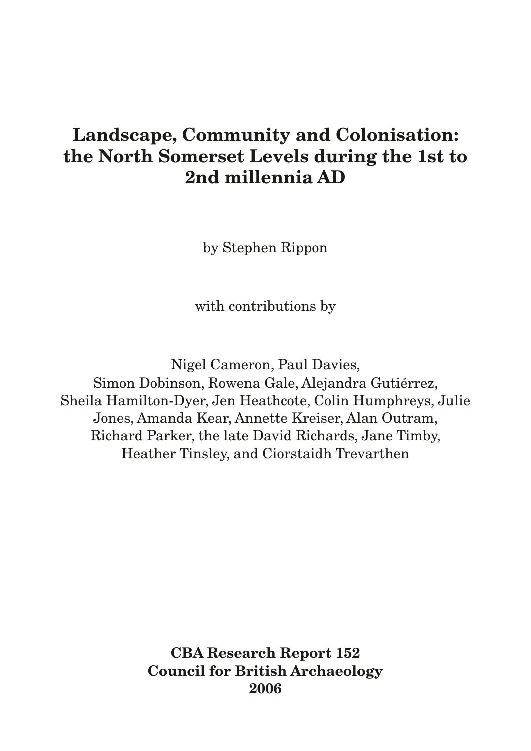# Landscape, Community and Colonisation: the North Somerset Levels during the 1st to 2nd millennia AD

by Stephen Rippon

with contributions by

Nigel Cameron, Paul Davies, Simon Dobinson, Rowena Gale, Alejandra Gutiérrez, Sheila Hamilton-Dyer, Jen Heathcote, Colin Humphreys, Julie Jones, Amanda Kear, Annette Kreiser, Alan Outram, Richard Parker, the late David Richards, Jane Timby, Heather Tinsley, and Ciorstaidh Trevarthen

**CBA Research Report 152**
**Council for British Archaeology**
**2006**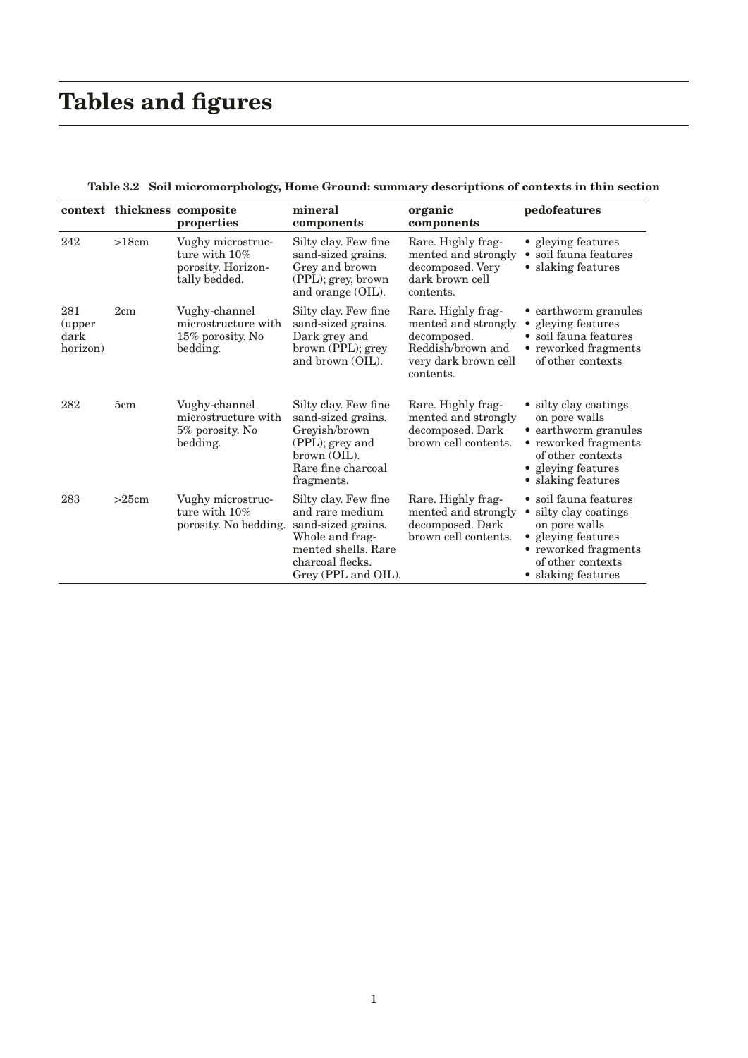# Tables and figures

**Table 3.2 Soil micromorphology, Home Ground: summary descriptions of contexts in thin section**

| context | thickness | composite properties | mineral components | organic components | pedofeatures |
|---|---|---|---|---|---|
| 242 | >18cm | Vughy microstructure with 10% porosity. Horizontally bedded. | Silty clay. Few fine sand-sized grains. Grey and brown (PPL); grey, brown and orange (OIL). | Rare. Highly fragmented and strongly decomposed. Very dark brown cell contents. | • gleying features<br>• soil fauna features<br>• slaking features |
| 281 (upper dark horizon) | 2cm | Vughy-channel microstructure with 15% porosity. No bedding. | Silty clay. Few fine sand-sized grains. Dark grey and brown (PPL); grey and brown (OIL). | Rare. Highly fragmented and strongly decomposed. Reddish/brown and very dark brown cell contents. | • earthworm granules<br>• gleying features<br>• soil fauna features<br>• reworked fragments of other contexts |
| 282 | 5cm | Vughy-channel microstructure with 5% porosity. No bedding. | Silty clay. Few fine sand-sized grains. Greyish/brown (PPL); grey and brown (OIL). Rare fine charcoal fragments. | Rare. Highly fragmented and strongly decomposed. Dark brown cell contents. | • silty clay coatings on pore walls<br>• earthworm granules<br>• reworked fragments of other contexts<br>• gleying features<br>• slaking features |
| 283 | >25cm | Vughy microstructure with 10% porosity. No bedding. | Silty clay. Few fine and rare medium sand-sized grains. Whole and fragmented shells. Rare charcoal flecks. Grey (PPL and OIL). | Rare. Highly fragmented and strongly decomposed. Dark brown cell contents. | • soil fauna features<br>• silty clay coatings on pore walls<br>• gleying features<br>• reworked fragments of other contexts<br>• slaking features |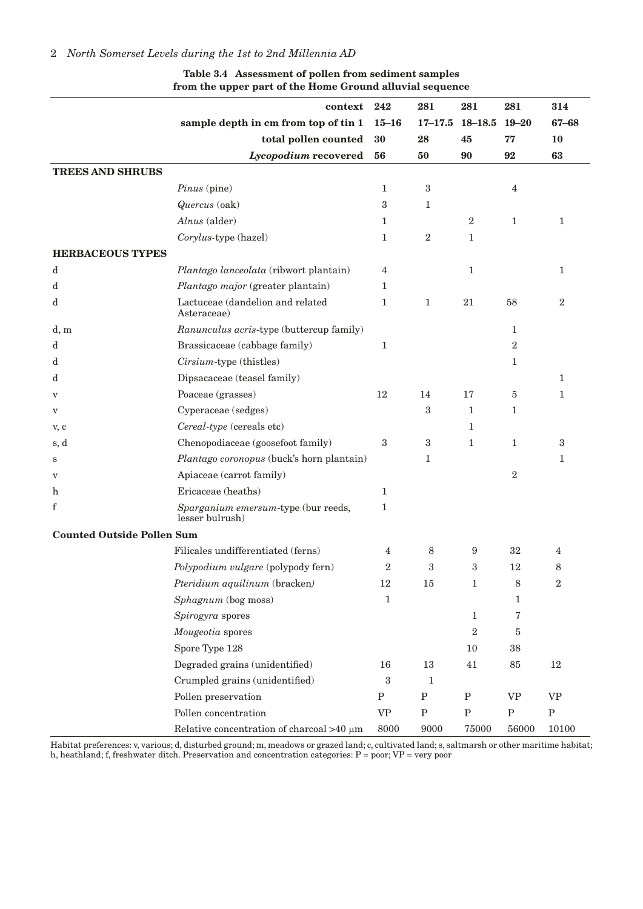**Table 3.4 Assessment of pollen from sediment samples from the upper part of the Home Ground alluvial sequence**

| | context | 242 | 281 | 281 | 281 | 314 |
|---|---|---|---|---|---|---|
| | sample depth in cm from top of tin 1 | 15–16 | 17–17.5 | 18–18.5 | 19–20 | 67–68 |
| | total pollen counted | 30 | 28 | 45 | 77 | 10 |
| | *Lycopodium* recovered | 56 | 50 | 90 | 92 | 63 |
| **TREES AND SHRUBS** | | | | | | |
| | *Pinus* (pine) | 1 | 3 | | 4 | |
| | *Quercus* (oak) | 3 | 1 | | | |
| | *Alnus* (alder) | 1 | | 2 | 1 | 1 |
| | *Corylus*-type (hazel) | 1 | 2 | 1 | | |
| **HERBACEOUS TYPES** | | | | | | |
| d | *Plantago lanceolata* (ribwort plantain) | 4 | | 1 | | 1 |
| d | *Plantago major* (greater plantain) | 1 | | | | |
| d | Lactuceae (dandelion and related Asteraceae) | 1 | 1 | 21 | 58 | 2 |
| d, m | *Ranunculus acris*-type (buttercup family) | | | | 1 | |
| d | Brassicaceae (cabbage family) | 1 | | | 2 | |
| d | *Cirsium*-type (thistles) | | | | 1 | |
| d | Dipsacaceae (teasel family) | | | | | 1 |
| v | Poaceae (grasses) | 12 | 14 | 17 | 5 | 1 |
| v | Cyperaceae (sedges) | | 3 | 1 | 1 | |
| v, c | *Cereal-type* (cereals etc) | | | 1 | | |
| s, d | Chenopodiaceae (goosefoot family) | 3 | 3 | 1 | 1 | 3 |
| s | *Plantago coronopus* (buck's horn plantain) | | 1 | | | 1 |
| v | Apiaceae (carrot family) | | | | 2 | |
| h | Ericaceae (heaths) | 1 | | | | |
| f | *Sparganium emersum*-type (bur reeds, lesser bulrush) | 1 | | | | |
| **Counted Outside Pollen Sum** | | | | | | |
| | Filicales undifferentiated (ferns) | 4 | 8 | 9 | 32 | 4 |
| | *Polypodium vulgare* (polypody fern) | 2 | 3 | 3 | 12 | 8 |
| | *Pteridium aquilinum* (bracken) | 12 | 15 | 1 | 8 | 2 |
| | *Sphagnum* (bog moss) | 1 | | | 1 | |
| | *Spirogyra* spores | | | 1 | 7 | |
| | *Mougeotia* spores | | | 2 | 5 | |
| | Spore Type 128 | | | 10 | 38 | |
| | Degraded grains (unidentified) | 16 | 13 | 41 | 85 | 12 |
| | Crumpled grains (unidentified) | 3 | 1 | | | |
| | Pollen preservation | P | P | P | VP | VP |
| | Pollen concentration | VP | P | P | P | P |
| | Relative concentration of charcoal >40 μm | 8000 | 9000 | 75000 | 56000 | 10100 |

Habitat preferences: v, various; d, disturbed ground; m, meadows or grazed land; c, cultivated land; s, saltmarsh or other maritime habitat; h, heathland; f, freshwater ditch. Preservation and concentration categories: P = poor; VP = very poor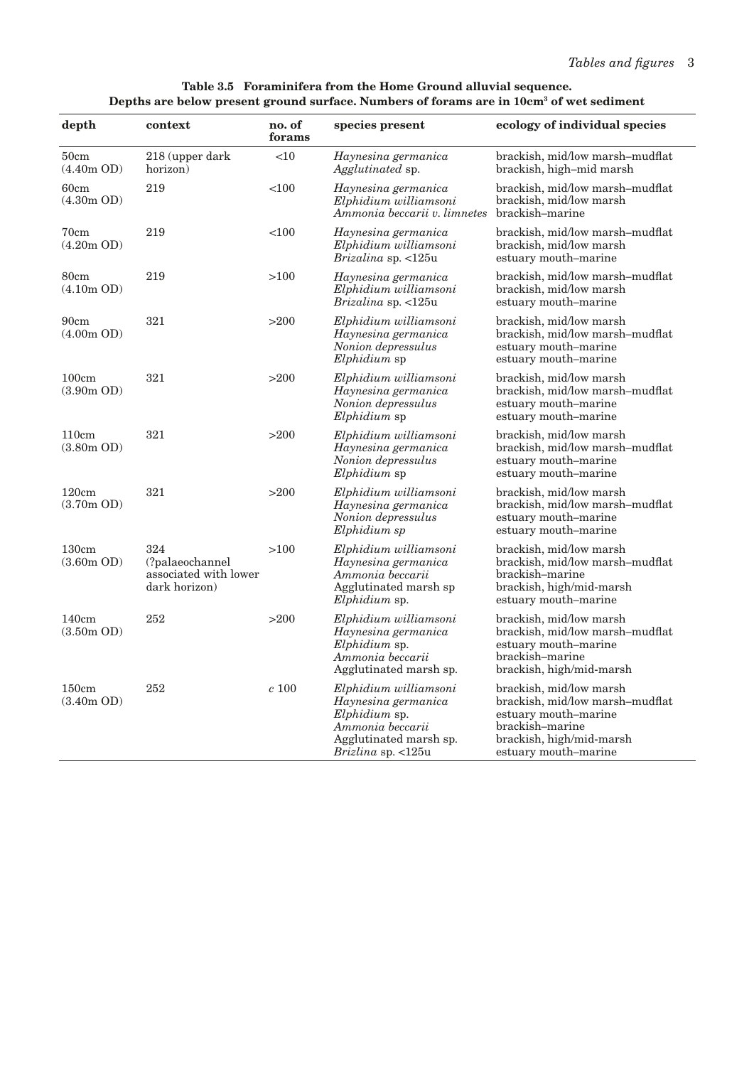**Table 3.5 Foraminifera from the Home Ground alluvial sequence. Depths are below present ground surface. Numbers of forams are in 10cm[3] of wet sediment**

| depth | context | no. of forams | species present | ecology of individual species |
|---|---|---|---|---|
| 50cm (4.40m OD) | 218 (upper dark horizon) | <10 | *Haynesina germanica*<br>*Agglutinated* sp. | brackish, mid/low marsh–mudflat<br>brackish, high–mid marsh |
| 60cm (4.30m OD) | 219 | <100 | *Haynesina germanica*<br>*Elphidium williamsoni*<br>*Ammonia beccarii v. limnetes* | brackish, mid/low marsh–mudflat<br>brackish, mid/low marsh<br>brackish–marine |
| 70cm (4.20m OD) | 219 | <100 | *Haynesina germanica*<br>*Elphidium williamsoni*<br>*Brizalina* sp. <125u | brackish, mid/low marsh–mudflat<br>brackish, mid/low marsh<br>estuary mouth–marine |
| 80cm (4.10m OD) | 219 | >100 | *Haynesina germanica*<br>*Elphidium williamsoni*<br>*Brizalina* sp. <125u | brackish, mid/low marsh–mudflat<br>brackish, mid/low marsh<br>estuary mouth–marine |
| 90cm (4.00m OD) | 321 | >200 | *Elphidium williamsoni*<br>*Haynesina germanica*<br>*Nonion depressulus*<br>*Elphidium* sp | brackish, mid/low marsh<br>brackish, mid/low marsh–mudflat<br>estuary mouth–marine<br>estuary mouth–marine |
| 100cm (3.90m OD) | 321 | >200 | *Elphidium williamsoni*<br>*Haynesina germanica*<br>*Nonion depressulus*<br>*Elphidium* sp | brackish, mid/low marsh<br>brackish, mid/low marsh–mudflat<br>estuary mouth–marine<br>estuary mouth–marine |
| 110cm (3.80m OD) | 321 | >200 | *Elphidium williamsoni*<br>*Haynesina germanica*<br>*Nonion depressulus*<br>*Elphidium* sp | brackish, mid/low marsh<br>brackish, mid/low marsh–mudflat<br>estuary mouth–marine<br>estuary mouth–marine |
| 120cm (3.70m OD) | 321 | >200 | *Elphidium williamsoni*<br>*Haynesina germanica*<br>*Nonion depressulus*<br>*Elphidium sp* | brackish, mid/low marsh<br>brackish, mid/low marsh–mudflat<br>estuary mouth–marine<br>estuary mouth–marine |
| 130cm (3.60m OD) | 324 (?palaeochannel associated with lower dark horizon) | >100 | *Elphidium williamsoni*<br>*Haynesina germanica*<br>*Ammonia beccarii*<br>Agglutinated marsh sp<br>*Elphidium* sp. | brackish, mid/low marsh<br>brackish, mid/low marsh–mudflat<br>brackish–marine<br>brackish, high/mid-marsh<br>estuary mouth–marine |
| 140cm (3.50m OD) | 252 | >200 | *Elphidium williamsoni*<br>*Haynesina germanica*<br>*Elphidium* sp.<br>*Ammonia beccarii*<br>Agglutinated marsh sp. | brackish, mid/low marsh<br>brackish, mid/low marsh–mudflat<br>estuary mouth–marine<br>brackish–marine<br>brackish, high/mid-marsh |
| 150cm (3.40m OD) | 252 | *c* 100 | *Elphidium williamsoni*<br>*Haynesina germanica*<br>*Elphidium* sp.<br>*Ammonia beccarii*<br>Agglutinated marsh sp.<br>*Brizlina* sp. <125u | brackish, mid/low marsh<br>brackish, mid/low marsh–mudflat<br>estuary mouth–marine<br>brackish–marine<br>brackish, high/mid-marsh<br>estuary mouth–marine |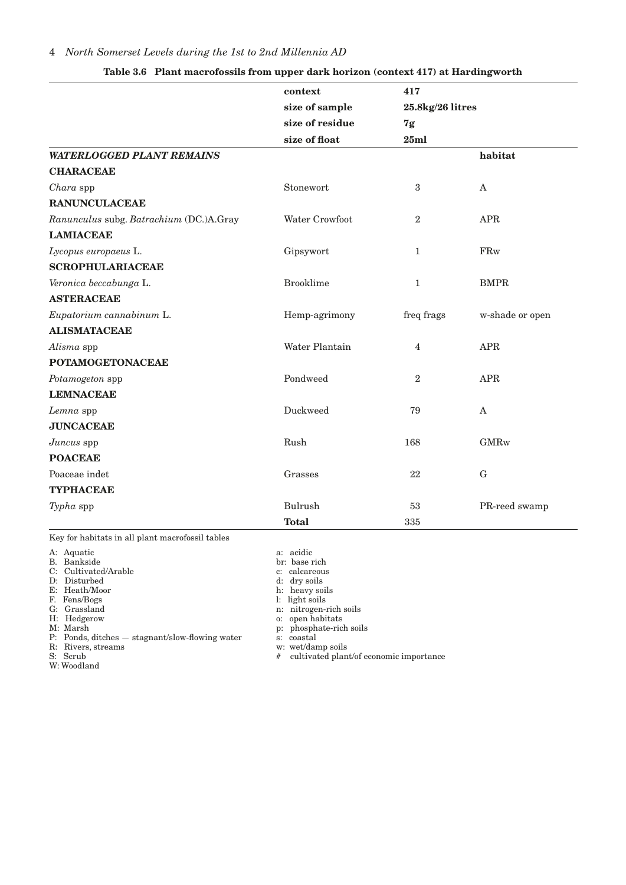**Table 3.6 Plant macrofossils from upper dark horizon (context 417) at Hardingworth**

| | context | 417 | |
|---|---|---|---|
| | size of sample | 25.8kg/26 litres | |
| | size of residue | 7g | |
| | size of float | 25ml | |
| ***WATERLOGGED PLANT REMAINS*** | | | **habitat** |
| **CHARACEAE** | | | |
| *Chara* spp | Stonewort | 3 | A |
| **RANUNCULACEAE** | | | |
| *Ranunculus* subg. *Batrachium* (DC.)A.Gray | Water Crowfoot | 2 | APR |
| **LAMIACEAE** | | | |
| *Lycopus europaeus* L. | Gipsywort | 1 | FRw |
| **SCROPHULARIACEAE** | | | |
| *Veronica beccabunga* L. | Brooklime | 1 | BMPR |
| **ASTERACEAE** | | | |
| *Eupatorium cannabinum* L. | Hemp-agrimony | freq frags | w-shade or open |
| **ALISMATACEAE** | | | |
| *Alisma* spp | Water Plantain | 4 | APR |
| **POTAMOGETONACEAE** | | | |
| *Potamogeton* spp | Pondweed | 2 | APR |
| **LEMNACEAE** | | | |
| *Lemna* spp | Duckweed | 79 | A |
| **JUNCACEAE** | | | |
| *Juncus* spp | Rush | 168 | GMRw |
| **POACEAE** | | | |
| Poaceae indet | Grasses | 22 | G |
| **TYPHACEAE** | | | |
| *Typha* spp | Bulrush | 53 | PR-reed swamp |
| | **Total** | 335 | |

Key for habitats in all plant macrofossil tables

A: Aquatic
B: Bankside
C: Cultivated/Arable
D: Disturbed
E: Heath/Moor
F. Fens/Bogs
G: Grassland
H: Hedgerow
M: Marsh
P: Ponds, ditches — stagnant/slow-flowing water
R: Rivers, streams
S: Scrub
W: Woodland

a: acidic
br: base rich
c: calcareous
d: dry soils
h: heavy soils
l: light soils
n: nitrogen-rich soils
o: open habitats
p: phosphate-rich soils
s: coastal
w: wet/damp soils
#  cultivated plant/of economic importance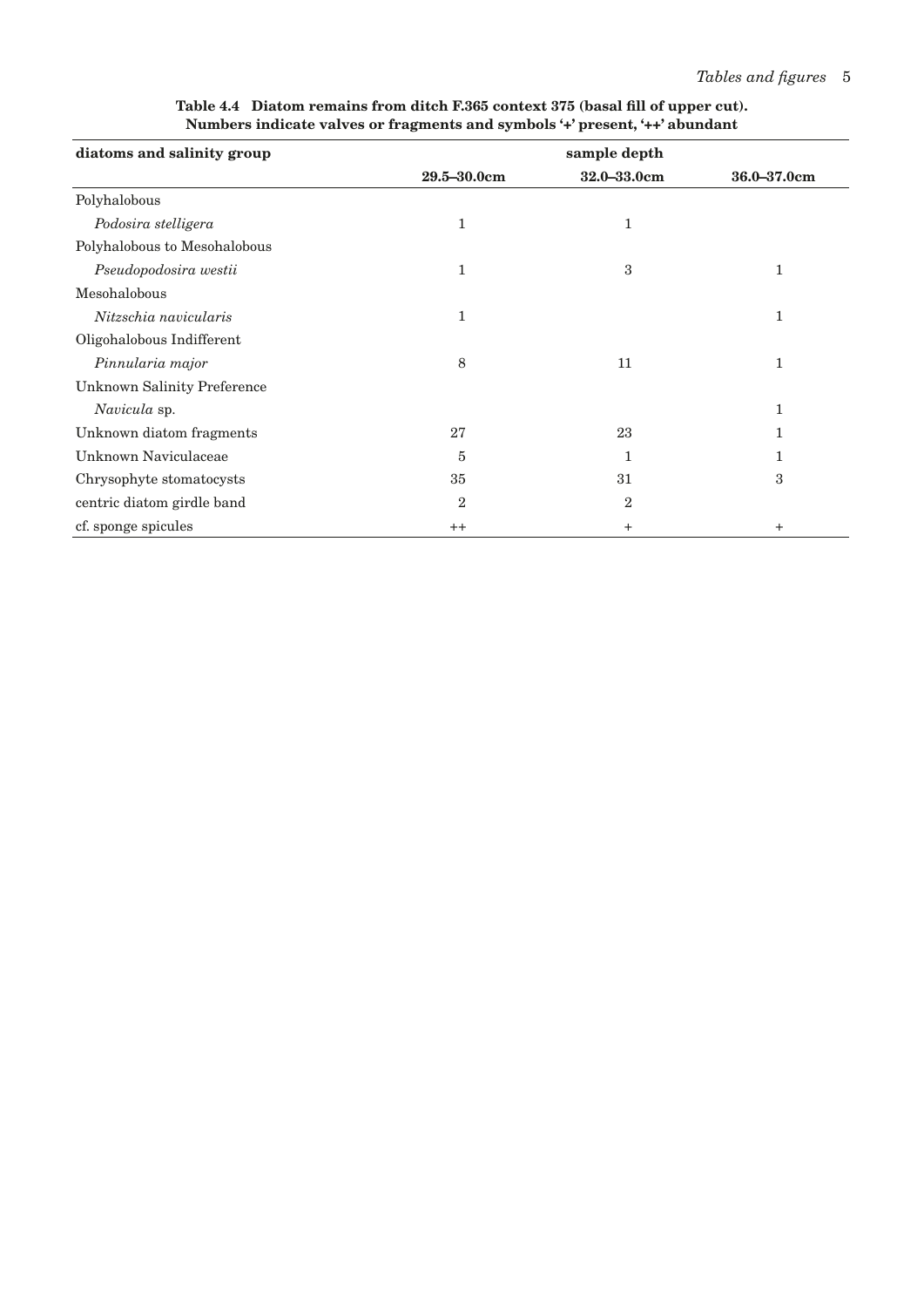**Table 4.4 Diatom remains from ditch F.365 context 375 (basal fill of upper cut). Numbers indicate valves or fragments and symbols '+' present, '++' abundant**

| diatoms and salinity group | sample depth | | |
|---|---|---|---|
| | 29.5–30.0cm | 32.0–33.0cm | 36.0–37.0cm |
| Polyhalobous | | | |
| *Podosira stelligera* | 1 | 1 | |
| Polyhalobous to Mesohalobous | | | |
| *Pseudopodosira westii* | 1 | 3 | 1 |
| Mesohalobous | | | |
| *Nitzschia navicularis* | 1 | | 1 |
| Oligohalobous Indifferent | | | |
| *Pinnularia major* | 8 | 11 | 1 |
| Unknown Salinity Preference | | | |
| *Navicula* sp. | | | 1 |
| Unknown diatom fragments | 27 | 23 | 1 |
| Unknown Naviculaceae | 5 | 1 | 1 |
| Chrysophyte stomatocysts | 35 | 31 | 3 |
| centric diatom girdle band | 2 | 2 | |
| cf. sponge spicules | ++ | + | + |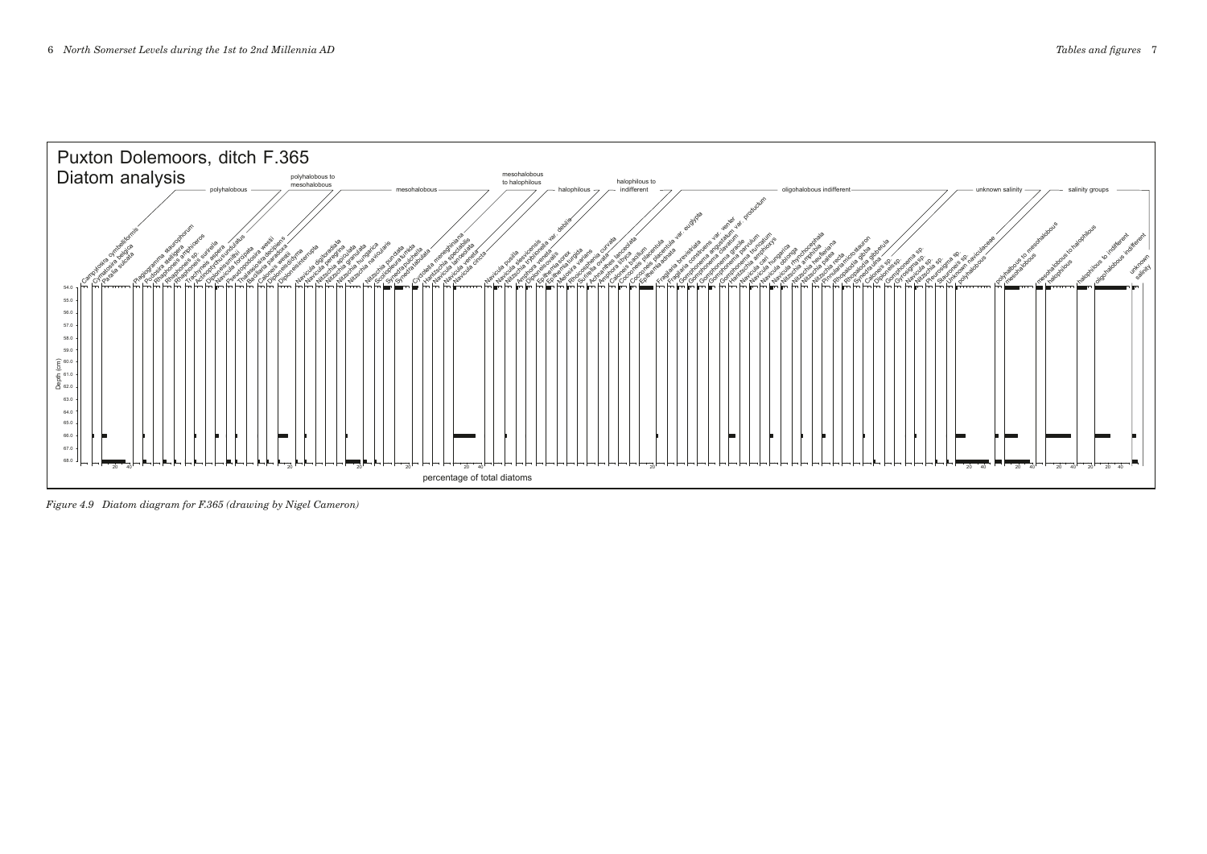Figure 4.9 *Diatom diagram for F.365 (drawing by Nigel Cameron)*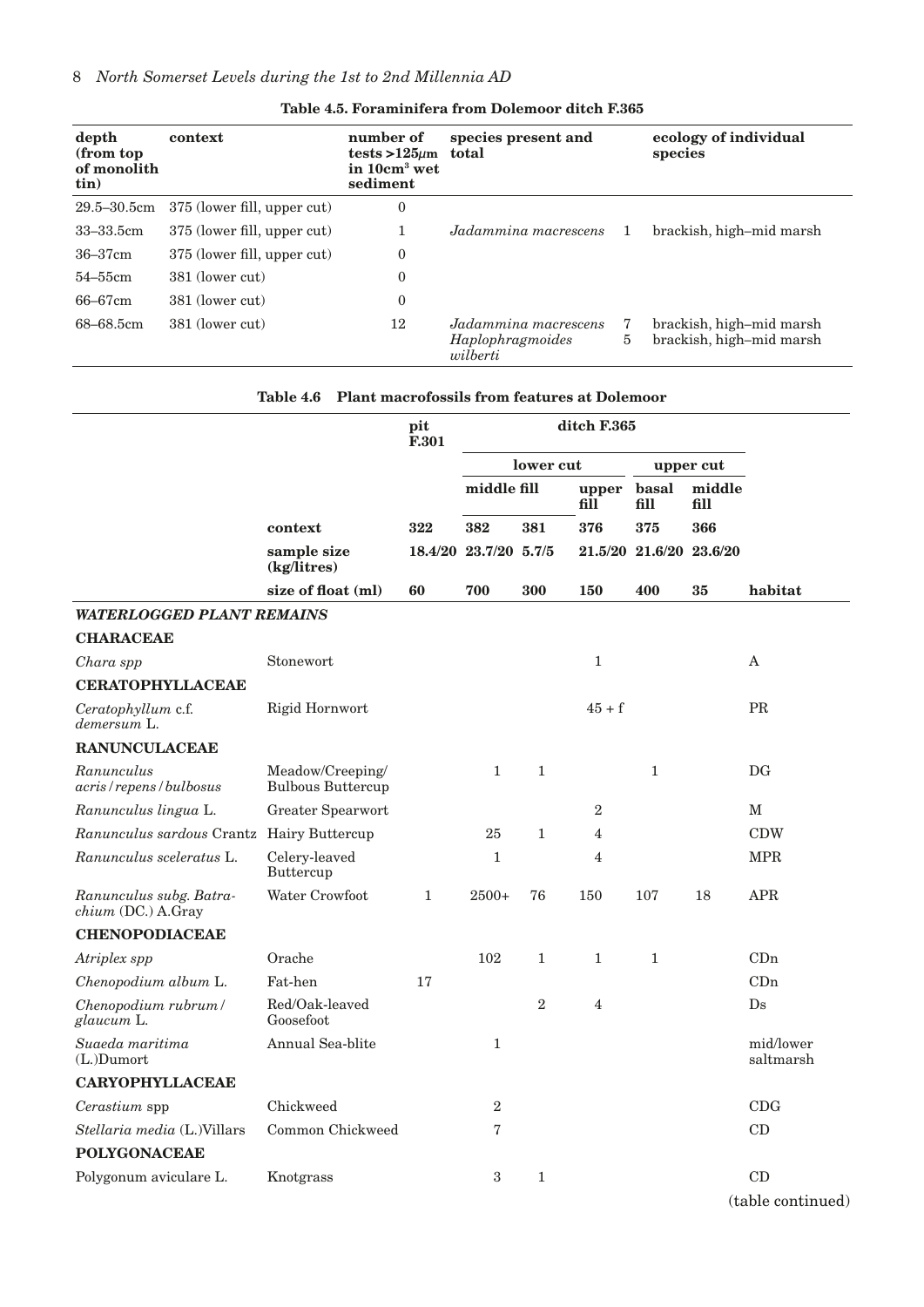**Table 4.5. Foraminifera from Dolemoor ditch F.365**

| depth (from top of monolith tin) | context | number of tests >125μm in 10cm³ wet sediment | species present and total | | ecology of individual species |
|---|---|---|---|---|---|
| 29.5–30.5cm | 375 (lower fill, upper cut) | 0 | | | |
| 33–33.5cm | 375 (lower fill, upper cut) | 1 | *Jadammina macrescens* | 1 | brackish, high–mid marsh |
| 36–37cm | 375 (lower fill, upper cut) | 0 | | | |
| 54–55cm | 381 (lower cut) | 0 | | | |
| 66–67cm | 381 (lower cut) | 0 | | | |
| 68–68.5cm | 381 (lower cut) | 12 | *Jadammina macrescens* | 7 | brackish, high–mid marsh |
| | | | *Haplophragmoides wilberti* | 5 | brackish, high–mid marsh |

**Table 4.6 Plant macrofossils from features at Dolemoor**

| | | pit F.301 | ditch F.365 | | | | | |
|---|---|---|---|---|---|---|---|---|
| | | | lower cut | | | upper cut | | |
| | | | middle fill | | upper fill | basal fill | middle fill | |
| | context | 322 | 382 | 381 | 376 | 375 | 366 | |
| | sample size (kg/litres) | 18.4/20 | 23.7/20 | 5.7/5 | 21.5/20 | 21.6/20 | 23.6/20 | |
| | size of float (ml) | 60 | 700 | 300 | 150 | 400 | 35 | habitat |
| ***WATERLOGGED PLANT REMAINS*** | | | | | | | | |
| **CHARACEAE** | | | | | | | | |
| *Chara spp* | Stonewort | | | | 1 | | | A |
| **CERATOPHYLLACEAE** | | | | | | | | |
| *Ceratophyllum* c.f. *demersum* L. | Rigid Hornwort | | | | 45 + f | | | PR |
| **RANUNCULACEAE** | | | | | | | | |
| *Ranunculus acris/repens/bulbosus* | Meadow/Creeping/ Bulbous Buttercup | | 1 | 1 | | 1 | | DG |
| *Ranunculus lingua* L. | Greater Spearwort | | | | 2 | | | M |
| *Ranunculus sardous* Crantz | Hairy Buttercup | | 25 | 1 | 4 | | | CDW |
| *Ranunculus sceleratus* L. | Celery-leaved Buttercup | | 1 | | 4 | | | MPR |
| *Ranunculus subg. Batrachium* (DC.) A.Gray | Water Crowfoot | 1 | 2500+ | 76 | 150 | 107 | 18 | APR |
| **CHENOPODIACEAE** | | | | | | | | |
| *Atriplex spp* | Orache | | 102 | 1 | 1 | 1 | | CDn |
| *Chenopodium album* L. | Fat-hen | 17 | | | | | | CDn |
| *Chenopodium rubrum/ glaucum* L. | Red/Oak-leaved Goosefoot | | | 2 | 4 | | | Ds |
| *Suaeda maritima* (L.)Dumort | Annual Sea-blite | | 1 | | | | | mid/lower saltmarsh |
| **CARYOPHYLLACEAE** | | | | | | | | |
| *Cerastium* spp | Chickweed | | 2 | | | | | CDG |
| *Stellaria media* (L.)Villars | Common Chickweed | | 7 | | | | | CD |
| **POLYGONACEAE** | | | | | | | | |
| Polygonum aviculare L. | Knotgrass | | 3 | 1 | | | | CD |

(table continued)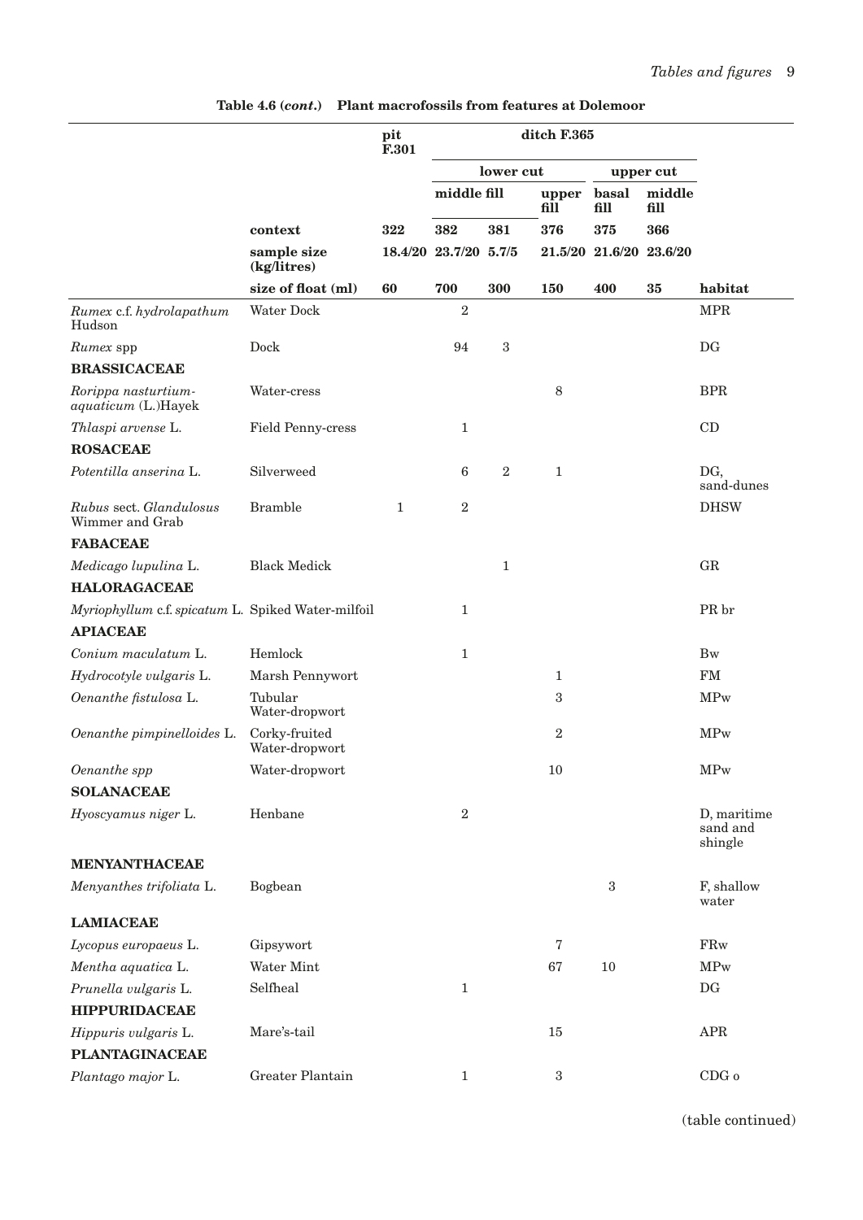**Table 4.6 (*cont.*) Plant macrofossils from features at Dolemoor**

| | | pit F.301 | ditch F.365 | | | | | |
|---|---|---|---|---|---|---|---|---|
| | | | lower cut | | | upper cut | | |
| | | | middle fill | | upper fill | basal fill | middle fill | |
| | **context** | **322** | **382** | **381** | **376** | **375** | **366** | |
| | **sample size (kg/litres)** | **18.4/20** | **23.7/20** | **5.7/5** | **21.5/20** | **21.6/20** | **23.6/20** | |
| | **size of float (ml)** | **60** | **700** | **300** | **150** | **400** | **35** | **habitat** |
| *Rumex* c.f. *hydrolapathum* Hudson | Water Dock | | 2 | | | | | MPR |
| *Rumex* spp | Dock | | 94 | 3 | | | | DG |
| **BRASSICACEAE** | | | | | | | | |
| *Rorippa nasturtium-aquaticum* (L.)Hayek | Water-cress | | | | 8 | | | BPR |
| *Thlaspi arvense* L. | Field Penny-cress | | 1 | | | | | CD |
| **ROSACEAE** | | | | | | | | |
| *Potentilla anserina* L. | Silverweed | | 6 | 2 | 1 | | | DG, sand-dunes |
| *Rubus* sect. *Glandulosus* Wimmer and Grab | Bramble | 1 | 2 | | | | | DHSW |
| **FABACEAE** | | | | | | | | |
| *Medicago lupulina* L. | Black Medick | | | 1 | | | | GR |
| **HALORAGACEAE** | | | | | | | | |
| *Myriophyllum* c.f. *spicatum* L. | Spiked Water-milfoil | | 1 | | | | | PR br |
| **APIACEAE** | | | | | | | | |
| *Conium maculatum* L. | Hemlock | | 1 | | | | | Bw |
| *Hydrocotyle vulgaris* L. | Marsh Pennywort | | | | 1 | | | FM |
| *Oenanthe fistulosa* L. | Tubular Water-dropwort | | | | 3 | | | MPw |
| *Oenanthe pimpinelloides* L. | Corky-fruited Water-dropwort | | | | 2 | | | MPw |
| *Oenanthe spp* | Water-dropwort | | | | 10 | | | MPw |
| **SOLANACEAE** | | | | | | | | |
| *Hyoscyamus niger* L. | Henbane | | 2 | | | | | D, maritime sand and shingle |
| **MENYANTHACEAE** | | | | | | | | |
| *Menyanthes trifoliata* L. | Bogbean | | | | | 3 | | F, shallow water |
| **LAMIACEAE** | | | | | | | | |
| *Lycopus europaeus* L. | Gipsywort | | | | 7 | | | FRw |
| *Mentha aquatica* L. | Water Mint | | | | 67 | 10 | | MPw |
| *Prunella vulgaris* L. | Selfheal | | 1 | | | | | DG |
| **HIPPURIDACEAE** | | | | | | | | |
| *Hippuris vulgaris* L. | Mare's-tail | | | | 15 | | | APR |
| **PLANTAGINACEAE** | | | | | | | | |
| *Plantago major* L. | Greater Plantain | | 1 | | 3 | | | CDG o |

(table continued)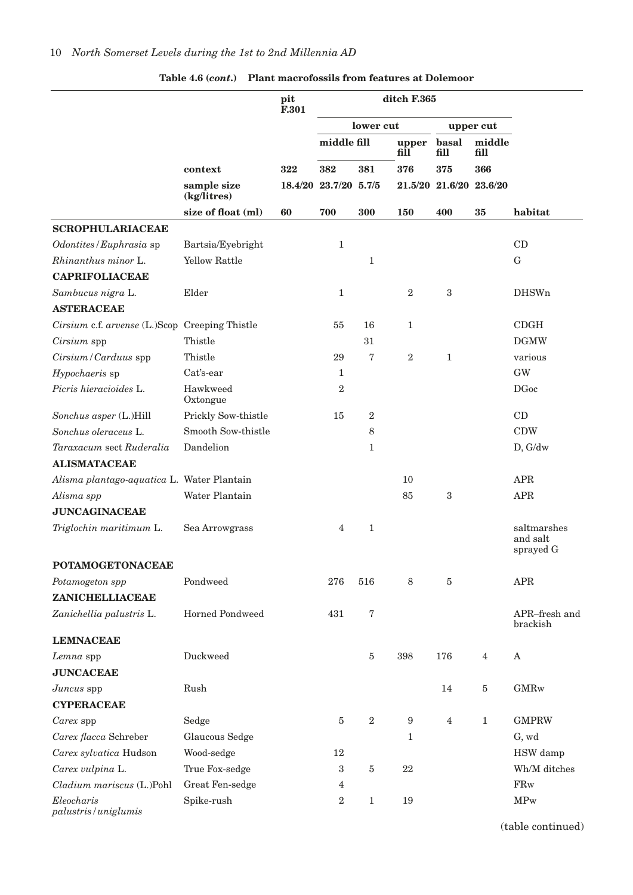**Table 4.6 (*cont*.) Plant macrofossils from features at Dolemoor**

| | | pit F.301 | ditch F.365 | | | | | |
|---|---|---|---|---|---|---|---|---|
| | | | lower cut | | | upper cut | | |
| | | | middle fill | | upper fill | basal fill | middle fill | |
| | context | 322 | 382 | 381 | 376 | 375 | 366 | |
| | sample size (kg/litres) | 18.4/20 | 23.7/20 | 5.7/5 | 21.5/20 | 21.6/20 | 23.6/20 | |
| | size of float (ml) | 60 | 700 | 300 | 150 | 400 | 35 | habitat |
| **SCROPHULARIACEAE** | | | | | | | | |
| *Odontites/Euphrasia* sp | Bartsia/Eyebright | | 1 | | | | | CD |
| *Rhinanthus minor* L. | Yellow Rattle | | | 1 | | | | G |
| **CAPRIFOLIACEAE** | | | | | | | | |
| *Sambucus nigra* L. | Elder | | 1 | | 2 | 3 | | DHSWn |
| **ASTERACEAE** | | | | | | | | |
| *Cirsium* c.f. *arvense* (L.)Scop | Creeping Thistle | | 55 | 16 | 1 | | | CDGH |
| *Cirsium* spp | Thistle | | | 31 | | | | DGMW |
| *Cirsium/Carduus* spp | Thistle | | 29 | 7 | 2 | 1 | | various |
| *Hypochaeris* sp | Cat's-ear | | 1 | | | | | GW |
| *Picris hieracioides* L. | Hawkweed Oxtongue | | 2 | | | | | DGoc |
| *Sonchus asper* (L.)Hill | Prickly Sow-thistle | | 15 | 2 | | | | CD |
| *Sonchus oleraceus* L. | Smooth Sow-thistle | | | 8 | | | | CDW |
| *Taraxacum* sect *Ruderalia* | Dandelion | | | 1 | | | | D, G/dw |
| **ALISMATACEAE** | | | | | | | | |
| *Alisma plantago-aquatica* L. | Water Plantain | | | | 10 | | | APR |
| *Alisma spp* | Water Plantain | | | | 85 | 3 | | APR |
| **JUNCAGINACEAE** | | | | | | | | |
| *Triglochin maritimum* L. | Sea Arrowgrass | | 4 | 1 | | | | saltmarshes and salt sprayed G |
| **POTAMOGETONACEAE** | | | | | | | | |
| *Potamogeton spp* | Pondweed | | 276 | 516 | 8 | 5 | | APR |
| **ZANICHELLIACEAE** | | | | | | | | |
| *Zanichellia palustris* L. | Horned Pondweed | | 431 | 7 | | | | APR–fresh and brackish |
| **LEMNACEAE** | | | | | | | | |
| *Lemna* spp | Duckweed | | | 5 | 398 | 176 | 4 | A |
| **JUNCACEAE** | | | | | | | | |
| *Juncus* spp | Rush | | | | | 14 | 5 | GMRw |
| **CYPERACEAE** | | | | | | | | |
| *Carex* spp | Sedge | | 5 | 2 | 9 | 4 | 1 | GMPRW |
| *Carex flacca* Schreber | Glaucous Sedge | | | | 1 | | | G, wd |
| *Carex sylvatica* Hudson | Wood-sedge | | 12 | | | | | HSW damp |
| *Carex vulpina* L. | True Fox-sedge | | 3 | 5 | 22 | | | Wh/M ditches |
| *Cladium mariscus* (L.)Pohl | Great Fen-sedge | | 4 | | | | | FRw |
| *Eleocharis palustris/uniglumis* | Spike-rush | | 2 | 1 | 19 | | | MPw |

(table continued)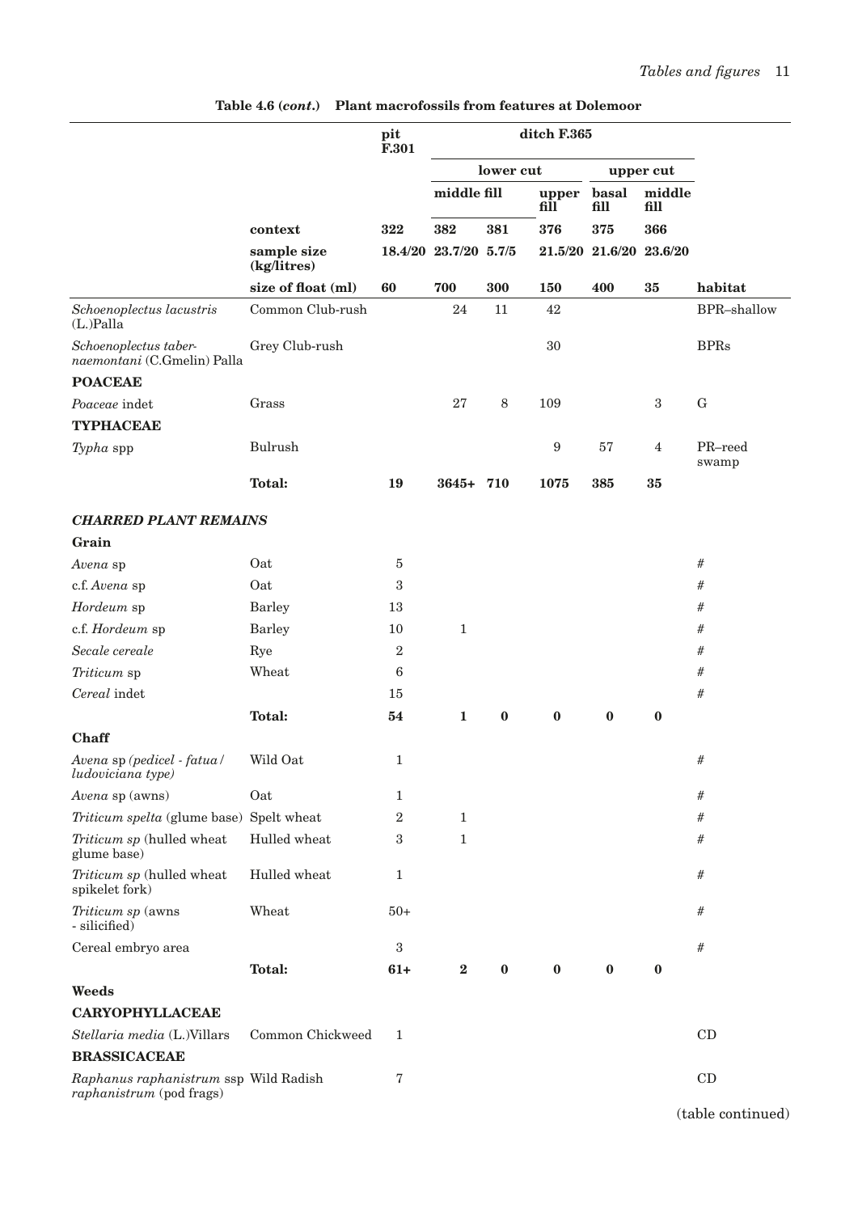**Table 4.6 (*cont*.) Plant macrofossils from features at Dolemoor**

| | | pit F.301 | ditch F.365 | | | | | |
|---|---|---|---|---|---|---|---|---|
| | | | lower cut | | | upper cut | | |
| | | | middle fill | | upper fill | basal fill | middle fill | |
| | **context** | **322** | **382** | **381** | **376** | **375** | **366** | |
| | **sample size (kg/litres)** | **18.4/20** | **23.7/20** | **5.7/5** | **21.5/20** | **21.6/20** | **23.6/20** | |
| | **size of float (ml)** | **60** | **700** | **300** | **150** | **400** | **35** | **habitat** |
| *Schoenoplectus lacustris* (L.)Palla | Common Club-rush | | 24 | 11 | 42 | | | BPR–shallow |
| *Schoenoplectus taber-naemontani* (C.Gmelin) Palla | Grey Club-rush | | | | 30 | | | BPRs |
| **POACEAE** | | | | | | | | |
| *Poaceae* indet | Grass | | 27 | 8 | 109 | | 3 | G |
| **TYPHACEAE** | | | | | | | | |
| *Typha* spp | Bulrush | | | | 9 | 57 | 4 | PR–reed swamp |
| | **Total:** | **19** | **3645+** | **710** | **1075** | **385** | **35** | |
| ***CHARRED PLANT REMAINS*** | | | | | | | | |
| **Grain** | | | | | | | | |
| *Avena* sp | Oat | 5 | | | | | | # |
| c.f. *Avena* sp | Oat | 3 | | | | | | # |
| *Hordeum* sp | Barley | 13 | | | | | | # |
| c.f. *Hordeum* sp | Barley | 10 | 1 | | | | | # |
| *Secale cereale* | Rye | 2 | | | | | | # |
| *Triticum* sp | Wheat | 6 | | | | | | # |
| *Cereal* indet | | 15 | | | | | | # |
| | **Total:** | **54** | **1** | **0** | **0** | **0** | **0** | |
| **Chaff** | | | | | | | | |
| *Avena* sp *(pedicel - fatua / ludoviciana type)* | Wild Oat | 1 | | | | | | # |
| *Avena* sp (awns) | Oat | 1 | | | | | | # |
| *Triticum spelta* (glume base) | Spelt wheat | 2 | 1 | | | | | # |
| *Triticum sp* (hulled wheat glume base) | Hulled wheat | 3 | 1 | | | | | # |
| *Triticum sp* (hulled wheat spikelet fork) | Hulled wheat | 1 | | | | | | # |
| *Triticum sp* (awns - silicified) | Wheat | 50+ | | | | | | # |
| Cereal embryo area | | 3 | | | | | | # |
| | **Total:** | **61+** | **2** | **0** | **0** | **0** | **0** | |
| **Weeds** | | | | | | | | |
| **CARYOPHYLLACEAE** | | | | | | | | |
| *Stellaria media* (L.)Villars | Common Chickweed | 1 | | | | | | CD |
| **BRASSICACEAE** | | | | | | | | |
| *Raphanus raphanistrum* ssp *raphanistrum* (pod frags) | Wild Radish | 7 | | | | | | CD |

(table continued)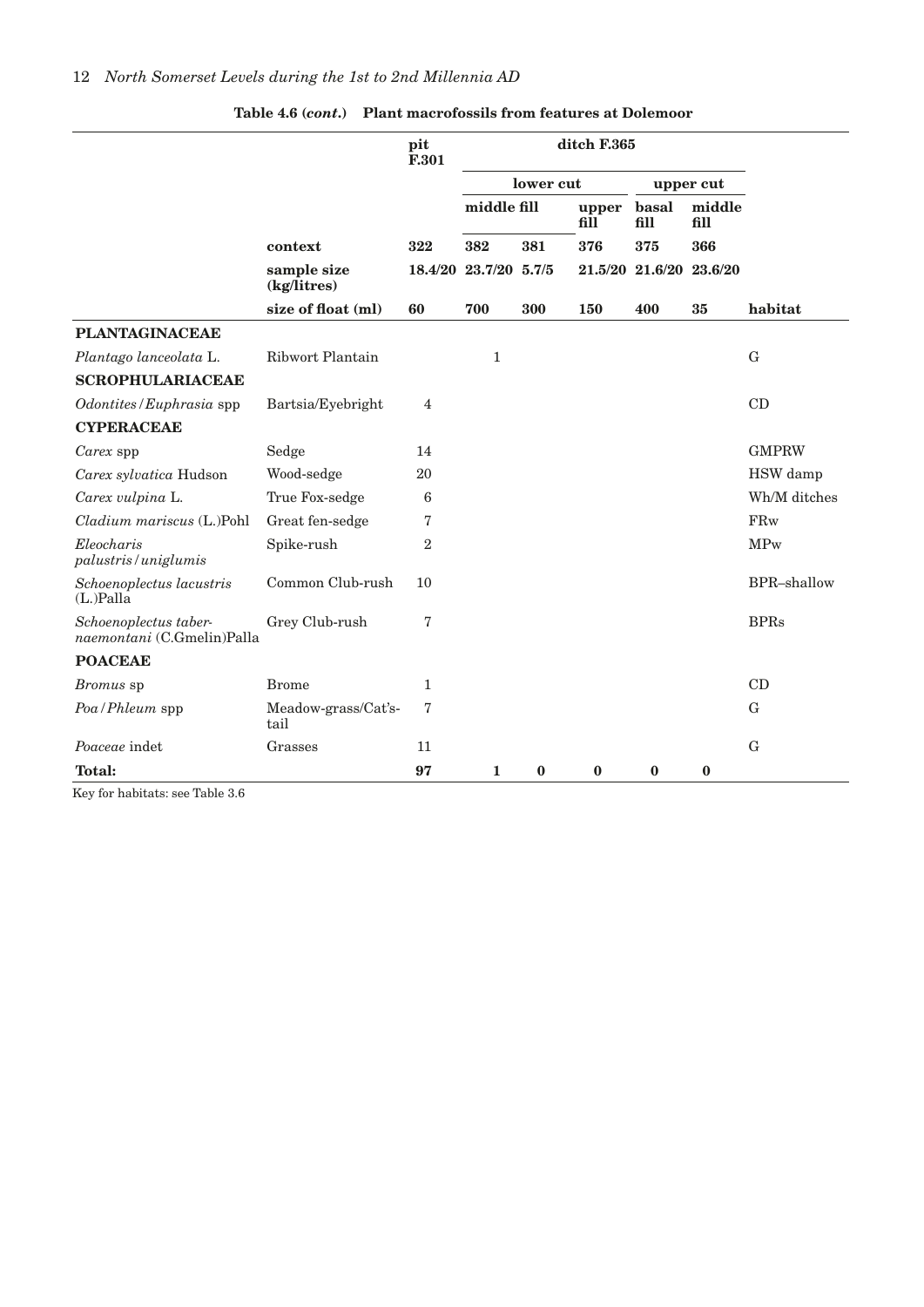**Table 4.6 (*cont.*) Plant macrofossils from features at Dolemoor**

| | | pit F.301 | ditch F.365 | | | | | |
|---|---|---|---|---|---|---|---|---|
| | | | lower cut | | | upper cut | | |
| | | | middle fill | | upper fill | basal fill | middle fill | |
| | **context** | **322** | **382** | **381** | **376** | **375** | **366** | |
| | **sample size (kg/litres)** | **18.4/20** | **23.7/20** | **5.7/5** | **21.5/20** | **21.6/20** | **23.6/20** | |
| | **size of float (ml)** | **60** | **700** | **300** | **150** | **400** | **35** | **habitat** |
| **PLANTAGINACEAE** | | | | | | | | |
| *Plantago lanceolata* L. | Ribwort Plantain | | 1 | | | | | G |
| **SCROPHULARIACEAE** | | | | | | | | |
| *Odontites/Euphrasia* spp | Bartsia/Eyebright | 4 | | | | | | CD |
| **CYPERACEAE** | | | | | | | | |
| *Carex* spp | Sedge | 14 | | | | | | GMPRW |
| *Carex sylvatica* Hudson | Wood-sedge | 20 | | | | | | HSW damp |
| *Carex vulpina* L. | True Fox-sedge | 6 | | | | | | Wh/M ditches |
| *Cladium mariscus* (L.)Pohl | Great fen-sedge | 7 | | | | | | FRw |
| *Eleocharis palustris/uniglumis* | Spike-rush | 2 | | | | | | MPw |
| *Schoenoplectus lacustris* (L.)Palla | Common Club-rush | 10 | | | | | | BPR–shallow |
| *Schoenoplectus tabernaemontani* (C.Gmelin)Palla | Grey Club-rush | 7 | | | | | | BPRs |
| **POACEAE** | | | | | | | | |
| *Bromus* sp | Brome | 1 | | | | | | CD |
| *Poa/Phleum* spp | Meadow-grass/Cat's-tail | 7 | | | | | | G |
| *Poaceae* indet | Grasses | 11 | | | | | | G |
| **Total:** | | **97** | **1** | **0** | **0** | **0** | **0** | |

Key for habitats: see Table 3.6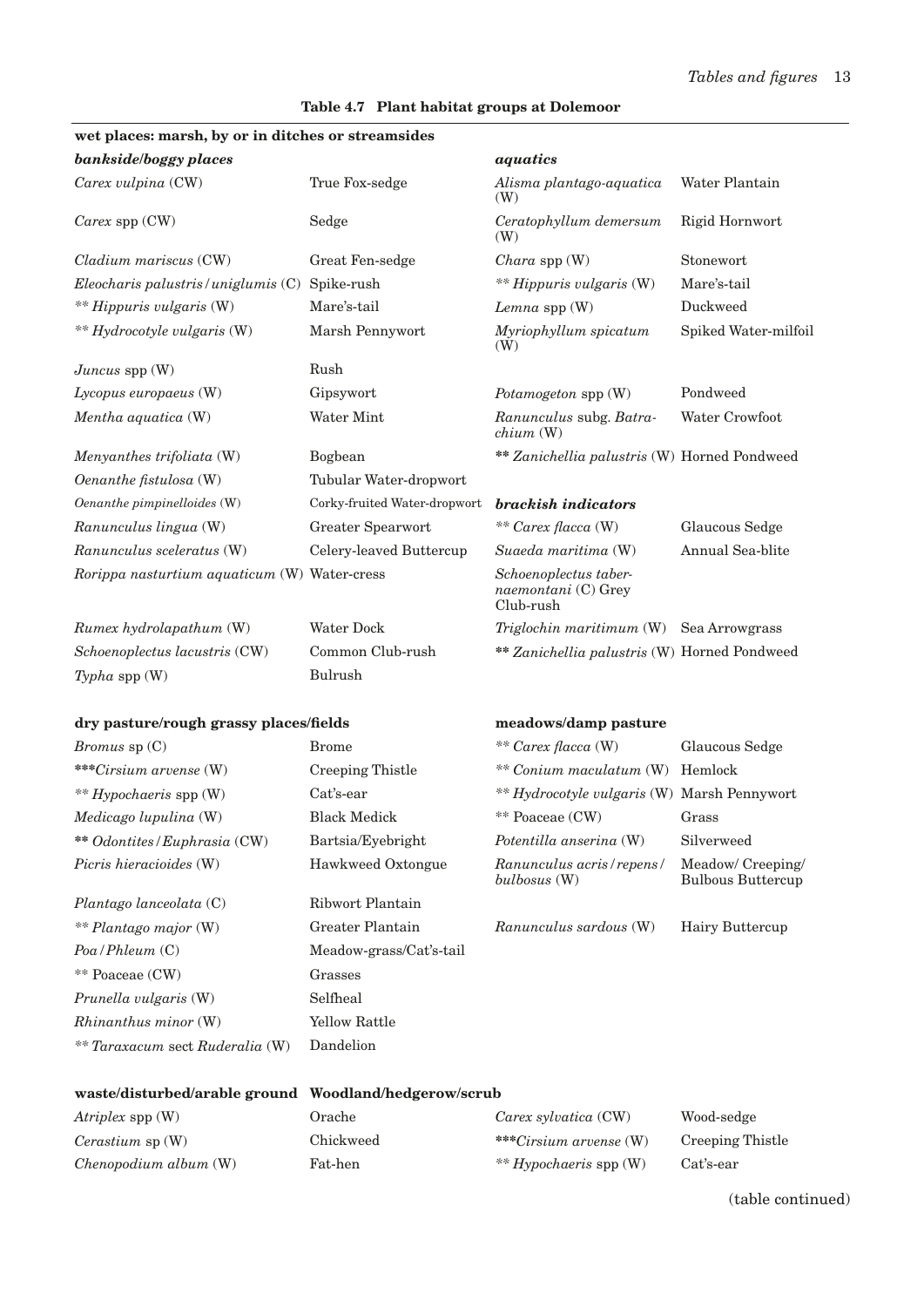**Table 4.7 Plant habitat groups at Dolemoor**

| | | | |
|---|---|---|---|
| **wet places: marsh, by or in ditches or streamsides** | | | |
| ***bankside/boggy places*** | | ***aquatics*** | |
| *Carex vulpina* (CW) | True Fox-sedge | *Alisma plantago-aquatica* (W) | Water Plantain |
| *Carex* spp (CW) | Sedge | *Ceratophyllum demersum* (W) | Rigid Hornwort |
| *Cladium mariscus* (CW) | Great Fen-sedge | *Chara* spp (W) | Stonewort |
| *Eleocharis palustris / uniglumis* (C) | Spike-rush | ** *Hippuris vulgaris* (W) | Mare's-tail |
| ** *Hippuris vulgaris* (W) | Mare's-tail | *Lemna* spp (W) | Duckweed |
| ** *Hydrocotyle vulgaris* (W) | Marsh Pennywort | *Myriophyllum spicatum* (W) | Spiked Water-milfoil |
| *Juncus* spp (W) | Rush | | |
| *Lycopus europaeus* (W) | Gipsywort | *Potamogeton* spp (W) | Pondweed |
| *Mentha aquatica* (W) | Water Mint | *Ranunculus* subg. *Batrachium* (W) | Water Crowfoot |
| *Menyanthes trifoliata* (W) | Bogbean | ** *Zanichellia palustris* (W) | Horned Pondweed |
| *Oenanthe fistulosa* (W) | Tubular Water-dropwort | | |
| *Oenanthe pimpinelloides* (W) | Corky-fruited Water-dropwort | ***brackish indicators*** | |
| *Ranunculus lingua* (W) | Greater Spearwort | ** *Carex flacca* (W) | Glaucous Sedge |
| *Ranunculus sceleratus* (W) | Celery-leaved Buttercup | *Suaeda maritima* (W) | Annual Sea-blite |
| *Rorippa nasturtium aquaticum* (W) | Water-cress | *Schoenoplectus tabernaemontani* (C) | Grey Club-rush |
| *Rumex hydrolapathum* (W) | Water Dock | *Triglochin maritimum* (W) | Sea Arrowgrass |
| *Schoenoplectus lacustris* (CW) | Common Club-rush | ** *Zanichellia palustris* (W) | Horned Pondweed |
| *Typha* spp (W) | Bulrush | | |
| **dry pasture/rough grassy places/fields** | | **meadows/damp pasture** | |
| *Bromus* sp (C) | Brome | ** *Carex flacca* (W) | Glaucous Sedge |
| *** *Cirsium arvense* (W) | Creeping Thistle | ** *Conium maculatum* (W) | Hemlock |
| ** *Hypochaeris* spp (W) | Cat's-ear | ** *Hydrocotyle vulgaris* (W) | Marsh Pennywort |
| *Medicago lupulina* (W) | Black Medick | ** Poaceae (CW) | Grass |
| ** *Odontites / Euphrasia* (CW) | Bartsia/Eyebright | *Potentilla anserina* (W) | Silverweed |
| *Picris hieracioides* (W) | Hawkweed Oxtongue | *Ranunculus acris / repens / bulbosus* (W) | Meadow/ Creeping/ Bulbous Buttercup |
| *Plantago lanceolata* (C) | Ribwort Plantain | | |
| ** *Plantago major* (W) | Greater Plantain | *Ranunculus sardous* (W) | Hairy Buttercup |
| *Poa / Phleum* (C) | Meadow-grass/Cat's-tail | | |
| ** Poaceae (CW) | Grasses | | |
| *Prunella vulgaris* (W) | Selfheal | | |
| *Rhinanthus minor* (W) | Yellow Rattle | | |
| ** *Taraxacum* sect *Ruderalia* (W) | Dandelion | | |
| **waste/disturbed/arable ground** | | **Woodland/hedgerow/scrub** | |
| *Atriplex* spp (W) | Orache | *Carex sylvatica* (CW) | Wood-sedge |
| *Cerastium* sp (W) | Chickweed | *** *Cirsium arvense* (W) | Creeping Thistle |
| *Chenopodium album* (W) | Fat-hen | ** *Hypochaeris* spp (W) | Cat's-ear |

(table continued)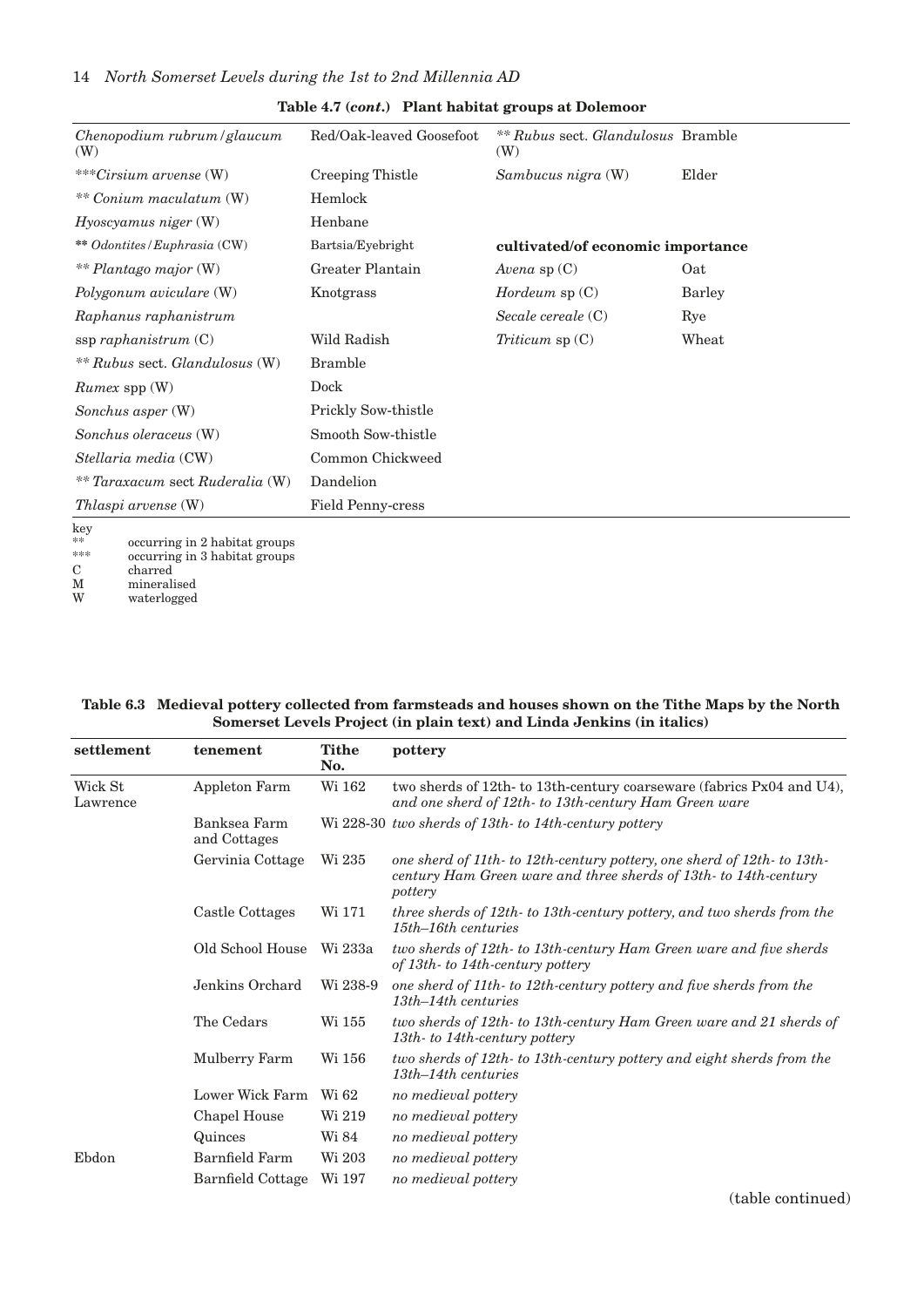**Table 4.7 (*cont.*) Plant habitat groups at Dolemoor**

| | | | |
|---|---|---|---|
| *Chenopodium rubrum/glaucum* (W) | Red/Oak-leaved Goosefoot | ** *Rubus* sect. *Glandulosus* (W) | Bramble |
| ****Cirsium arvense* (W) | Creeping Thistle | *Sambucus nigra* (W) | Elder |
| ** *Conium maculatum* (W) | Hemlock | | |
| *Hyoscyamus niger* (W) | Henbane | | |
| ** *Odontites/Euphrasia* (CW) | Bartsia/Eyebright | **cultivated/of economic importance** | |
| ** *Plantago major* (W) | Greater Plantain | *Avena* sp (C) | Oat |
| *Polygonum aviculare* (W) | Knotgrass | *Hordeum* sp (C) | Barley |
| *Raphanus raphanistrum* | | *Secale cereale* (C) | Rye |
| ssp *raphanistrum* (C) | Wild Radish | *Triticum* sp (C) | Wheat |
| ** *Rubus* sect. *Glandulosus* (W) | Bramble | | |
| *Rumex* spp (W) | Dock | | |
| *Sonchus asper* (W) | Prickly Sow-thistle | | |
| *Sonchus oleraceus* (W) | Smooth Sow-thistle | | |
| *Stellaria media* (CW) | Common Chickweed | | |
| ** *Taraxacum* sect *Ruderalia* (W) | Dandelion | | |
| *Thlaspi arvense* (W) | Field Penny-cress | | |

key
** occurring in 2 habitat groups
*** occurring in 3 habitat groups
C charred
M mineralised
W waterlogged

**Table 6.3 Medieval pottery collected from farmsteads and houses shown on the Tithe Maps by the North Somerset Levels Project (in plain text) and Linda Jenkins (in italics)**

| settlement | tenement | Tithe No. | pottery |
|---|---|---|---|
| Wick St Lawrence | Appleton Farm | Wi 162 | two sherds of 12th- to 13th-century coarseware (fabrics Px04 and U4), *and one sherd of 12th- to 13th-century Ham Green ware* |
| | Banksea Farm and Cottages | Wi 228-30 | *two sherds of 13th- to 14th-century pottery* |
| | Gervinia Cottage | Wi 235 | *one sherd of 11th- to 12th-century pottery, one sherd of 12th- to 13th-century Ham Green ware and three sherds of 13th- to 14th-century pottery* |
| | Castle Cottages | Wi 171 | *three sherds of 12th- to 13th-century pottery, and two sherds from the 15th–16th centuries* |
| | Old School House | Wi 233a | *two sherds of 12th- to 13th-century Ham Green ware and five sherds of 13th- to 14th-century pottery* |
| | Jenkins Orchard | Wi 238-9 | *one sherd of 11th- to 12th-century pottery and five sherds from the 13th–14th centuries* |
| | The Cedars | Wi 155 | *two sherds of 12th- to 13th-century Ham Green ware and 21 sherds of 13th- to 14th-century pottery* |
| | Mulberry Farm | Wi 156 | *two sherds of 12th- to 13th-century pottery and eight sherds from the 13th–14th centuries* |
| | Lower Wick Farm | Wi 62 | *no medieval pottery* |
| | Chapel House | Wi 219 | *no medieval pottery* |
| | Quinces | Wi 84 | *no medieval pottery* |
| Ebdon | Barnfield Farm | Wi 203 | *no medieval pottery* |
| | Barnfield Cottage | Wi 197 | *no medieval pottery* |

(table continued)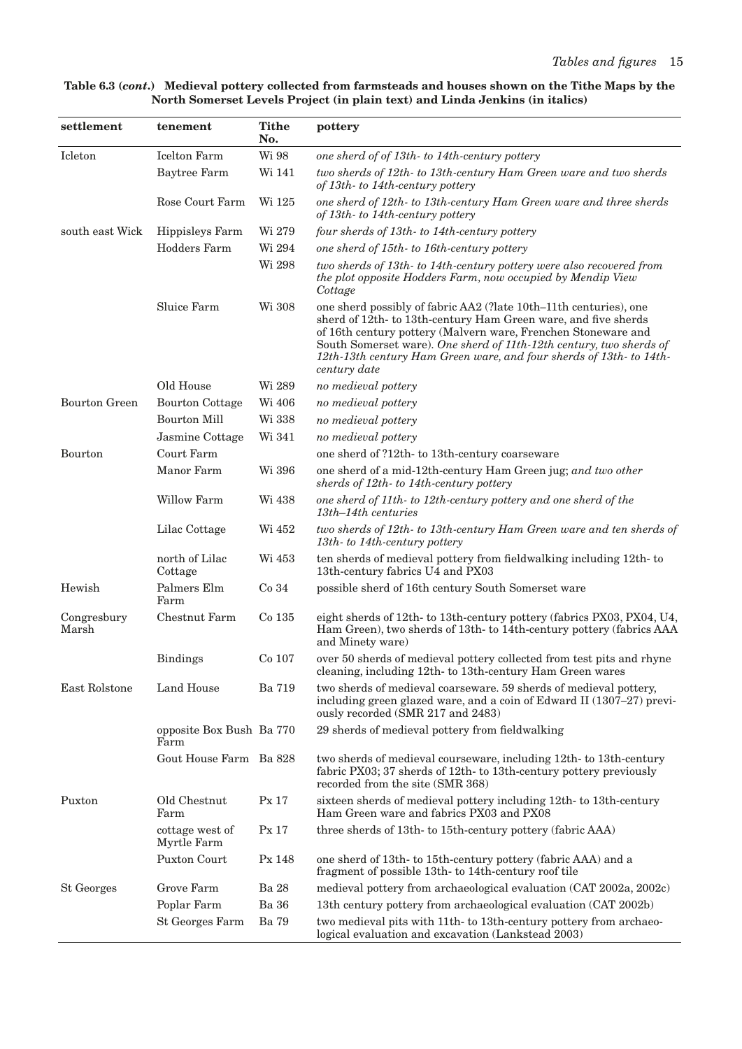**Table 6.3 (*cont.*) Medieval pottery collected from farmsteads and houses shown on the Tithe Maps by the North Somerset Levels Project (in plain text) and Linda Jenkins (in italics)**

| settlement | tenement | Tithe No. | pottery |
|---|---|---|---|
| Icleton | Icelton Farm | Wi 98 | *one sherd of of 13th- to 14th-century pottery* |
| | Baytree Farm | Wi 141 | *two sherds of 12th- to 13th-century Ham Green ware and two sherds of 13th- to 14th-century pottery* |
| | Rose Court Farm | Wi 125 | *one sherd of 12th- to 13th-century Ham Green ware and three sherds of 13th- to 14th-century pottery* |
| south east Wick | Hippisleys Farm | Wi 279 | *four sherds of 13th- to 14th-century pottery* |
| | Hodders Farm | Wi 294 | *one sherd of 15th- to 16th-century pottery* |
| | | Wi 298 | *two sherds of 13th- to 14th-century pottery were also recovered from the plot opposite Hodders Farm, now occupied by Mendip View Cottage* |
| | Sluice Farm | Wi 308 | one sherd possibly of fabric AA2 (?late 10th–11th centuries), one sherd of 12th- to 13th-century Ham Green ware, and five sherds of 16th century pottery (Malvern ware, Frenchen Stoneware and South Somerset ware). *One sherd of 11th-12th century, two sherds of 12th-13th century Ham Green ware, and four sherds of 13th- to 14th-century date* |
| | Old House | Wi 289 | *no medieval pottery* |
| Bourton Green | Bourton Cottage | Wi 406 | *no medieval pottery* |
| | Bourton Mill | Wi 338 | *no medieval pottery* |
| | Jasmine Cottage | Wi 341 | *no medieval pottery* |
| Bourton | Court Farm | | one sherd of ?12th- to 13th-century coarseware |
| | Manor Farm | Wi 396 | one sherd of a mid-12th-century Ham Green jug; *and two other sherds of 12th- to 14th-century pottery* |
| | Willow Farm | Wi 438 | *one sherd of 11th- to 12th-century pottery and one sherd of the 13th–14th centuries* |
| | Lilac Cottage | Wi 452 | *two sherds of 12th- to 13th-century Ham Green ware and ten sherds of 13th- to 14th-century pottery* |
| | north of Lilac Cottage | Wi 453 | ten sherds of medieval pottery from fieldwalking including 12th- to 13th-century fabrics U4 and PX03 |
| Hewish | Palmers Elm Farm | Co 34 | possible sherd of 16th century South Somerset ware |
| Congresbury Marsh | Chestnut Farm | Co 135 | eight sherds of 12th- to 13th-century pottery (fabrics PX03, PX04, U4, Ham Green), two sherds of 13th- to 14th-century pottery (fabrics AAA and Minety ware) |
| | Bindings | Co 107 | over 50 sherds of medieval pottery collected from test pits and rhyne cleaning, including 12th- to 13th-century Ham Green wares |
| East Rolstone | Land House | Ba 719 | two sherds of medieval coarseware. 59 sherds of medieval pottery, including green glazed ware, and a coin of Edward II (1307–27) previously recorded (SMR 217 and 2483) |
| | opposite Box Bush Farm | Ba 770 | 29 sherds of medieval pottery from fieldwalking |
| | Gout House Farm | Ba 828 | two sherds of medieval courseware, including 12th- to 13th-century fabric PX03; 37 sherds of 12th- to 13th-century pottery previously recorded from the site (SMR 368) |
| Puxton | Old Chestnut Farm | Px 17 | sixteen sherds of medieval pottery including 12th- to 13th-century Ham Green ware and fabrics PX03 and PX08 |
| | cottage west of Myrtle Farm | Px 17 | three sherds of 13th- to 15th-century pottery (fabric AAA) |
| | Puxton Court | Px 148 | one sherd of 13th- to 15th-century pottery (fabric AAA) and a fragment of possible 13th- to 14th-century roof tile |
| St Georges | Grove Farm | Ba 28 | medieval pottery from archaeological evaluation (CAT 2002a, 2002c) |
| | Poplar Farm | Ba 36 | 13th century pottery from archaeological evaluation (CAT 2002b) |
| | St Georges Farm | Ba 79 | two medieval pits with 11th- to 13th-century pottery from archaeological evaluation and excavation (Lankstead 2003) |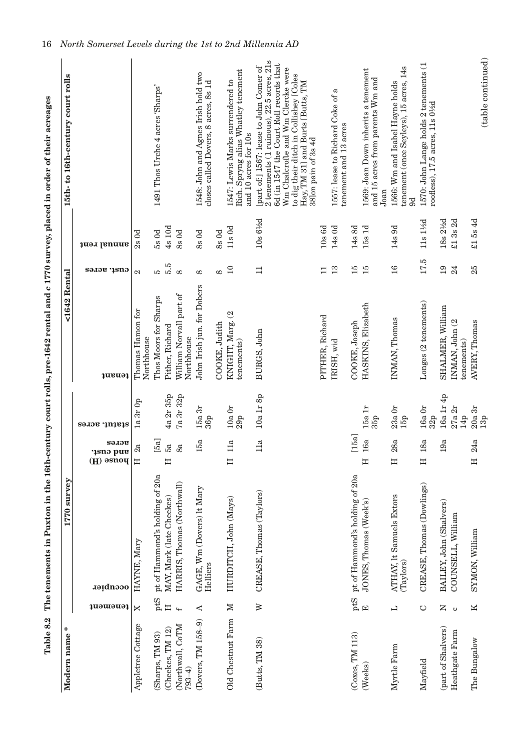**Table 8.2 The tenements in Puxton in the 16th-century court rolls, pre-1642 rental and *c* 1770 survey, placed in order of their acreages**

| Modern name * | 1770 survey | | | | | <1642 Rental | | | 15th- to 16th-century court rolls |
|---|---|---|---|---|---|---|---|---|---|
| | tenement | occupier | house (H) and cust. acres | statut. acres | | tenant | cust. acres | annual rent | |
| Appletree Cottage | X | HAYNE, Mary | H 2a | 1a 3r 0p | | Thomas Hamon for Northhouse | 2 | 2s 0d | |
| (Sharps, TM 93) | ptS | pt of Hammond's holding of 20a | [5a] | | | Thos Moors for Sharps | 5 | 5s 0d | 1491 Thos Urche 4 acres 'Sharps' |
| (Cheekes, TM 12) | H | MAY, Mark (late Cheekes) | H 5a | 4a 2r 35p | | Pither, Richard | 5.5 | 4s 10d | |
| (Northwall, CoTM 793–4) | f | HARRIS, Thomas (Northwall) | 8a | 7a 3r 32p | | William Norvall part of Northhouse | 8 | 8s 0d | |
| (Dovers, TM 158–9) | A | GAGE, Wm (Dovers) lt Mary Helliers | 15a | 15a 3r 36p | | John Irish jun. for Dobers | 8 | 8s 0d | 1548: John and Agnes Irish hold two closes called Dovers, 8 acres, 8s 1d |
| | | | | | | COOKE, Judith | 8 | 8s 0d | |
| Old Chestnut Farm | M | HURDITCH, John (Mays) | H 11a | 10a 0r 29p | | KNIGHT, Marg. (2 tenements) | 10 | 11s 0d | 1547: Lewis Marks surrendered to Rich. Spryng alias Whatley tenement and 10 acres for 10s |
| (Butts, TM 38) | W | CREASE, Thomas (Taylors) | 11a | 10a 1r 8p | | BURGS, John | 11 | 10s 6½d | [part of] 1567: lease to John Comer of 2 tenements (1 ruinous), 22.5 acres, 21s 6d (in 1547 the Court Roll records that Wm Chalcrofte and Wm Clercke were to dig their ditch in Collishey [Coles Hay, TM 31] and Burts [Butts, TM 38]on pain of 3s 4d |
| | | | | | | PITHER, Richard | 11 | 10s 6d | |
| | | | | | | IRISH, wid | 13 | 14s 0d | 1557: lease to Richard Coke of a tenement and 13 acres |
| (Coxes, TM 113) | ptS | pt of Hammond's holding of 20a | [15a] | | | COOKE, Joseph | 15 | 14s 8d | |
| (Weeks) | E | JONES, Thomas (Week's) | H 16a | 15a 1r 35p | | HASKINS, Elizabeth | 15 | 15s 1d | 1569: Joan Down inherits a tenement and 15 acres from parents Wm and Joan |
| Myrtle Farm | L | ATHAY, lt Samuels Extors (Taylors) | H 28a | 23a 0r 15p | | INMAN, Thomas | 16 | 14s 9d | 1566: Wm and Isabel Hayne holds tenement (once Seyleys), 15 acres, 14s 9d |
| Mayfield | C | CREASE, Thomas (Dowlings) | H 18a | 16a 0r 32p | | Longes (2 tenements) | 17.5 | 11s 1½d | 1570: John Lange holds 2 tenements (1 roofless), 17.5 acres, 11s 0½d |
| (part of Shalvers) | N | BAILEY, John (Shalvers) | 19a | 16a 1r 4p | | SHALMER, William | 19 | 18s 2½d | |
| Heathgate Farm | c | COUNSELL, William | | 27a 2r 14p | | INMAN, John (2 tenements) | 24 | £1 3s 2d | |
| The Bungalow | K | SYMON, William | H 24a | 20a 3r 13p | | AVERY, Thomas | 25 | £1 5s 4d | |

(table continued)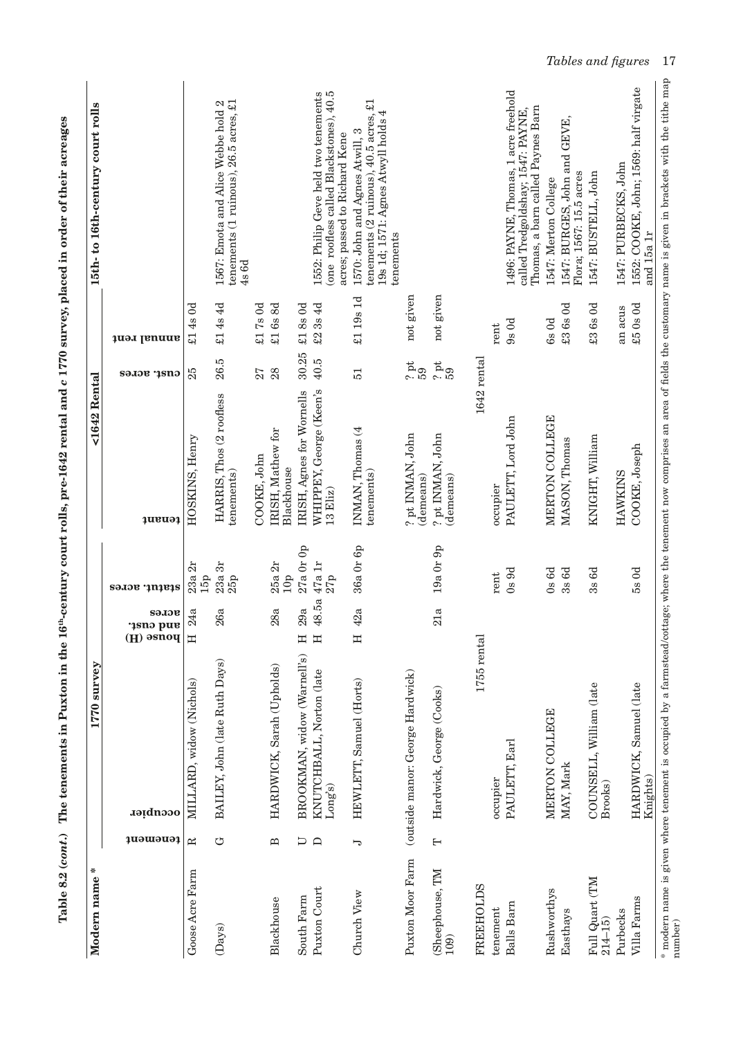**Table 8.2 (cont.) The tenements in Puxton in the 16th-century court rolls, pre-1642 rental and c 1770 survey, placed in order of their acreages**

| Modern name * | 1770 survey | | | | <1642 Rental | | | 15th- to 16th-century court rolls |
|---|---|---|---|---|---|---|---|---|
| | tenement | occupier | house (H) and cust. acres | statut. acres | tenant | cust. acres | annual rent | |
| Goose Acre Farm | R | MILLARD, widow (Nichols) | H 24a | 23a 2r 15p | HOSKINS, Henry | 25 | £1 4s 0d | |
| (Days) | G | BAILEY, John (late Ruth Days) | 26a | 23a 3r 25p | HARRIS, Thos (2 roofless tenements) | 26.5 | £1 4s 4d | 1567: Emota and Alice Webbe hold 2 tenements (1 ruinous), 26.5 acres, £1 4s 6d |
| | | | | | COOKE, John | 27 | £1 7s 0d | |
| Blackhouse | B | HARDWICK, Sarah (Upholds) | 28a | 25a 2r 10p | IRISH, Mathew for Blackhouse | 28 | £1 6s 8d | |
| South Farm | U | BROOKMAN, widow (Warnell's) | H 29a | 27a 0r 0p | IRISH, Agnes for Wornells | 30.25 | £1 8s 0d | |
| Puxton Court | D | KNUTCHBALL, Norton (late Long's) | H 48.5a | 47a 1r 27p | WHIPPEY, George (Keen's 13 Eliz) | 40.5 | £2 3s 4d | 1552: Philip Geve held two tenements (one roofless called Blackstones), 40.5 acres; passed to Richard Kene |
| Church View | J | HEWLETT, Samuel (Horts) | H 42a | 36a 0r 6p | INMAN, Thomas (4 tenements) | 51 | £1 19s 1d | 1570: John and Agnes Atwill, 3 tenements (2 ruinous), 40.5 acres, £1 19s 1d; 1571: Agnes Atwyll holds 4 tenements |
| Puxton Moor Farm | (outside manor: George Hardwick) | | | | ? pt INMAN, John (demeans) | ? pt 59 | not given | |
| (Sheephouse, TM 109) | T | Hardwick, George (Cooks) | 21a | 19a 0r 9p | ? pt INMAN, John (demeans) | ? pt 59 | not given | |
| FREEHOLDS | | 1755 rental | | | 1642 rental | | | |
| tenement | | occupier | | rent | occupier | | rent | |
| Balls Barn | | PAULETT, Earl | | 0s 9d | PAULETT, Lord John | | 9s 0d | 1496: PAYNE, Thomas, 1 acre freehold called Tredgoldshay; 1547: PAYNE, Thomas, a barn called Paynes Barn |
| Rushworthys | | MERTON COLLEGE | | 0s 6d | MERTON COLLEGE | | 6s 0d | 1547: Merton College |
| Easthays | | MAY, Mark | | 3s 6d | MASON, Thomas | | £3 6s 0d | 1547: BURGES, John and GEVE, Flora; 1567: 15.5 acres |
| Full Quart (TM 214–15) | | COUNSELL, William (late Brooks) | | 3s 6d | KNIGHT, William | | £3 6s 0d | 1547: BUSTELL, John |
| Purbecks | | | | | HAWKINS | | an acus | 1547: PURBECKS, John |
| Villa Farms | | HARDWICK, Samuel (late Knights) | | 5s 0d | COOKE, Joseph | | £5 0s 0d | 1552: COOKE, John; 1569: half virgate and 15a 1r |

* modern name is given where tenement is occupied by a farmstead/cottage; where the tenement now comprises an area of fields the customary name is given in brackets with the tithe map number)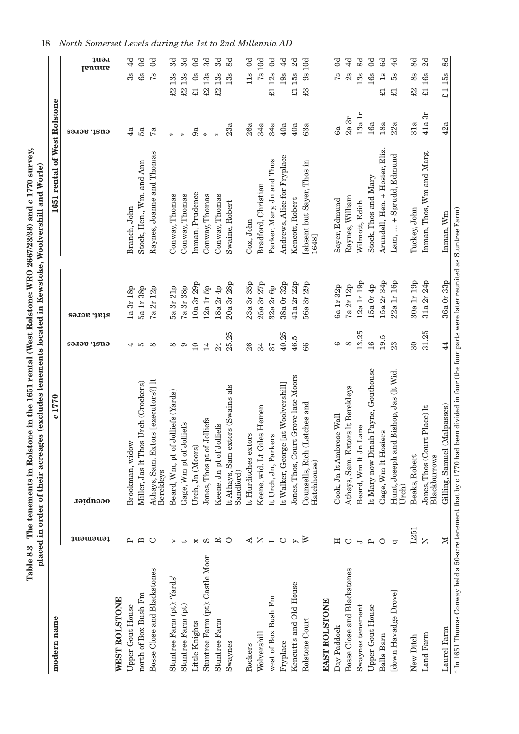**Table 8.3 The tenements in Rolstone in the 1651 rental (West Rolstone: WRO 2667/23/38) and *c* 1770 survey, placed in order of their acreages (excludes tenements located in Kewstoke, Woolvershill and Worle)**

| modern name | *c* 1770 | | | | 1651 rental of West Rolstone | | |
|---|---|---|---|---|---|---|---|
| | tenement | occupier | cust. acres | stat. acres | | cust. acres | annual rent |
| **WEST ROLSTONE** | | | | | | | |
| Upper Gout House | P | Brookman, widow | 4 | 1a 3r 18p | Branch, John | 4a | 3s 4d |
| north of Box Bush Fm | B | Miller, Jas lt Thos Urch (Crockers) | 5 | 5a 1r 38p | Stock, Hen., Wm. and Ann | 5a | 6s 0d |
| Bosse Close and Blackstones | C | Athays, Sam. Extors [executors?] lt Berekleys | 8 | 7a 2r 12p | Raynes, Joanne and Thomas | 7a | 7s 0d |
| Stuntree Farm (pt): 'Yards' | v | Beard, Wm, pt of Jolliefs (Yards) | 8 | 5a 3r 21p | Conway, Thomas | * | £2 13s 3d |
| Stuntree Farm (pt) | t | Gage, Wm pt of Jolliefs | 9 | 7a 3r 38p | Conway, Thomas | * | £2 13s 3d |
| Little Knights | x | Urch, Jn (Moors) | 10 | 10a 3r 29p | Inman, Prudence | 9a | £1 0s 0d |
| Stuntree Farm (pt): Castle Moor | S | Jones, Thos pt of Jolliefs | 14 | 12a 1r 5p | Conway, Thomas | * | £2 13s 3d |
| Stuntree Farm | R | Keene, Jn pt of Jolliefs | 24 | 18a 2r 4p | Conway, Thomas | * | £2 13s 3d |
| Swaynes | O | lt Athays, Sam extors (Swains als Sandford) | 25.25 | 20a 3r 28p | Swaine, Robert | 23a | 13s 8d |
| Rockers | A | lt Hurditches extors | 26 | 23a 3r 35p | Cox, John | 26a | 11s 0d |
| Wolvershill | N | Keene, wid. Lt Giles Hemen | 34 | 25a 3r 27p | Bradford, Christian | 34a | 7s 10d |
| west of Box Bush Fm | I | lt Urch, Jn, Parkers | 37 | 32a 2r 6p | Parker, Mary, Jn and Thos | 34a | £1 12s 0d |
| Fryplace | C | lt Walker, George [at Woolvershill] | 40.25 | 38a 0r 32p | Andrews, Alice for Fryplace | 40a | 19s 4d |
| Kencutt's and Old House | y | Jones, Thos, Court Grove late Moors | 46.5 | 41a 2r 22p | Kencott, Robert | 40a | £1 15s 2d |
| Rolstone Court | W | Counsells, Rich (Latches and Hatchhouse) | 66 | 56a 3r 29p | [absent but Sayer, Thos in 1648] | 63a | £3 9s 10d |
| **EAST ROLSTONE** | | | | | | | |
| Day Paddock | H | Cook, Jn lt Ambrose Wall | 6 | 6a 1r 32p | Sayer, Edmund | 6a | 7s 0d |
| Bosse Close and Blackstones | C | Athays, Sam. Extors lt Berekleys | 8 | 7a 2r 12p | Raynes, William | 2a 3r | 2s 4d |
| Swaynes tenement | J | Beard, Wm lt Jn Lane | 13.25 | 12a 1r 19p | Wilmott, Edith | 13a 1r | 13s 8d |
| Upper Gout House | P | lt Mary now Dinah Payne, Gouthouse | 16 | 15a 0r 4p | Stock, Thos and Mary | 16a | 16s 0d |
| Balls Barn | O | Gage, Wm lt Hosiers | 19.5 | 15a 2r 34p | Arundell, Hen. + Hosier, Eliz. | 18a | £1 1s 6d |
| [down Havadge Drove] | q | Hunt, Joseph and Bishop, Jas (lt Wid. Urch) | 23 | 22a 1r 16p | Lam, … + Sprudd, Edmund | 22a | £1 5s 4d |
| New Ditch | L251 | Beaks, Robert | 30 | 30a 1r 19p | Tuckey, John | 31a | £2 8s 8d |
| Land Farm | N | Jones, Thos (Court Place) lt Blackburrows | 31.25 | 31a 2r 24p | Inman, Thos, Wm and Marg. | 41a 3r | £1 16s 2d |
| Laurel Farm | M | Gilling, Samuel (Malpasses) | 44 | 36a 0r 33p | Inman, Wm | 42a | £1 15s 8d |

* In 1651 Thomas Conway held a 50-acre tenement that by c 1770 had been divided in four (the four parts were later reunited as Stuntree Farm)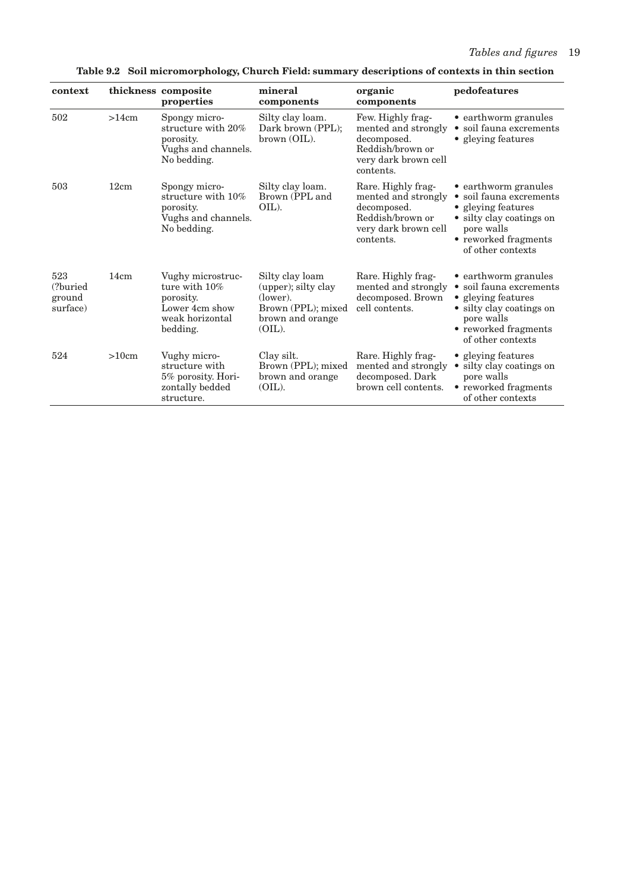**Table 9.2 Soil micromorphology, Church Field: summary descriptions of contexts in thin section**

| context | thickness | composite properties | mineral components | organic components | pedofeatures |
|---|---|---|---|---|---|
| 502 | >14cm | Spongy microstructure with 20% porosity. Vughs and channels. No bedding. | Silty clay loam. Dark brown (PPL); brown (OIL). | Few. Highly fragmented and strongly decomposed. Reddish/brown or very dark brown cell contents. | • earthworm granules<br>• soil fauna excrements<br>• gleying features |
| 503 | 12cm | Spongy microstructure with 10% porosity. Vughs and channels. No bedding. | Silty clay loam. Brown (PPL and OIL). | Rare. Highly fragmented and strongly decomposed. Reddish/brown or very dark brown cell contents. | • earthworm granules<br>• soil fauna excrements<br>• gleying features<br>• silty clay coatings on pore walls<br>• reworked fragments of other contexts |
| 523 (?buried ground surface) | 14cm | Vughy microstructure with 10% porosity. Lower 4cm show weak horizontal bedding. | Silty clay loam (upper); silty clay (lower). Brown (PPL); mixed brown and orange (OIL). | Rare. Highly fragmented and strongly decomposed. Brown cell contents. | • earthworm granules<br>• soil fauna excrements<br>• gleying features<br>• silty clay coatings on pore walls<br>• reworked fragments of other contexts |
| 524 | >10cm | Vughy microstructure with 5% porosity. Horizontally bedded structure. | Clay silt. Brown (PPL); mixed brown and orange (OIL). | Rare. Highly fragmented and strongly decomposed. Dark brown cell contents. | • gleying features<br>• silty clay coatings on pore walls<br>• reworked fragments of other contexts |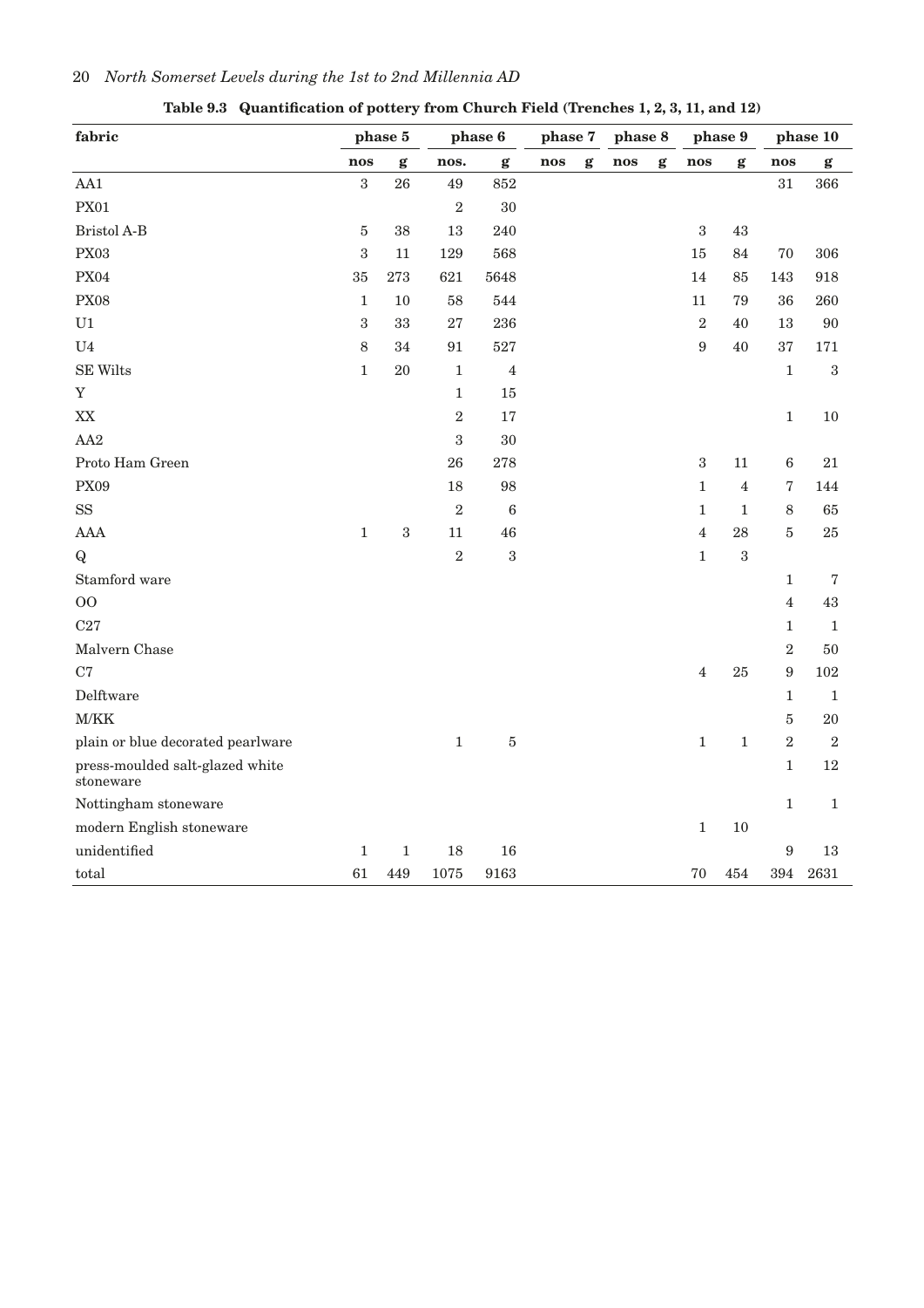**Table 9.3 Quantification of pottery from Church Field (Trenches 1, 2, 3, 11, and 12)**

| fabric | phase 5 | | phase 6 | | phase 7 | | phase 8 | | phase 9 | | phase 10 | |
|---|---|---|---|---|---|---|---|---|---|---|---|---|
| | nos | g | nos. | g | nos | g | nos | g | nos | g | nos | g |
| AA1 | 3 | 26 | 49 | 852 | | | | | | | 31 | 366 |
| PX01 | | | 2 | 30 | | | | | | | | |
| Bristol A-B | 5 | 38 | 13 | 240 | | | | | 3 | 43 | | |
| PX03 | 3 | 11 | 129 | 568 | | | | | 15 | 84 | 70 | 306 |
| PX04 | 35 | 273 | 621 | 5648 | | | | | 14 | 85 | 143 | 918 |
| PX08 | 1 | 10 | 58 | 544 | | | | | 11 | 79 | 36 | 260 |
| U1 | 3 | 33 | 27 | 236 | | | | | 2 | 40 | 13 | 90 |
| U4 | 8 | 34 | 91 | 527 | | | | | 9 | 40 | 37 | 171 |
| SE Wilts | 1 | 20 | 1 | 4 | | | | | | | 1 | 3 |
| Y | | | 1 | 15 | | | | | | | | |
| XX | | | 2 | 17 | | | | | | | 1 | 10 |
| AA2 | | | 3 | 30 | | | | | | | | |
| Proto Ham Green | | | 26 | 278 | | | | | 3 | 11 | 6 | 21 |
| PX09 | | | 18 | 98 | | | | | 1 | 4 | 7 | 144 |
| SS | | | 2 | 6 | | | | | 1 | 1 | 8 | 65 |
| AAA | 1 | 3 | 11 | 46 | | | | | 4 | 28 | 5 | 25 |
| Q | | | 2 | 3 | | | | | 1 | 3 | | |
| Stamford ware | | | | | | | | | | | 1 | 7 |
| OO | | | | | | | | | | | 4 | 43 |
| C27 | | | | | | | | | | | 1 | 1 |
| Malvern Chase | | | | | | | | | | | 2 | 50 |
| C7 | | | | | | | | | 4 | 25 | 9 | 102 |
| Delftware | | | | | | | | | | | 1 | 1 |
| M/KK | | | | | | | | | | | 5 | 20 |
| plain or blue decorated pearlware | | | 1 | 5 | | | | | 1 | 1 | 2 | 2 |
| press-moulded salt-glazed white stoneware | | | | | | | | | | | 1 | 12 |
| Nottingham stoneware | | | | | | | | | | | 1 | 1 |
| modern English stoneware | | | | | | | | | 1 | 10 | | |
| unidentified | 1 | 1 | 18 | 16 | | | | | | | 9 | 13 |
| total | 61 | 449 | 1075 | 9163 | | | | | 70 | 454 | 394 | 2631 |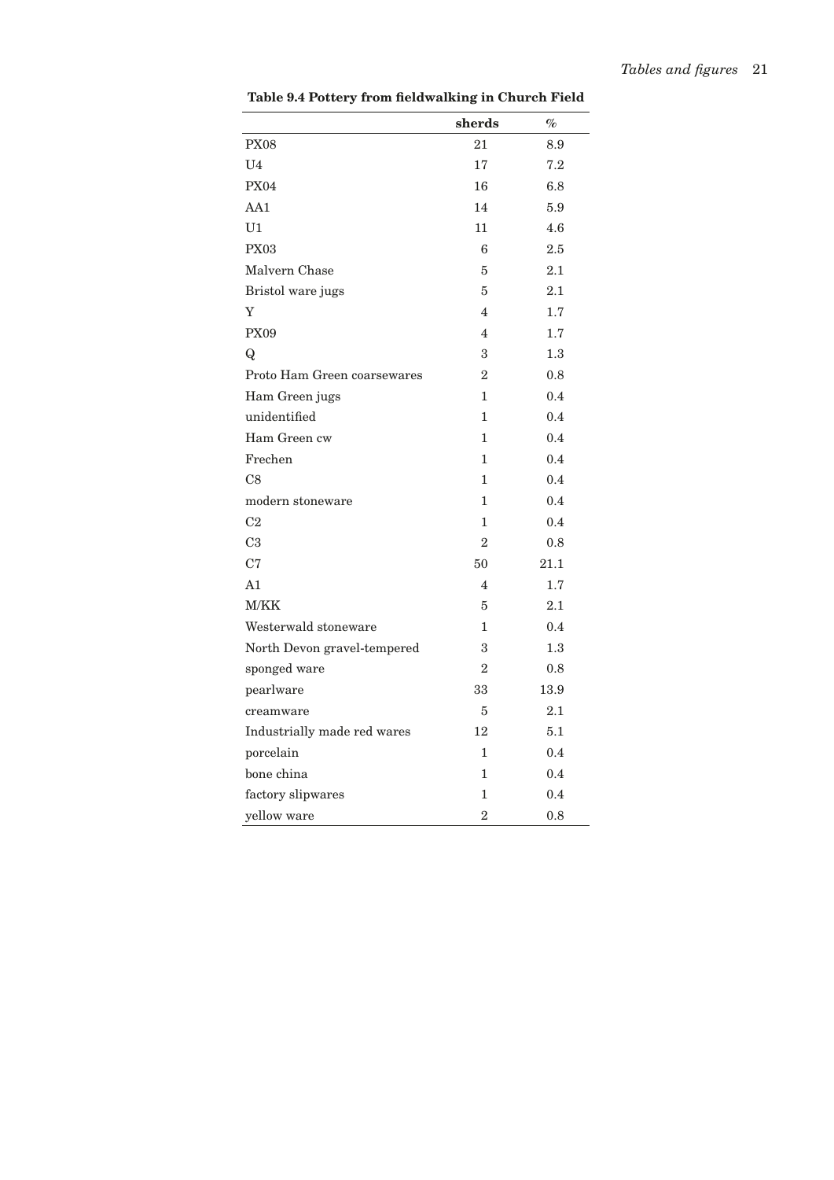**Table 9.4 Pottery from fieldwalking in Church Field**

| | sherds | % |
|---|---|---|
| PX08 | 21 | 8.9 |
| U4 | 17 | 7.2 |
| PX04 | 16 | 6.8 |
| AA1 | 14 | 5.9 |
| U1 | 11 | 4.6 |
| PX03 | 6 | 2.5 |
| Malvern Chase | 5 | 2.1 |
| Bristol ware jugs | 5 | 2.1 |
| Y | 4 | 1.7 |
| PX09 | 4 | 1.7 |
| Q | 3 | 1.3 |
| Proto Ham Green coarsewares | 2 | 0.8 |
| Ham Green jugs | 1 | 0.4 |
| unidentified | 1 | 0.4 |
| Ham Green cw | 1 | 0.4 |
| Frechen | 1 | 0.4 |
| C8 | 1 | 0.4 |
| modern stoneware | 1 | 0.4 |
| C2 | 1 | 0.4 |
| C3 | 2 | 0.8 |
| C7 | 50 | 21.1 |
| A1 | 4 | 1.7 |
| M/KK | 5 | 2.1 |
| Westerwald stoneware | 1 | 0.4 |
| North Devon gravel-tempered | 3 | 1.3 |
| sponged ware | 2 | 0.8 |
| pearlware | 33 | 13.9 |
| creamware | 5 | 2.1 |
| Industrially made red wares | 12 | 5.1 |
| porcelain | 1 | 0.4 |
| bone china | 1 | 0.4 |
| factory slipwares | 1 | 0.4 |
| yellow ware | 2 | 0.8 |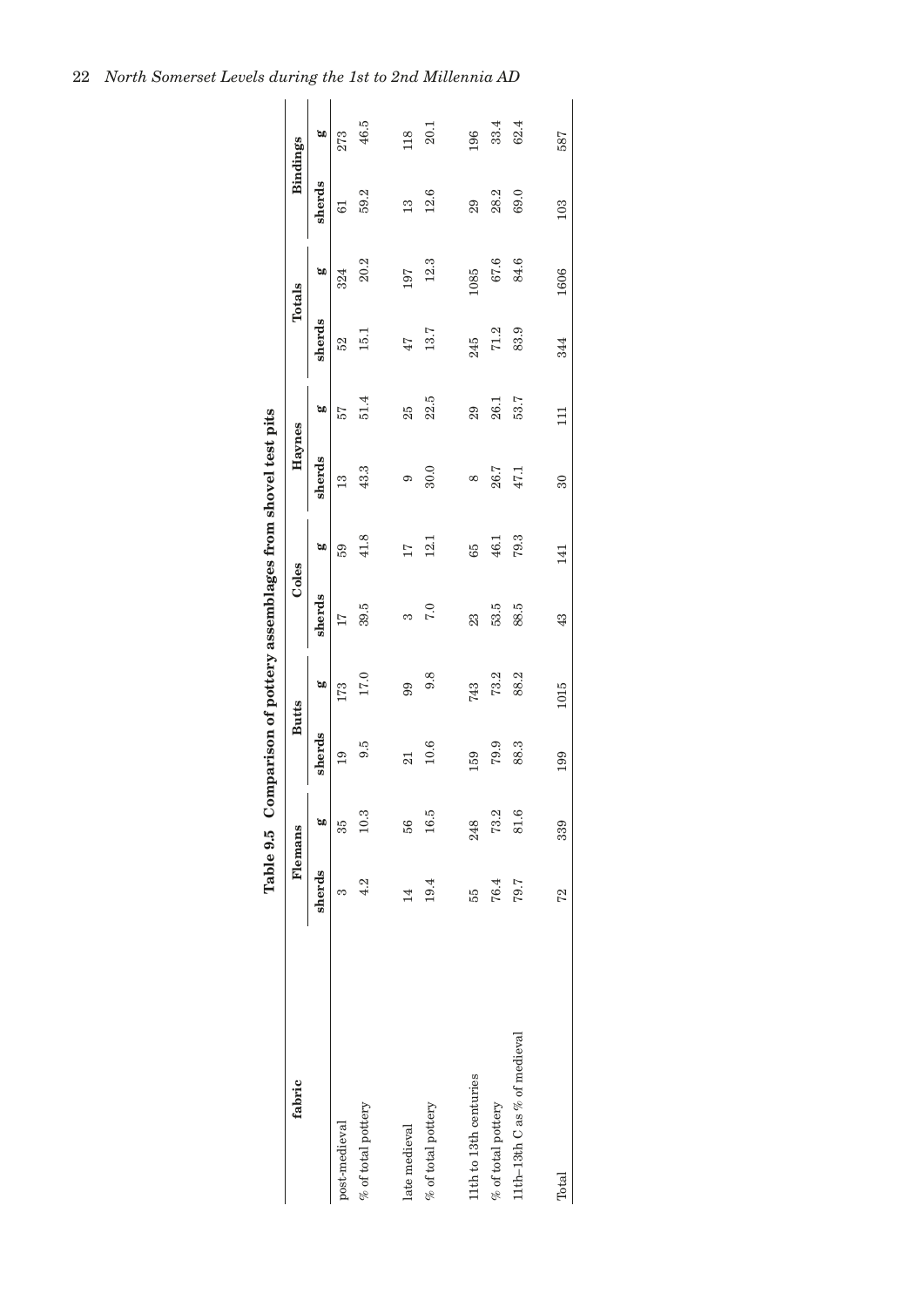**Table 9.5 Comparison of pottery assemblages from shovel test pits**

| fabric | Flemans | | Butts | | Coles | | Haynes | | Totals | | Bindings | |
|---|---|---|---|---|---|---|---|---|---|---|---|---|
| | sherds | g | sherds | g | sherds | g | sherds | g | sherds | g | sherds | g |
| post-medieval | 3 | 35 | 19 | 173 | 17 | 59 | 13 | 57 | 52 | 324 | 61 | 273 |
| % of total pottery | 4.2 | 10.3 | 9.5 | 17.0 | 39.5 | 41.8 | 43.3 | 51.4 | 15.1 | 20.2 | 59.2 | 46.5 |
| late medieval | 14 | 56 | 21 | 99 | 3 | 17 | 9 | 25 | 47 | 197 | 13 | 118 |
| % of total pottery | 19.4 | 16.5 | 10.6 | 9.8 | 7.0 | 12.1 | 30.0 | 22.5 | 13.7 | 12.3 | 12.6 | 20.1 |
| 11th to 13th centuries | 55 | 248 | 159 | 743 | 23 | 65 | 8 | 29 | 245 | 1085 | 29 | 196 |
| % of total pottery | 76.4 | 73.2 | 79.9 | 73.2 | 53.5 | 46.1 | 26.7 | 26.1 | 71.2 | 67.6 | 28.2 | 33.4 |
| 11th–13th C as % of medieval | 79.7 | 81.6 | 88.3 | 88.2 | 88.5 | 79.3 | 47.1 | 53.7 | 83.9 | 84.6 | 69.0 | 62.4 |
| Total | 72 | 339 | 199 | 1015 | 43 | 141 | 30 | 111 | 344 | 1606 | 103 | 587 |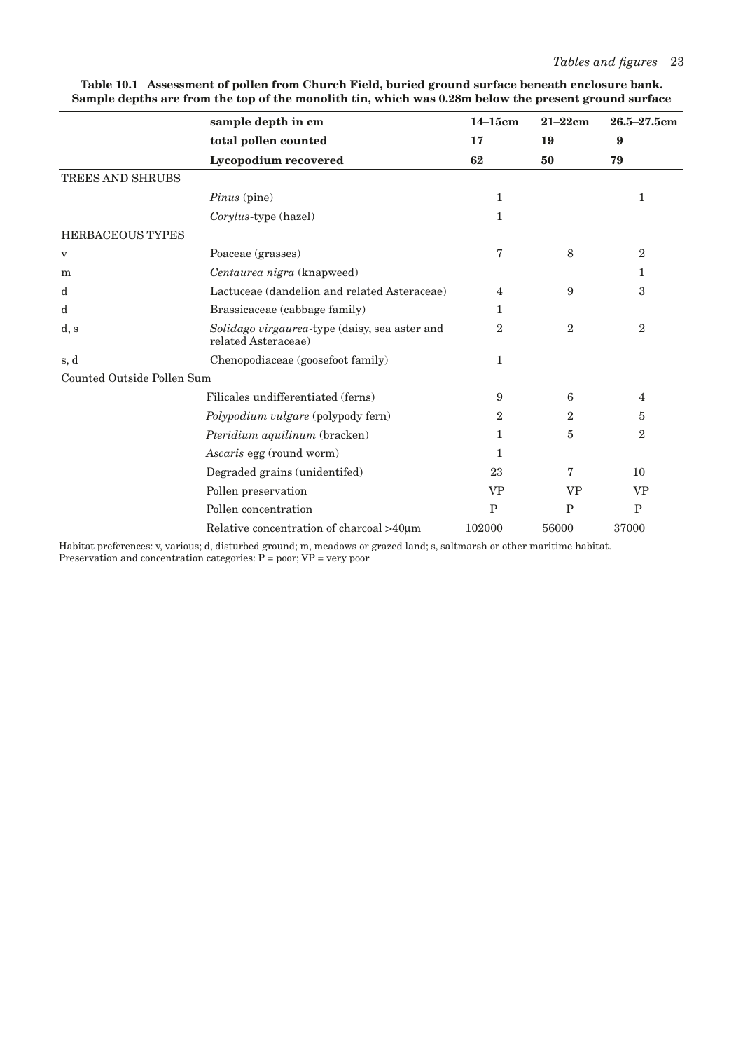**Table 10.1 Assessment of pollen from Church Field, buried ground surface beneath enclosure bank. Sample depths are from the top of the monolith tin, which was 0.28m below the present ground surface**

| | **sample depth in cm** | **14–15cm** | **21–22cm** | **26.5–27.5cm** |
|---|---|---|---|---|
| | **total pollen counted** | **17** | **19** | **9** |
| | **Lycopodium recovered** | **62** | **50** | **79** |
| TREES AND SHRUBS | | | | |
| | *Pinus* (pine) | 1 | | 1 |
| | *Corylus*-type (hazel) | 1 | | |
| HERBACEOUS TYPES | | | | |
| v | Poaceae (grasses) | 7 | 8 | 2 |
| m | *Centaurea nigra* (knapweed) | | | 1 |
| d | Lactuceae (dandelion and related Asteraceae) | 4 | 9 | 3 |
| d | Brassicaceae (cabbage family) | 1 | | |
| d, s | *Solidago virgaurea*-type (daisy, sea aster and related Asteraceae) | 2 | 2 | 2 |
| s, d | Chenopodiaceae (goosefoot family) | 1 | | |
| Counted Outside Pollen Sum | | | | |
| | Filicales undifferentiated (ferns) | 9 | 6 | 4 |
| | *Polypodium vulgare* (polypody fern) | 2 | 2 | 5 |
| | *Pteridium aquilinum* (bracken) | 1 | 5 | 2 |
| | *Ascaris* egg (round worm) | 1 | | |
| | Degraded grains (unidentifed) | 23 | 7 | 10 |
| | Pollen preservation | VP | VP | VP |
| | Pollen concentration | P | P | P |
| | Relative concentration of charcoal >40μm | 102000 | 56000 | 37000 |

Habitat preferences: v, various; d, disturbed ground; m, meadows or grazed land; s, saltmarsh or other maritime habitat.
Preservation and concentration categories: P = poor; VP = very poor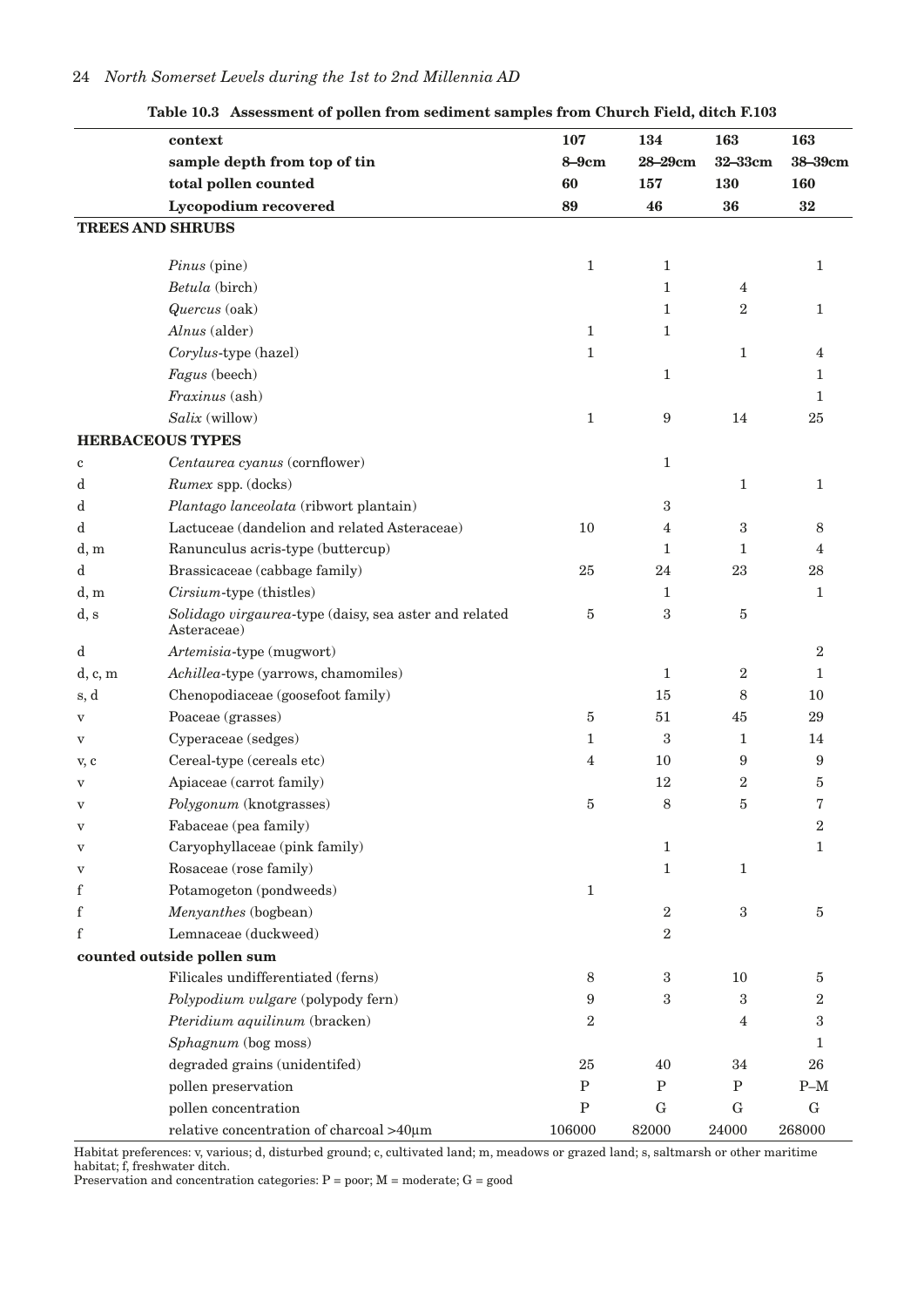**Table 10.3 Assessment of pollen from sediment samples from Church Field, ditch F.103**

| | context | 107 | 134 | 163 | 163 |
|---|---|---|---|---|---|
| | sample depth from top of tin | 8–9cm | 28–29cm | 32–33cm | 38–39cm |
| | total pollen counted | 60 | 157 | 130 | 160 |
| | Lycopodium recovered | 89 | 46 | 36 | 32 |
| **TREES AND SHRUBS** | | | | | |
| | *Pinus* (pine) | 1 | 1 | | 1 |
| | *Betula* (birch) | | 1 | 4 | |
| | *Quercus* (oak) | | 1 | 2 | 1 |
| | *Alnus* (alder) | 1 | 1 | | |
| | *Corylus*-type (hazel) | 1 | | 1 | 4 |
| | *Fagus* (beech) | | 1 | | 1 |
| | *Fraxinus* (ash) | | | | 1 |
| | *Salix* (willow) | 1 | 9 | 14 | 25 |
| **HERBACEOUS TYPES** | | | | | |
| c | *Centaurea cyanus* (cornflower) | | 1 | | |
| d | *Rumex* spp. (docks) | | | 1 | 1 |
| d | *Plantago lanceolata* (ribwort plantain) | | 3 | | |
| d | Lactuceae (dandelion and related Asteraceae) | 10 | 4 | 3 | 8 |
| d, m | Ranunculus acris-type (buttercup) | | 1 | 1 | 4 |
| d | Brassicaceae (cabbage family) | 25 | 24 | 23 | 28 |
| d, m | *Cirsium*-type (thistles) | | 1 | | 1 |
| d, s | *Solidago virgaurea*-type (daisy, sea aster and related Asteraceae) | 5 | 3 | 5 | |
| d | *Artemisia*-type (mugwort) | | | | 2 |
| d, c, m | *Achillea*-type (yarrows, chamomiles) | | 1 | 2 | 1 |
| s, d | Chenopodiaceae (goosefoot family) | | 15 | 8 | 10 |
| v | Poaceae (grasses) | 5 | 51 | 45 | 29 |
| v | Cyperaceae (sedges) | 1 | 3 | 1 | 14 |
| v, c | Cereal-type (cereals etc) | 4 | 10 | 9 | 9 |
| v | Apiaceae (carrot family) | | 12 | 2 | 5 |
| v | *Polygonum* (knotgrasses) | 5 | 8 | 5 | 7 |
| v | Fabaceae (pea family) | | | | 2 |
| v | Caryophyllaceae (pink family) | | 1 | | 1 |
| v | Rosaceae (rose family) | | 1 | 1 | |
| f | Potamogeton (pondweeds) | 1 | | | |
| f | *Menyanthes* (bogbean) | | 2 | 3 | 5 |
| f | Lemnaceae (duckweed) | | 2 | | |
| **counted outside pollen sum** | | | | | |
| | Filicales undifferentiated (ferns) | 8 | 3 | 10 | 5 |
| | *Polypodium vulgare* (polypody fern) | 9 | 3 | 3 | 2 |
| | *Pteridium aquilinum* (bracken) | 2 | | 4 | 3 |
| | *Sphagnum* (bog moss) | | | | 1 |
| | degraded grains (unidentifed) | 25 | 40 | 34 | 26 |
| | pollen preservation | P | P | P | P–M |
| | pollen concentration | P | G | G | G |
| | relative concentration of charcoal >40μm | 106000 | 82000 | 24000 | 268000 |

Habitat preferences: v, various; d, disturbed ground; c, cultivated land; m, meadows or grazed land; s, saltmarsh or other maritime habitat; f, freshwater ditch.
Preservation and concentration categories: P = poor; M = moderate; G = good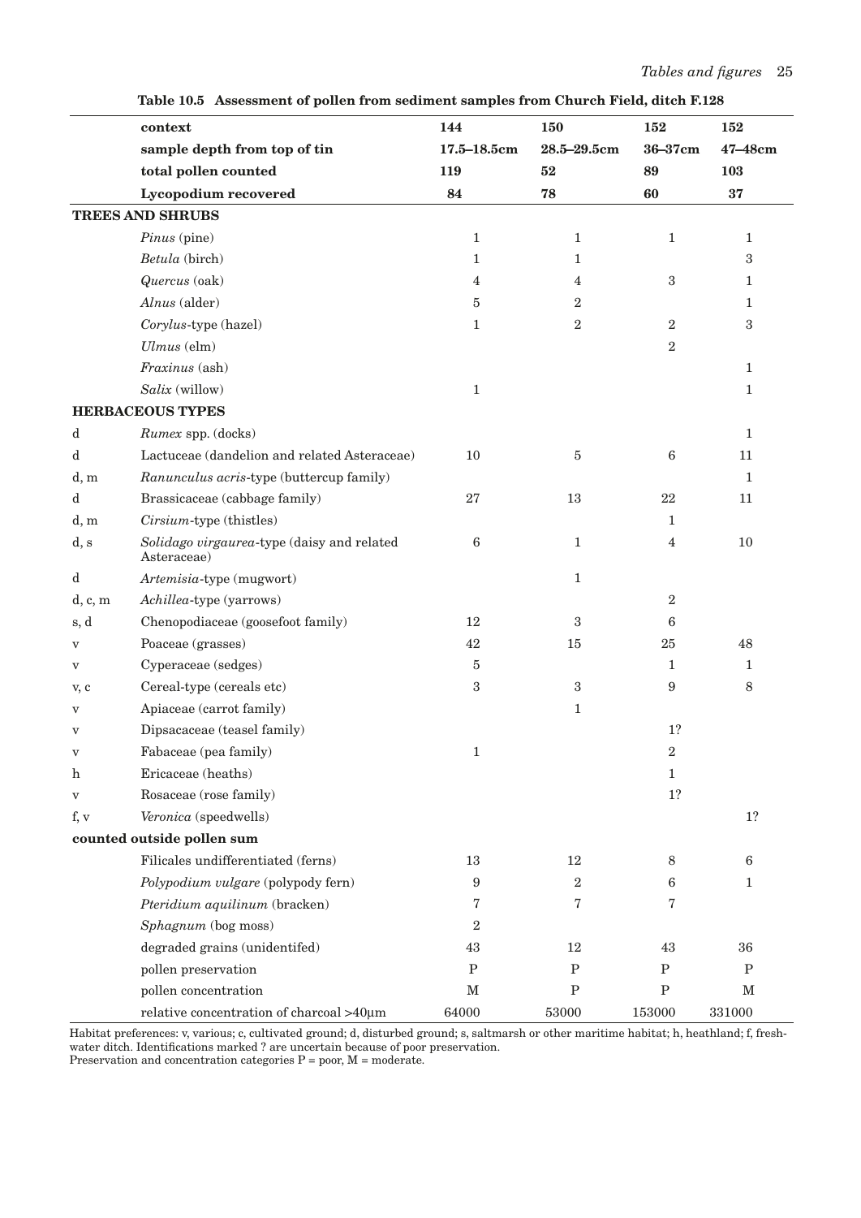**Table 10.5 Assessment of pollen from sediment samples from Church Field, ditch F.128**

| | context | 144 | 150 | 152 | 152 |
|---|---|---|---|---|---|
| | sample depth from top of tin | 17.5–18.5cm | 28.5–29.5cm | 36–37cm | 47–48cm |
| | total pollen counted | 119 | 52 | 89 | 103 |
| | Lycopodium recovered | 84 | 78 | 60 | 37 |
| **TREES AND SHRUBS** | | | | | |
| | *Pinus* (pine) | 1 | 1 | 1 | 1 |
| | *Betula* (birch) | 1 | 1 | | 3 |
| | *Quercus* (oak) | 4 | 4 | 3 | 1 |
| | *Alnus* (alder) | 5 | 2 | | 1 |
| | *Corylus*-type (hazel) | 1 | 2 | 2 | 3 |
| | *Ulmus* (elm) | | | 2 | |
| | *Fraxinus* (ash) | | | | 1 |
| | *Salix* (willow) | 1 | | | 1 |
| **HERBACEOUS TYPES** | | | | | |
| d | *Rumex* spp. (docks) | | | | 1 |
| d | Lactuceae (dandelion and related Asteraceae) | 10 | 5 | 6 | 11 |
| d, m | *Ranunculus acris*-type (buttercup family) | | | | 1 |
| d | Brassicaceae (cabbage family) | 27 | 13 | 22 | 11 |
| d, m | *Cirsium*-type (thistles) | | | 1 | |
| d, s | *Solidago virgaurea*-type (daisy and related Asteraceae) | 6 | 1 | 4 | 10 |
| d | *Artemisia*-type (mugwort) | | 1 | | |
| d, c, m | *Achillea*-type (yarrows) | | | 2 | |
| s, d | Chenopodiaceae (goosefoot family) | 12 | 3 | 6 | |
| v | Poaceae (grasses) | 42 | 15 | 25 | 48 |
| v | Cyperaceae (sedges) | 5 | | 1 | 1 |
| v, c | Cereal-type (cereals etc) | 3 | 3 | 9 | 8 |
| v | Apiaceae (carrot family) | | 1 | | |
| v | Dipsacaceae (teasel family) | | | 1? | |
| v | Fabaceae (pea family) | 1 | | 2 | |
| h | Ericaceae (heaths) | | | 1 | |
| v | Rosaceae (rose family) | | | 1? | |
| f, v | *Veronica* (speedwells) | | | | 1? |
| **counted outside pollen sum** | | | | | |
| | Filicales undifferentiated (ferns) | 13 | 12 | 8 | 6 |
| | *Polypodium vulgare* (polypody fern) | 9 | 2 | 6 | 1 |
| | *Pteridium aquilinum* (bracken) | 7 | 7 | 7 | |
| | *Sphagnum* (bog moss) | 2 | | | |
| | degraded grains (unidentifed) | 43 | 12 | 43 | 36 |
| | pollen preservation | P | P | P | P |
| | pollen concentration | M | P | P | M |
| | relative concentration of charcoal >40μm | 64000 | 53000 | 153000 | 331000 |

Habitat preferences: v, various; c, cultivated ground; d, disturbed ground; s, saltmarsh or other maritime habitat; h, heathland; f, freshwater ditch. Identifications marked ? are uncertain because of poor preservation.
Preservation and concentration categories P = poor, M = moderate.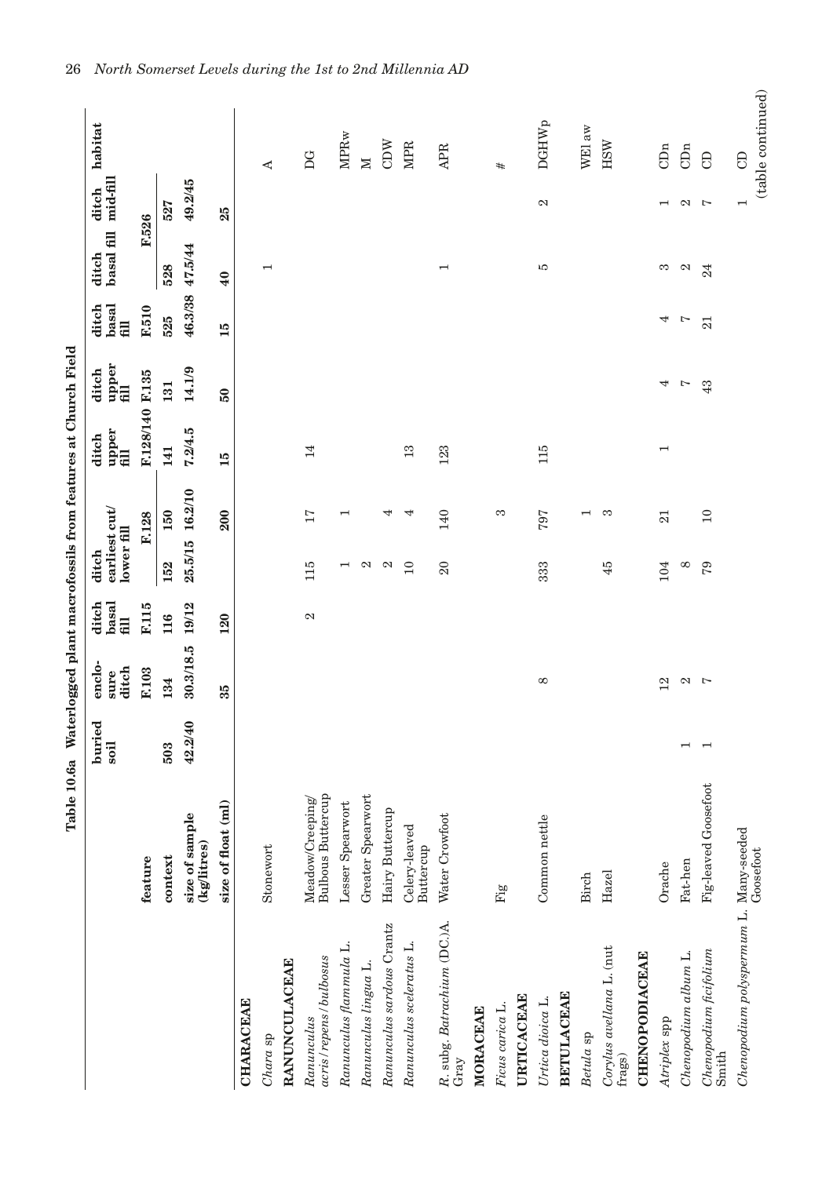**Table 10.6a Waterlogged plant macrofossils from features at Church Field**

| | | buried soil | enclo-sure ditch | ditch basal fill | ditch earliest cut/ lower fill | | ditch upper fill | ditch upper fill | ditch basal fill | ditch basal fill | ditch mid-fill | habitat |
|---|---|---|---|---|---|---|---|---|---|---|---|---|
| | **feature** | | **F.103** | **F.115** | **F.128** | | **F.128/140** | **F.135** | **F.510** | **F.526** | | |
| | **context** | **503** | **134** | **116** | **152** | **150** | **141** | **131** | **525** | **528** | **527** | |
| | **size of sample (kg/litres)** | **42.2/40** | **30.3/18.5** | **19/12** | **25.5/15** | **16.2/10** | **7.2/4.5** | **14.1/9** | **46.3/38** | **47.5/44** | **49.2/45** | |
| | **size of float (ml)** | | **35** | **120** | | **200** | **15** | **50** | **15** | **40** | **25** | |
| **CHARACEAE** | | | | | | | | | | | | |
| *Chara* sp | Stonewort | | | | | | | | | 1 | | A |
| **RANUNCULACEAE** | | | | | | | | | | | | |
| *Ranunculus acris/repens/bulbosus* | Meadow/Creeping/ Bulbous Buttercup | | | 2 | 115 | 17 | 14 | | | | | DG |
| *Ranunculus flammula* L. | Lesser Spearwort | | | | 1 | 1 | | | | | | MPRw |
| *Ranunculus lingua* L. | Greater Spearwort | | | | 2 | | | | | | | M |
| *Ranunculus sardous* Crantz | Hairy Buttercup | | | | 2 | 4 | | | | | | CDW |
| *Ranunculus sceleratus* L. | Celery-leaved Buttercup | | | | 10 | 4 | 13 | | | | | MPR |
| *R.* subg. *Batrachium* (DC.)A. Gray | Water Crowfoot | | | | 20 | 140 | 123 | | | 1 | | APR |
| **MORACEAE** | | | | | | | | | | | | |
| *Ficus carica* L. | Fig | | | | | 3 | | | | | | # |
| **URTICACEAE** | | | | | | | | | | | | |
| *Urtica dioica* L. | Common nettle | | 8 | | 333 | 797 | 115 | | | 5 | 2 | DGHWp |
| **BETULACEAE** | | | | | | | | | | | | |
| *Betula* sp | Birch | | | | | 1 | | | | | | WEl aw |
| *Corylus avellana* L. (nut frags) | Hazel | | | | 45 | 3 | | | | | | HSW |
| **CHENOPODIACEAE** | | | | | | | | | | | | |
| *Atriplex* spp | Orache | | 12 | | 104 | 21 | 1 | 4 | 4 | 3 | 1 | CDn |
| *Chenopodium album* L. | Fat-hen | 1 | 2 | | 8 | | | 7 | 7 | 2 | 2 | CDn |
| *Chenopodium ficifolium* Smith | Fig-leaved Goosefoot | 1 | 7 | | 79 | 10 | | 43 | 21 | 24 | 7 | CD |
| *Chenopodium polyspermum* L. | Many-seeded Goosefoot | | | | | | | | | | 1 | CD |

(table continued)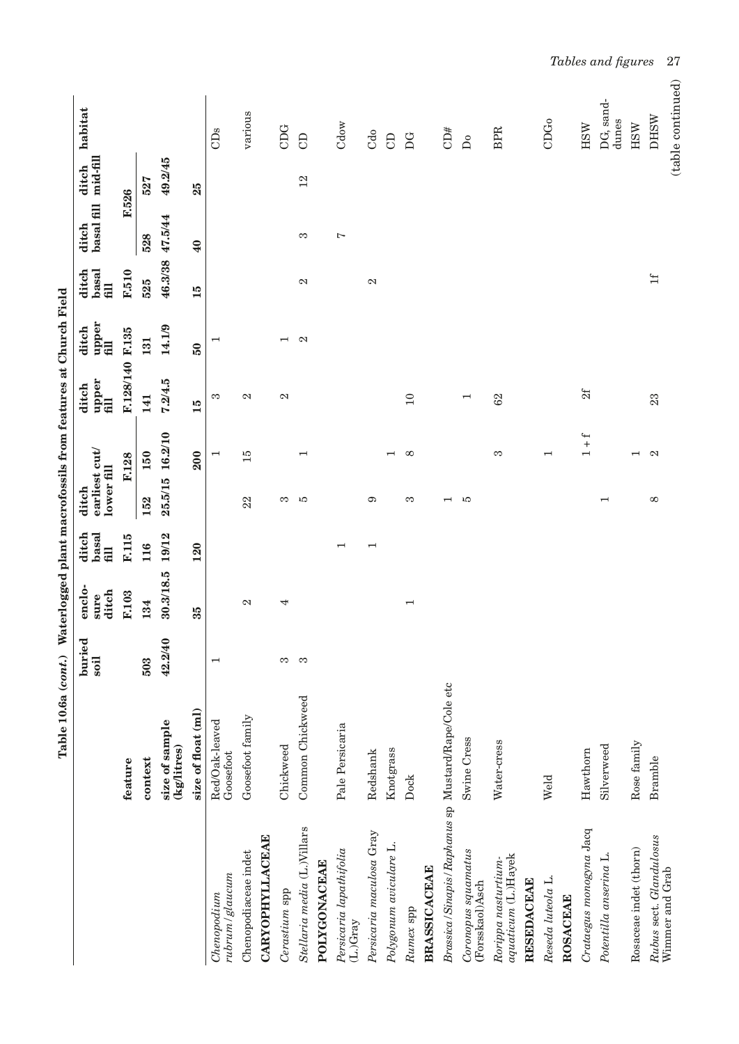**Table 10.6a (*cont.*) Waterlogged plant macrofossils from features at Church Field**

| | | buried soil | enclo-sure ditch | ditch basal fill | ditch earliest cut/ lower fill | | ditch upper fill | ditch upper fill | ditch basal fill | ditch basal fill | ditch mid-fill | habitat |
|---|---|---|---|---|---|---|---|---|---|---|---|---|
| | **feature** | | **F.103** | **F.115** | **F.128** | | **F.128/140** | **F.135** | **F.510** | **F.526** | | |
| | **context** | **503** | **134** | **116** | **152** | **150** | **141** | **131** | **525** | **528** | **527** | |
| | **size of sample (kg/litres)** | **42.2/40** | **30.3/18.5** | **19/12** | **25.5/15** | **16.2/10** | **7.2/4.5** | **14.1/9** | **46.3/38** | **47.5/44** | **49.2/45** | |
| | **size of float (ml)** | | **35** | **120** | | **200** | **15** | **50** | **15** | **40** | **25** | |
| *Chenopodium rubrum/glaucum* | Red/Oak-leaved Goosefoot | 1 | | | | 1 | 3 | 1 | | | | CDs |
| Chenopodiaceae indet | Goosefoot family | | 2 | | 22 | 15 | 2 | | | | | various |
| **CARYOPHYLLACEAE** | | | | | | | | | | | | |
| *Cerastium* spp | Chickweed | 3 | 4 | | 3 | | 2 | 1 | | | | CDG |
| *Stellaria media* (L.)Villars | Common Chickweed | 3 | | | 5 | 1 | | 2 | 2 | 3 | 12 | CD |
| **POLYGONACEAE** | | | | | | | | | | | | |
| *Persicaria lapathifolia* (L.)Gray | Pale Persicaria | | | 1 | | | | | | 7 | | Cdow |
| *Persicaria maculosa* Gray | Redshank | | | 1 | 9 | | | | 2 | | | Cdo |
| *Polygonum aviculare* L. | Knotgrass | | | | | 1 | | | | | | CD |
| *Rumex* spp | Dock | | 1 | | 3 | 8 | 10 | | | | | DG |
| **BRASSICACEAE** | | | | | | | | | | | | |
| *Brassica/Sinapis/Raphanus* sp | Mustard/Rape/Cole etc | | | | 1 | | | | | | | CD# |
| *Coronopus squamatus* (Forsskaol)Asch | Swine Cress | | | | 5 | | 1 | | | | | Do |
| *Rorippa nasturtium-aquaticum* (L.)Hayek | Water-cress | | | | | 3 | 62 | | | | | BPR |
| **RESEDACEAE** | | | | | | | | | | | | |
| *Reseda luteola* L. | Weld | | | | | 1 | | | | | | CDGo |
| **ROSACEAE** | | | | | | | | | | | | |
| *Crataegus monogyna* Jacq | Hawthorn | | | | | 1 + f | 2f | | | | | HSW |
| *Potentilla anserina* L. | Silverweed | | | | 1 | | | | | | | DG, sand-dunes |
| Rosaceae indet (thorn) | Rose family | | | | | 1 | | | | | | HSW |
| *Rubus* sect. *Glandulosus* Wimmer and Grab | Bramble | | | | 8 | 2 | 23 | | 1f | | | DHSW |

(table continued)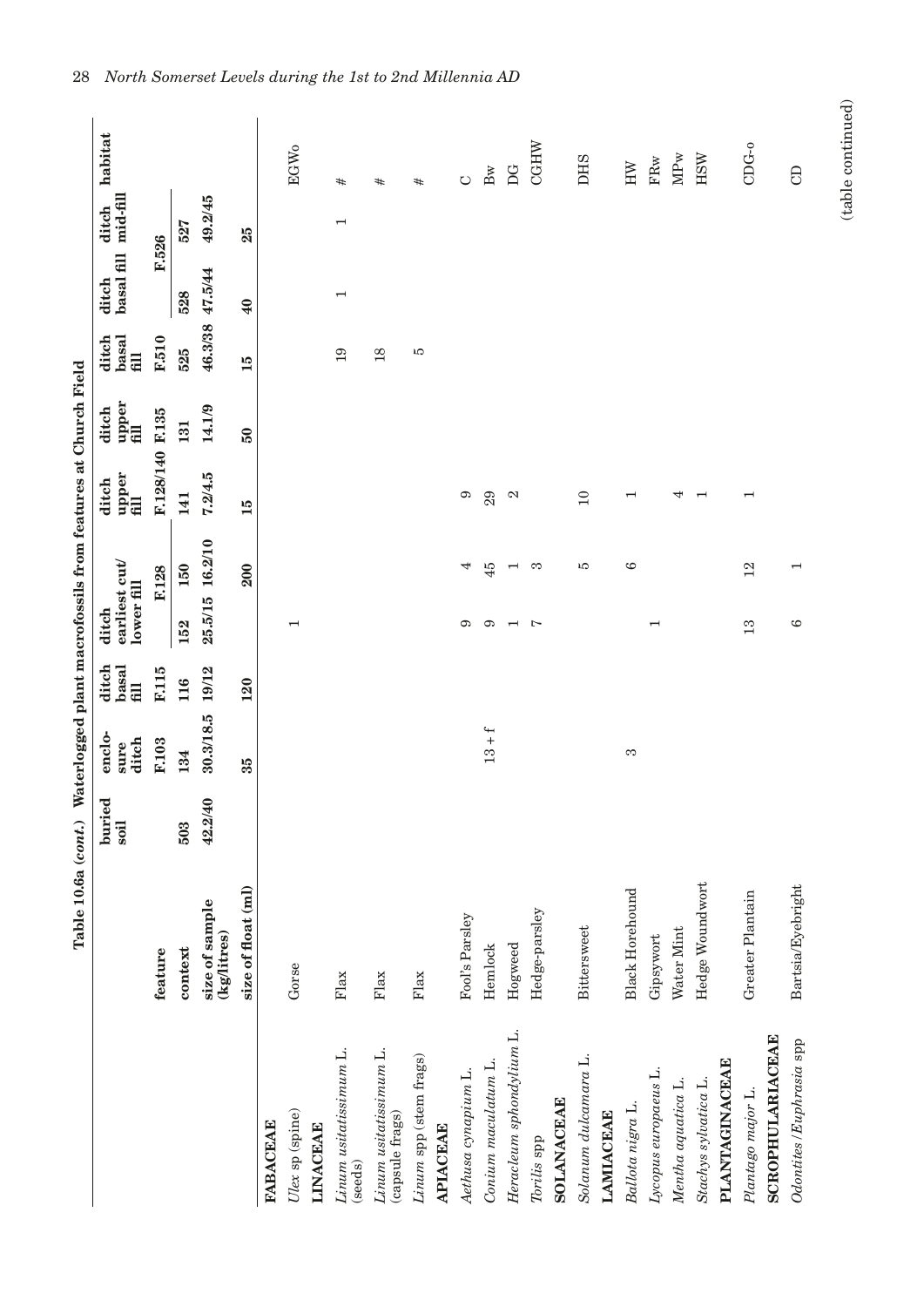**Table 10.6a (*cont.*) Waterlogged plant macrofossils from features at Church Field**

| | | buried soil | enclo-sure ditch | ditch basal fill | ditch earliest cut/ lower fill | | ditch upper fill | ditch upper fill | ditch basal fill | ditch basal fill | ditch mid-fill | habitat |
|---|---|---|---|---|---|---|---|---|---|---|---|---|
| | **feature** | | **F.103** | **F.115** | | **F.128** | **F.128/140** | **F.135** | **F.510** | **F.526** | | |
| | **context** | **503** | **134** | **116** | **152** | **150** | **141** | **131** | **525** | **528** | **527** | |
| | **size of sample (kg/litres)** | **42.2/40** | **30.3/18.5** | **19/12** | **25.5/15** | **16.2/10** | **7.2/4.5** | **14.1/9** | **46.3/38** | **47.5/44** | **49.2/45** | |
| | **size of float (ml)** | | **35** | **120** | | **200** | **15** | **50** | **15** | **40** | **25** | |
| **FABACEAE** | | | | | | | | | | | | |
| *Ulex* sp (spine) | Gorse | | | | 1 | | | | | | | EGWo |
| **LINACEAE** | | | | | | | | | | | | |
| *Linum usitatissimum* L. (seeds) | Flax | | | | | | | | 19 | 1 | 1 | # |
| *Linum usitatissimum* L. (capsule frags) | Flax | | | | | | | | 18 | | | # |
| *Linum* spp (stem frags) | Flax | | | | | | | | 5 | | | # |
| **APIACEAE** | | | | | | | | | | | | |
| *Aethusa cynapium* L. | Fool's Parsley | | | | 9 | 4 | 9 | | | | | C |
| *Conium maculatum* L. | Hemlock | | 13 + f | | 9 | 45 | 29 | | | | | Bw |
| *Heracleum sphondylium* L. | Hogweed | | | | 1 | 1 | 2 | | | | | DG |
| *Torilis* spp | Hedge-parsley | | | | 7 | 3 | | | | | | CGHW |
| **SOLANACEAE** | | | | | | | | | | | | |
| *Solanum dulcamara* L. | Bittersweet | | | | | 5 | 10 | | | | | DHS |
| **LAMIACEAE** | | | | | | | | | | | | |
| *Ballota nigra* L. | Black Horehound | | 3 | | | 6 | 1 | | | | | HW |
| *Lycopus europaeus* L. | Gipsywort | | | | 1 | | | | | | | FRw |
| *Mentha aquatica* L. | Water Mint | | | | | | 4 | | | | | MPw |
| *Stachys sylvatica* L. | Hedge Woundwort | | | | | | 1 | | | | | HSW |
| **PLANTAGINACEAE** | | | | | | | | | | | | |
| *Plantago major* L. | Greater Plantain | | | | 13 | 12 | 1 | | | | | CDG-o |
| **SCROPHULARIACEAE** | | | | | | | | | | | | |
| *Odontites*/*Euphrasia* spp | Bartsia/Eyebright | | | | 6 | 1 | | | | | | CD |

(table continued)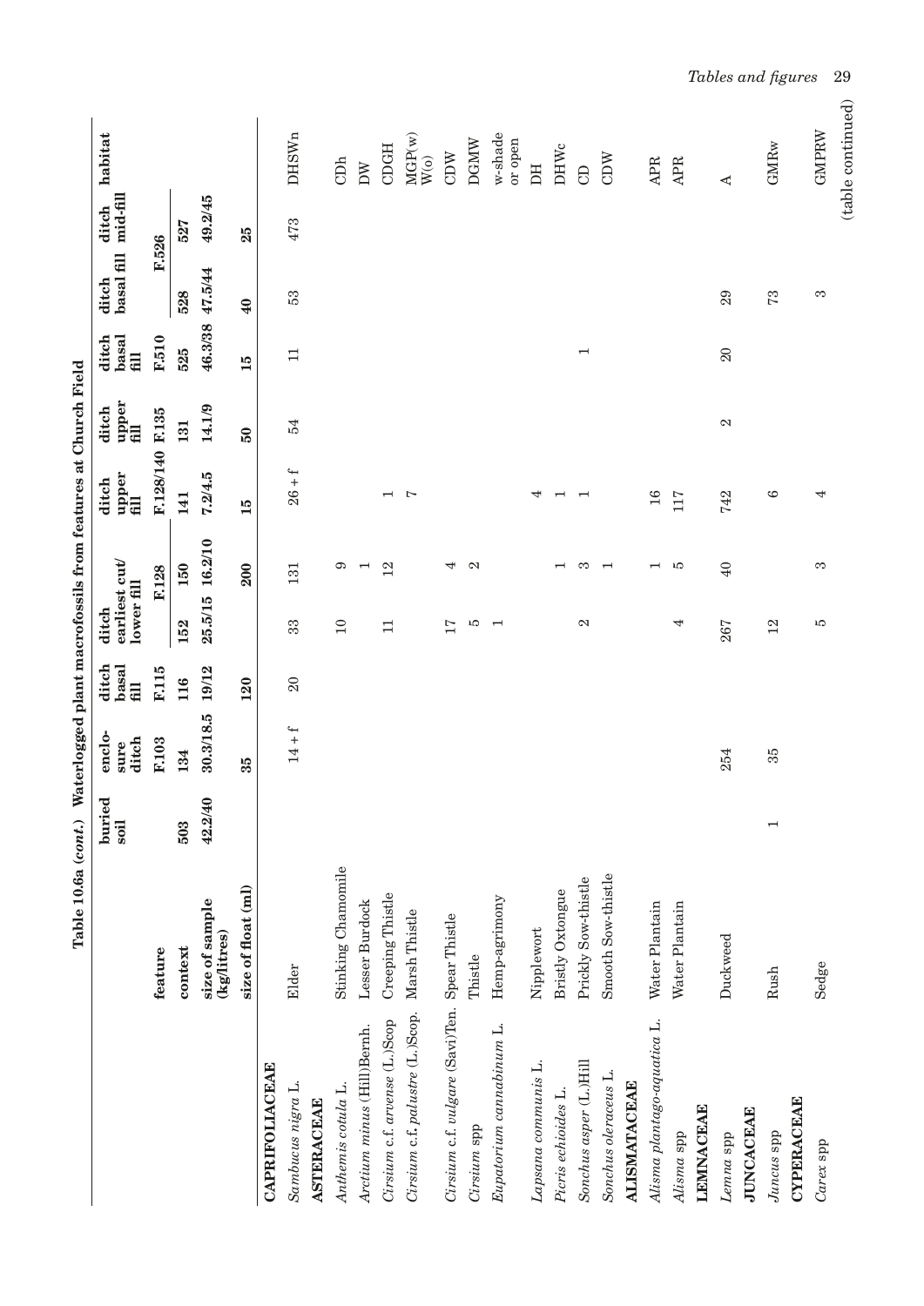**Table 10.6a (*cont.*) Waterlogged plant macrofossils from features at Church Field**

| | | buried soil | enclo-sure ditch | ditch basal fill | ditch earliest cut/ lower fill | | ditch upper fill | ditch upper fill | ditch basal fill | ditch basal fill | ditch mid-fill | habitat |
|---|---|---|---|---|---|---|---|---|---|---|---|---|
| | **feature** | | F.103 | F.115 | | F.128 | F.128/140 | F.135 | F.510 | F.526 | | |
| | **context** | **503** | **134** | **116** | **152** | **150** | **141** | **131** | **525** | **528** | **527** | |
| | **size of sample (kg/litres)** | **42.2/40** | **30.3/18.5** | **19/12** | **25.5/15** | **16.2/10** | **7.2/4.5** | **14.1/9** | **46.3/38** | **47.5/44** | **49.2/45** | |
| | **size of float (ml)** | | **35** | **120** | | **200** | **15** | **50** | **15** | **40** | **25** | |
| **CAPRIFOLIACEAE** | | | | | | | | | | | | |
| *Sambucus nigra* L. | Elder | | 14 + f | 20 | 33 | 131 | 26 + f | 54 | 11 | 53 | 473 | DHSWn |
| **ASTERACEAE** | | | | | | | | | | | | |
| *Anthemis cotula* L. | Stinking Chamomile | | | | 10 | 9 | | | | | | CDh |
| *Arctium minus* (Hill)Bernh. | Lesser Burdock | | | | | 1 | | | | | | DW |
| *Cirsium* c.f. *arvense* (L.)Scop | Creeping Thistle | | | | 11 | 12 | 1 | | | | | CDGH |
| *Cirsium* c.f. *palustre* (L.)Scop. | Marsh Thistle | | | | | | 7 | | | | | MGP(w) W(o) |
| *Cirsium* c.f. *vulgare* (Savi)Ten. | Spear Thistle | | | | 17 | 4 | | | | | | CDW |
| *Cirsium* spp | Thistle | | | | 5 | 2 | | | | | | DGMW |
| *Eupatorium cannabinum* L. | Hemp-agrimony | | | | 1 | | | | | | | w-shade or open |
| *Lapsana communis* L. | Nipplewort | | | | | | 4 | | | | | DH |
| *Picris echioides* L. | Bristly Oxtongue | | | | | 1 | 1 | | | | | DHWc |
| *Sonchus asper* (L.)Hill | Prickly Sow-thistle | | | | 2 | 3 | 1 | | 1 | | | CD |
| *Sonchus oleraceus* L. | Smooth Sow-thistle | | | | | 1 | | | | | | CDW |
| **ALISMATACEAE** | | | | | | | | | | | | |
| *Alisma plantago-aquatica* L. | Water Plantain | | | | | 1 | 16 | | | | | APR |
| *Alisma* spp | Water Plantain | | | | 4 | 5 | 117 | | | | | APR |
| **LEMNACEAE** | | | | | | | | | | | | |
| *Lemna* spp | Duckweed | | 254 | | 267 | 40 | 742 | 2 | 20 | 29 | | A |
| **JUNCACEAE** | | | | | | | | | | | | |
| *Juncus* spp | Rush | 1 | 35 | | 12 | | 6 | | | 73 | | GMRw |
| **CYPERACEAE** | | | | | | | | | | | | |
| *Carex* spp | Sedge | | | | 5 | 3 | 4 | | | 3 | | GMPRW |

(table continued)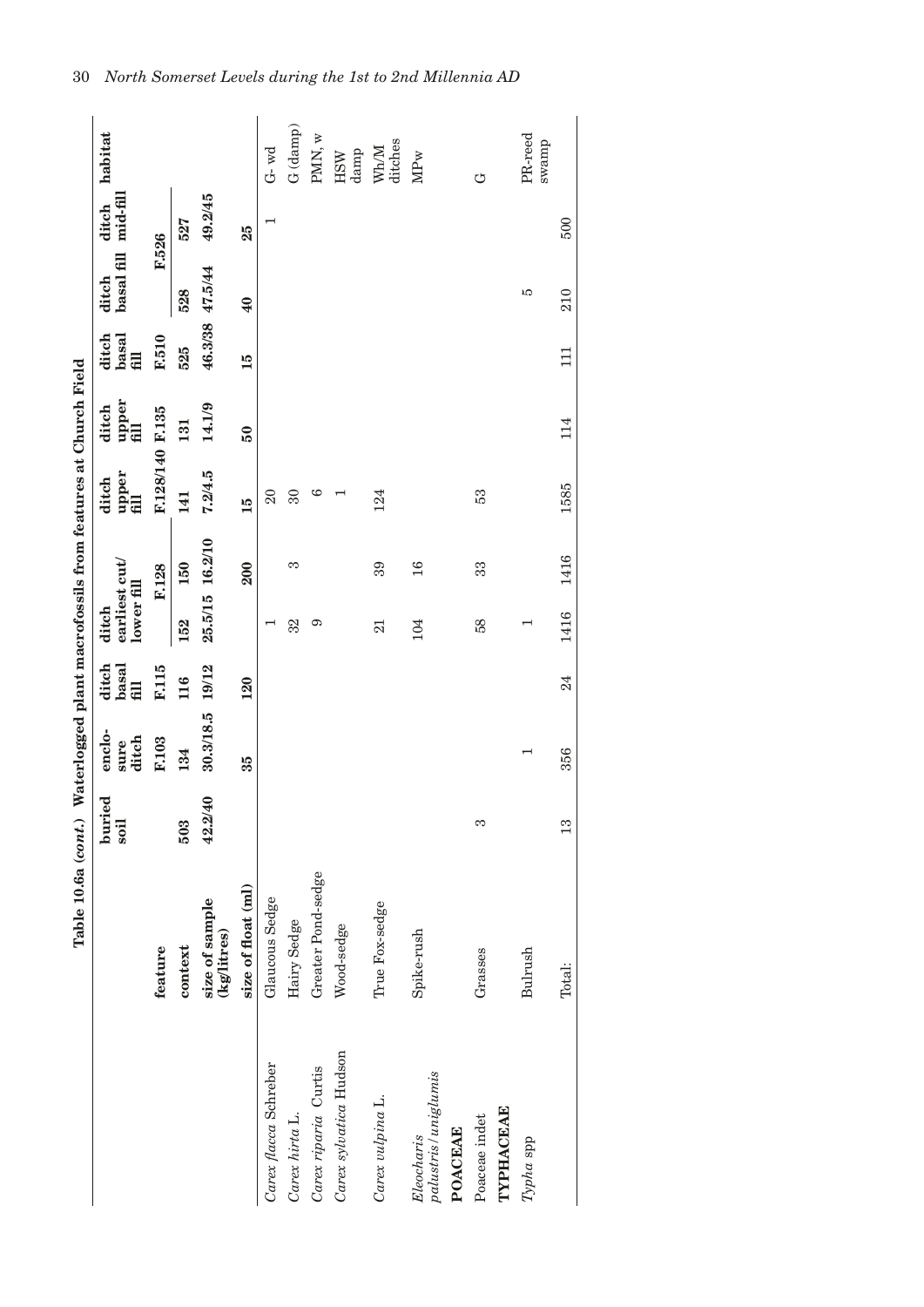**Table 10.6a (*cont.*) Waterlogged plant macrofossils from features at Church Field**

| | | buried soil | enclo-sure ditch | ditch basal fill | ditch earliest cut/ lower fill | | ditch upper fill | ditch upper fill | ditch basal fill | ditch basal fill | ditch mid-fill | habitat |
|---|---|---|---|---|---|---|---|---|---|---|---|---|
| | **feature** | | **F.103** | **F.115** | **F.128** | | **F.128/140** | **F.135** | **F.510** | **F.526** | | |
| | **context** | **503** | **134** | **116** | **152** | **150** | **141** | **131** | **525** | **528** | **527** | |
| | **size of sample (kg/litres)** | **42.2/40** | **30.3/18.5** | **19/12** | **25.5/15** | **16.2/10** | **7.2/4.5** | **14.1/9** | **46.3/38** | **47.5/44** | **49.2/45** | |
| | **size of float (ml)** | | **35** | **120** | | **200** | **15** | **50** | **15** | **40** | **25** | |
| *Carex flacca* Schreber | Glaucous Sedge | | | | 1 | | 20 | | | | 1 | G- wd |
| *Carex hirta* L. | Hairy Sedge | | | | 32 | 3 | 30 | | | | | G (damp) |
| *Carex riparia* Curtis | Greater Pond-sedge | | | | 9 | | 6 | | | | | PMN, w |
| *Carex sylvatica* Hudson | Wood-sedge | | | | | | 1 | | | | | HSW damp |
| *Carex vulpina* L. | True Fox-sedge | | | | 21 | 39 | 124 | | | | | Wh/M ditches |
| *Eleocharis palustris/uniglumis* | Spike-rush | | | | 104 | 16 | | | | | | MPw |
| **POACEAE** | | | | | | | | | | | | |
| Poaceae indet | Grasses | 3 | | | 58 | 33 | 53 | | | | | G |
| **TYPHACEAE** | | | | | | | | | | | | |
| *Typha* spp | Bulrush | | 1 | | 1 | | | | | 5 | | PR-reed swamp |
| | Total: | 13 | 356 | 24 | 1416 | 1416 | 1585 | 114 | 111 | 210 | 500 | |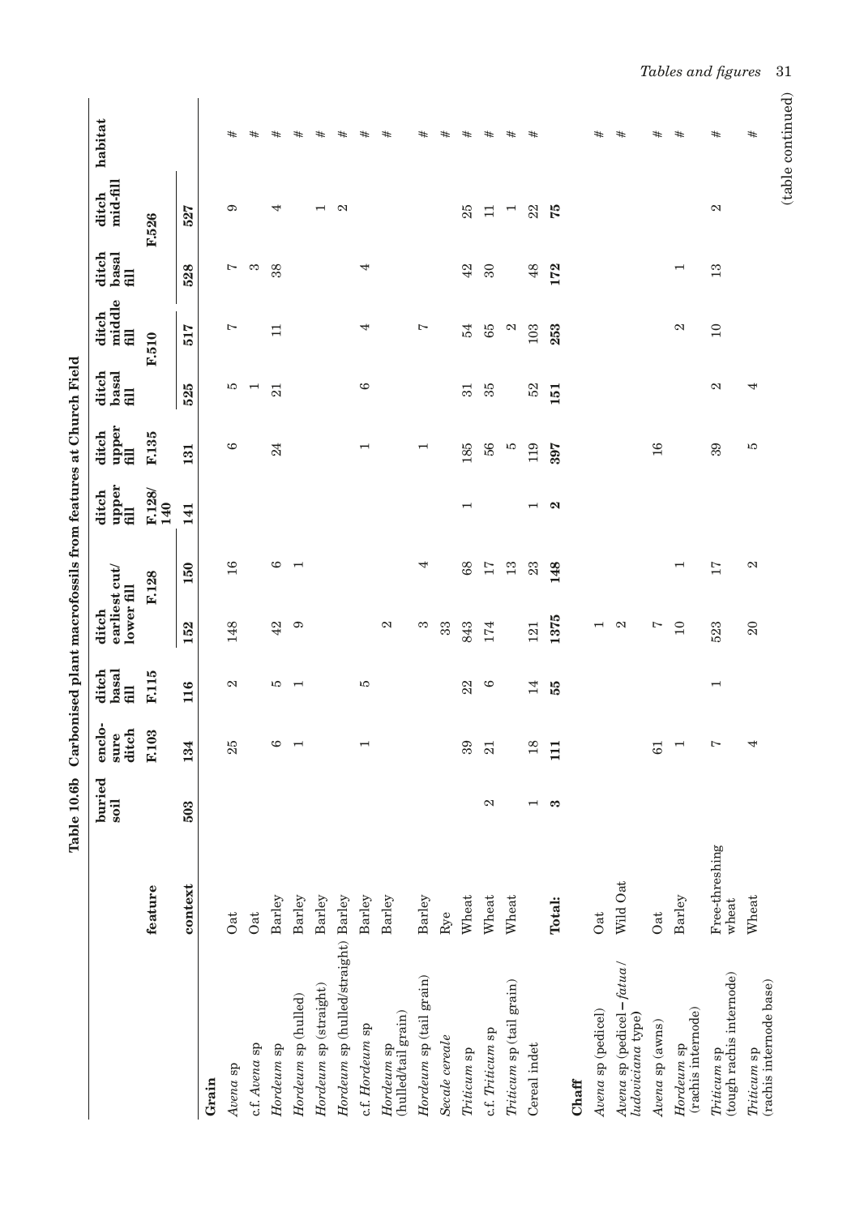**Table 10.6b Carbonised plant macrofossils from features at Church Field**

| | | buried soil | enclosure ditch | ditch basal fill | ditch earliest cut/ lower fill | | ditch upper fill | ditch upper fill | ditch basal fill | ditch middle fill | ditch basal fill | ditch mid-fill | habitat |
|---|---|---|---|---|---|---|---|---|---|---|---|---|---|
| | **feature** | | **F.103** | **F.115** | **F.128** | | **F.128/ 140** | **F.135** | **F.510** | | **F.526** | | |
| | **context** | **503** | **134** | **116** | **152** | **150** | **141** | **131** | **525** | **517** | **528** | **527** | |
| **Grain** | | | | | | | | | | | | | |
| *Avena* sp | Oat | | 25 | 2 | 148 | 16 | | 6 | 5 | 7 | 7 | 9 | # |
| c.f. *Avena* sp | Oat | | | | | | | | 1 | | 3 | | # |
| *Hordeum* sp | Barley | | 6 | 5 | 42 | 6 | | 24 | 21 | 11 | 38 | 4 | # |
| *Hordeum* sp (hulled) | Barley | | 1 | 1 | 9 | 1 | | | | | | | # |
| *Hordeum* sp (straight) | Barley | | | | | | | | | | | 1 | # |
| *Hordeum* sp (hulled/straight) | Barley | | | | | | | | | | | 2 | # |
| c.f. *Hordeum* sp | Barley | | 1 | 5 | | | | 1 | 6 | 4 | 4 | | # |
| *Hordeum* sp (hulled/tail grain) | Barley | | | | 2 | | | | | | | | # |
| *Hordeum* sp (tail grain) | Barley | | | | 3 | 4 | | 1 | | 7 | | | # |
| *Secale cereale* | Rye | | | | 33 | | | | | | | | # |
| *Triticum* sp | Wheat | | 39 | 22 | 843 | 68 | 1 | 185 | 31 | 54 | 42 | 25 | # |
| c.f. *Triticum* sp | Wheat | 2 | 21 | 6 | 174 | 17 | | 56 | 35 | 65 | 30 | 11 | # |
| *Triticum* sp (tail grain) | Wheat | | | | | 13 | | 5 | | 2 | | 1 | # |
| Cereal indet | | 1 | 18 | 14 | 121 | 23 | 1 | 119 | 52 | 103 | 48 | 22 | # |
| | **Total:** | **3** | **111** | **55** | **1375** | **148** | **2** | **397** | **151** | **253** | **172** | **75** | |
| **Chaff** | | | | | | | | | | | | | |
| *Avena* sp (pedicel) | Oat | | | | 1 | | | | | | | | # |
| *Avena* sp (pedicel – *fatua/ ludoviciana* type) | Wild Oat | | | | 2 | | | | | | | | # |
| *Avena* sp (awns) | Oat | | 61 | | 7 | | | 16 | | | | | # |
| *Hordeum* sp (rachis internode) | Barley | | 1 | | 10 | 1 | | | | 2 | 1 | | # |
| *Triticum* sp (tough rachis internode) | Free-threshing wheat | | 7 | 1 | 523 | 17 | | 39 | 2 | 10 | 13 | 2 | # |
| *Triticum* sp (rachis internode base) | Wheat | | 4 | | 20 | 2 | | 5 | 4 | | | | # |

(table continued)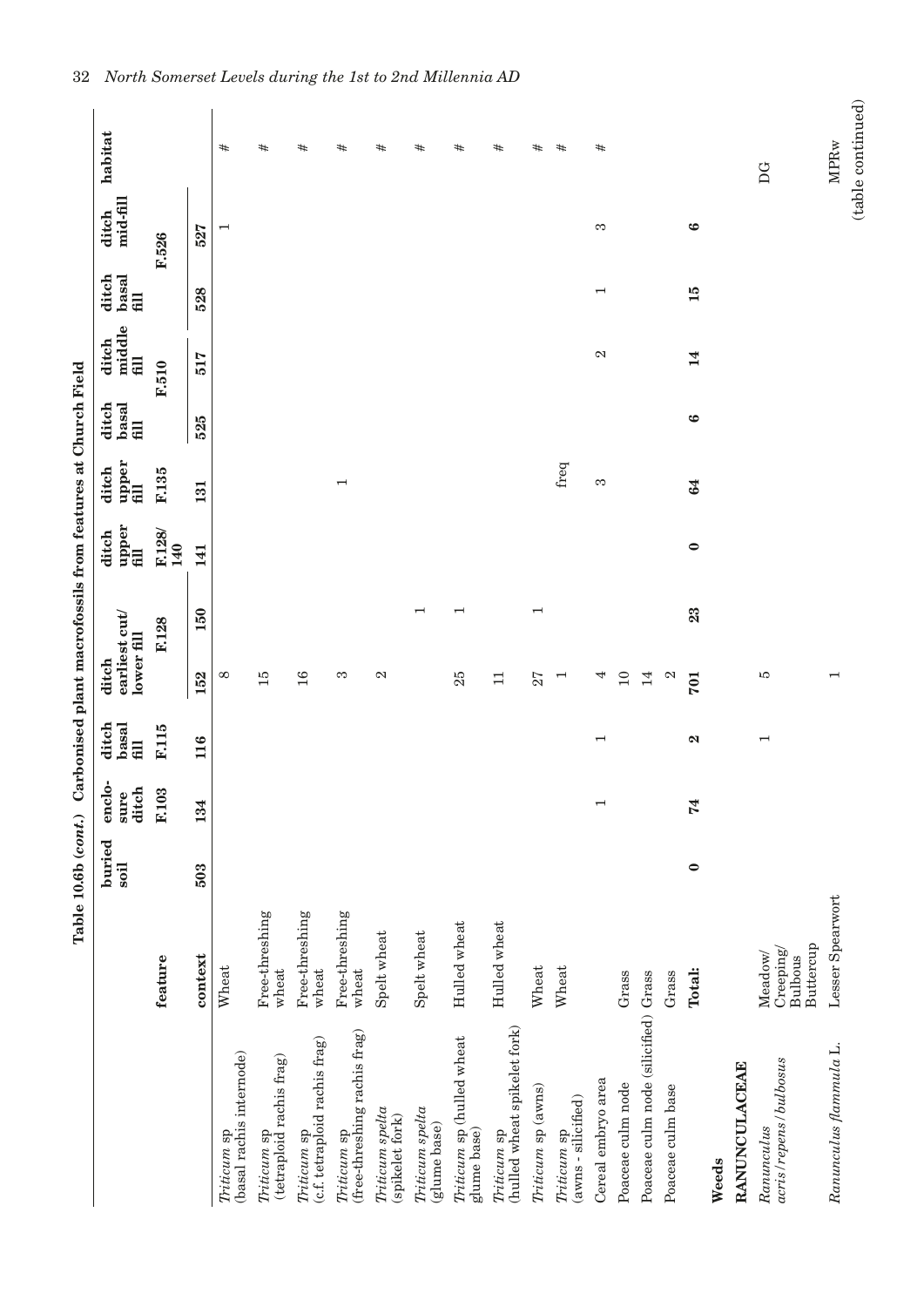**Table 10.6b (*cont.*) Carbonised plant macrofossils from features at Church Field**

| | | buried soil | enclo-sure ditch | ditch basal fill | ditch earliest cut/ lower fill | | ditch upper fill | ditch upper fill | ditch basal fill | ditch middle fill | ditch basal fill | ditch mid-fill | habitat |
|---|---|---|---|---|---|---|---|---|---|---|---|---|---|
| | **feature** | | **F.103** | **F.115** | **F.128** | | **F.128/ 140** | **F.135** | **F.510** | | **F.526** | | |
| | **context** | **503** | **134** | **116** | **152** | **150** | **141** | **131** | **525** | **517** | **528** | **527** | |
| *Triticum* sp (basal rachis internode) | Wheat | | | | 8 | | | | | | | 1 | # |
| *Triticum* sp (tetraploid rachis frag) | Free-threshing wheat | | | | 15 | | | | | | | | # |
| *Triticum* sp (c.f tetraploid rachis frag) | Free-threshing wheat | | | | 16 | | | | | | | | # |
| *Triticum* sp (free-threshing rachis frag) | Free-threshing wheat | | | | 3 | | | 1 | | | | | # |
| *Triticum spelta* (spikelet fork) | Spelt wheat | | | | 2 | | | | | | | | # |
| *Triticum spelta* (glume base) | Spelt wheat | | | | | 1 | | | | | | | # |
| *Triticum* sp (hulled wheat glume base) | Hulled wheat | | | | 25 | 1 | | | | | | | # |
| *Triticum* sp (hulled wheat spikelet fork) | Hulled wheat | | | | 11 | | | | | | | | # |
| *Triticum* sp (awns) | Wheat | | | | 27 | 1 | | | | | | | # |
| *Triticum* sp (awns - silicified) | Wheat | | | | 1 | | | freq | | | | | # |
| Cereal embryo area | | | 1 | 1 | 4 | | | 3 | | 2 | 1 | 3 | # |
| Poaceae culm node | Grass | | | | 10 | | | | | | | | |
| Poaceae culm node (silicified) | Grass | | | | 14 | | | | | | | | |
| Poaceae culm base | Grass | | | | 2 | | | | | | | | |
| | **Total:** | **0** | **74** | **2** | **701** | **23** | **0** | **64** | **6** | **14** | **15** | **6** | |
| **Weeds** | | | | | | | | | | | | | |
| **RANUNCULACEAE** | | | | | | | | | | | | | |
| *Ranunculus acris/repens/bulbosus* | Meadow/ Creeping/ Bulbous Buttercup | | | 1 | 5 | | | | | | | | DG |
| *Ranunculus flammula* L. | Lesser Spearwort | | | | 1 | | | | | | | | MPRw |

(table continued)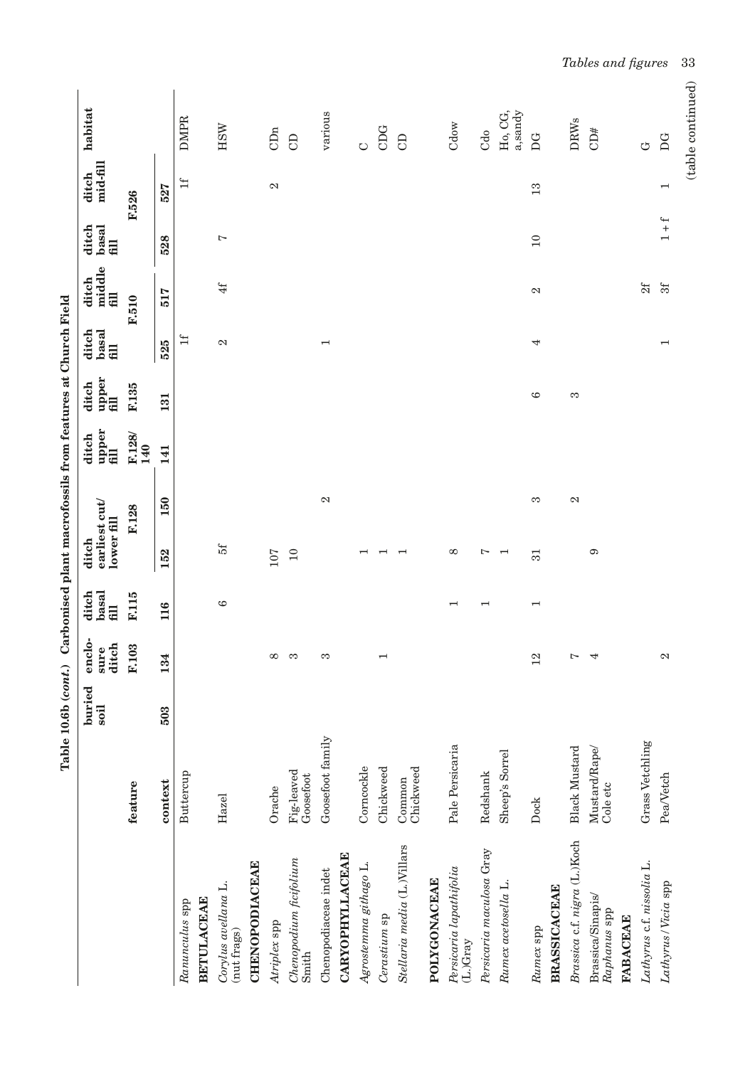**Table 10.6b (*cont.*) Carbonised plant macrofossils from features at Church Field**

| | | buried soil | enclosure ditch | ditch basal fill | ditch earliest cut/ lower fill | | ditch upper fill | ditch upper fill | ditch basal fill | ditch middle fill | ditch basal fill | ditch mid-fill | habitat |
|---|---|---|---|---|---|---|---|---|---|---|---|---|---|
| | **feature** | | F.103 | F.115 | F.128 | | F.128/ 140 | F.135 | F.510 | | F.526 | | |
| | **context** | 503 | 134 | 116 | 152 | 150 | 141 | 131 | 525 | 517 | 528 | 527 | |
| *Ranunculus* spp | Buttercup | | | | | | | | 1f | | | 1f | DMPR |
| **BETULACEAE** | | | | | | | | | | | | | |
| *Corylus avellana* L. (nut frags) | Hazel | | | 6 | 5f | | | | 2 | 4f | 7 | | HSW |
| **CHENOPODIACEAE** | | | | | | | | | | | | | |
| *Atriplex* spp | Orache | | 8 | | 107 | | | | | | | 2 | CDn |
| *Chenopodium ficifolium* Smith | Fig-leaved Goosefoot | | 3 | | 10 | | | | | | | | CD |
| Chenopodiaceae indet | Goosefoot family | | 3 | | | 2 | | | 1 | | | | various |
| **CARYOPHYLLACEAE** | | | | | | | | | | | | | |
| *Agrostemma githago* L. | Corncockle | | | | 1 | | | | | | | | C |
| *Cerastium* sp | Chickweed | | 1 | | 1 | | | | | | | | CDG |
| *Stellaria media* (L.)Villars | Common Chickweed | | | | 1 | | | | | | | | CD |
| **POLYGONACEAE** | | | | | | | | | | | | | |
| *Persicaria lapathifolia* (L.)Gray | Pale Persicaria | | | 1 | 8 | | | | | | | | Cdow |
| *Persicaria maculosa* Gray | Redshank | | | 1 | 7 | | | | | | | | Cdo |
| *Rumex acetosella* L. | Sheep's Sorrel | | | | 1 | | | | | | | | Ho, CG, a,sandy |
| *Rumex* spp | Dock | | 12 | 1 | 31 | 3 | | 6 | 4 | 2 | 10 | 13 | DG |
| **BRASSICACEAE** | | | | | | | | | | | | | |
| *Brassica* c.f. *nigra* (L.)Koch | Black Mustard | | 7 | | | 2 | | 3 | | | | | DRWs |
| Brassica/Sinapis/ *Raphanus* spp | Mustard/Rape/ Cole etc | | 4 | | 9 | | | | | | | | CD# |
| **FABACEAE** | | | | | | | | | | | | | |
| *Lathyrus* c.f. *nissolia* L. | Grass Vetchling | | | | | | | | | 2f | | | G |
| *Lathyrus*/*Vicia* spp | Pea/Vetch | | 2 | | | | | | 1 | 3f | 1 + f | 1 | DG |

(table continued)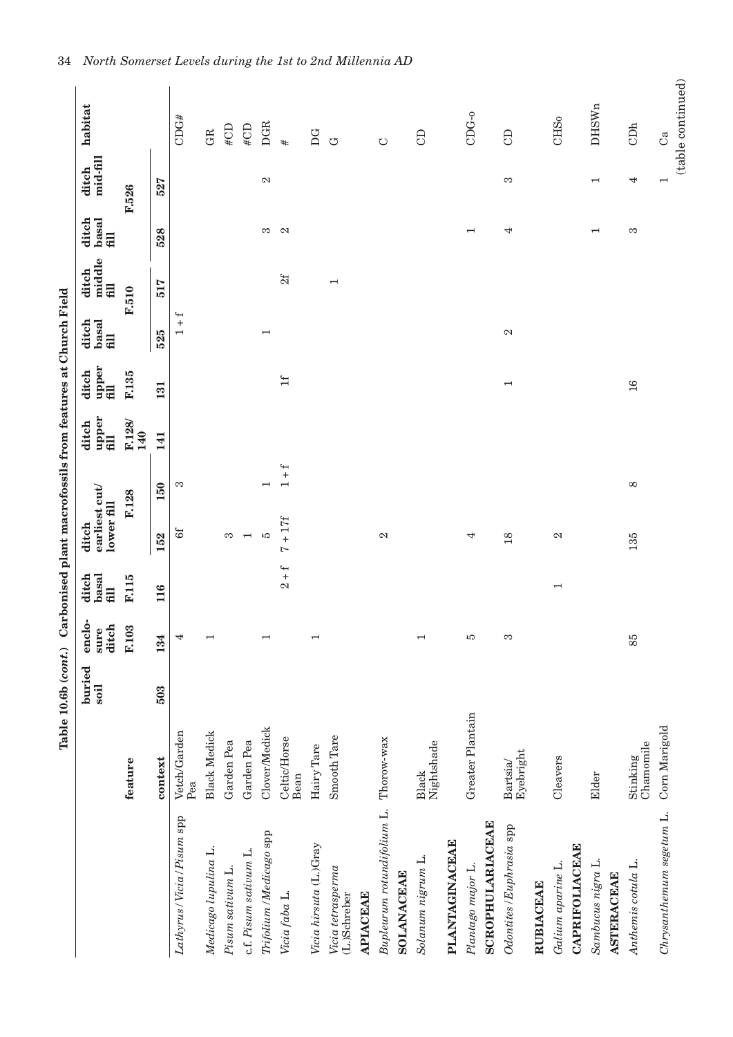**Table 10.6b (*cont.*) Carbonised plant macrofossils from features at Church Field**

| | | buried soil | enclo-sure ditch | ditch basal fill | ditch earliest cut/ lower fill | | ditch upper fill | ditch upper fill | ditch basal fill | ditch middle fill | ditch basal fill | ditch mid-fill | habitat |
|---|---|---|---|---|---|---|---|---|---|---|---|---|---|
| | **feature** | | **F.103** | **F.115** | **F.128** | | **F.128/ 140** | **F.135** | **F.510** | | **F.526** | | |
| | **context** | **503** | **134** | **116** | **152** | **150** | **141** | **131** | **525** | **517** | **528** | **527** | |
| *Lathyrus*/*Vicia*/*Pisum* spp | Vetch/Garden Pea | | 4 | | 6f | 3 | | | 1 + f | | | | CDG# |
| *Medicago lupulina* L. | Black Medick | | 1 | | | | | | | | | | GR |
| *Pisum sativum* L. | Garden Pea | | | | 3 | | | | | | | | #CD |
| c.f. *Pisum sativum* L. | Garden Pea | | | | 1 | | | | | | | | #CD |
| *Trifolium*/*Medicago* spp | Clover/Medick | | 1 | | 5 | 1 | | | 1 | | 3 | 2 | DGR |
| *Vicia faba* L. | Celtic/Horse Bean | | | 2 + f | 7 + 17f | 1 + f | | 1f | | 2f | 2 | | # |
| *Vicia hirsuta* (L.)Gray | Hairy Tare | | 1 | | | | | | | | | | DG |
| *Vicia tetrasperma* (L.)Schreber | Smooth Tare | | | | | | | | | 1 | | | G |
| **APIACEAE** | | | | | | | | | | | | | |
| *Bupleurum rotundifolium* L. | Thorow-wax | | | | 2 | | | | | | | | C |
| **SOLANACEAE** | | | | | | | | | | | | | |
| *Solanum nigrum* L. | Black Nightshade | | 1 | | | | | | | | | | CD |
| **PLANTAGINACEAE** | | | | | | | | | | | | | |
| *Plantago major* L. | Greater Plantain | | 5 | | 4 | | | | | | 1 | | CDG-o |
| **SCROPHULARIACEAE** | | | | | | | | | | | | | |
| *Odontites*/*Euphrasia* spp | Bartsia/ Eyebright | | 3 | | 18 | | | 1 | 2 | | 4 | 3 | CD |
| **RUBIACEAE** | | | | | | | | | | | | | |
| *Galium aparine* L. | Cleavers | | | 1 | 2 | | | | | | | | CHSo |
| **CAPRIFOLIACEAE** | | | | | | | | | | | | | |
| *Sambucus nigra* L. | Elder | | | | | | | | | | 1 | 1 | DHSWn |
| **ASTERACEAE** | | | | | | | | | | | | | |
| *Anthemis cotula* L. | Stinking Chamomile | | 85 | | 135 | 8 | | 16 | | | 3 | 4 | CDh |
| *Chrysanthemum segetum* L. | Corn Marigold | | | | | | | | | | | 1 | Ca |

(table continued)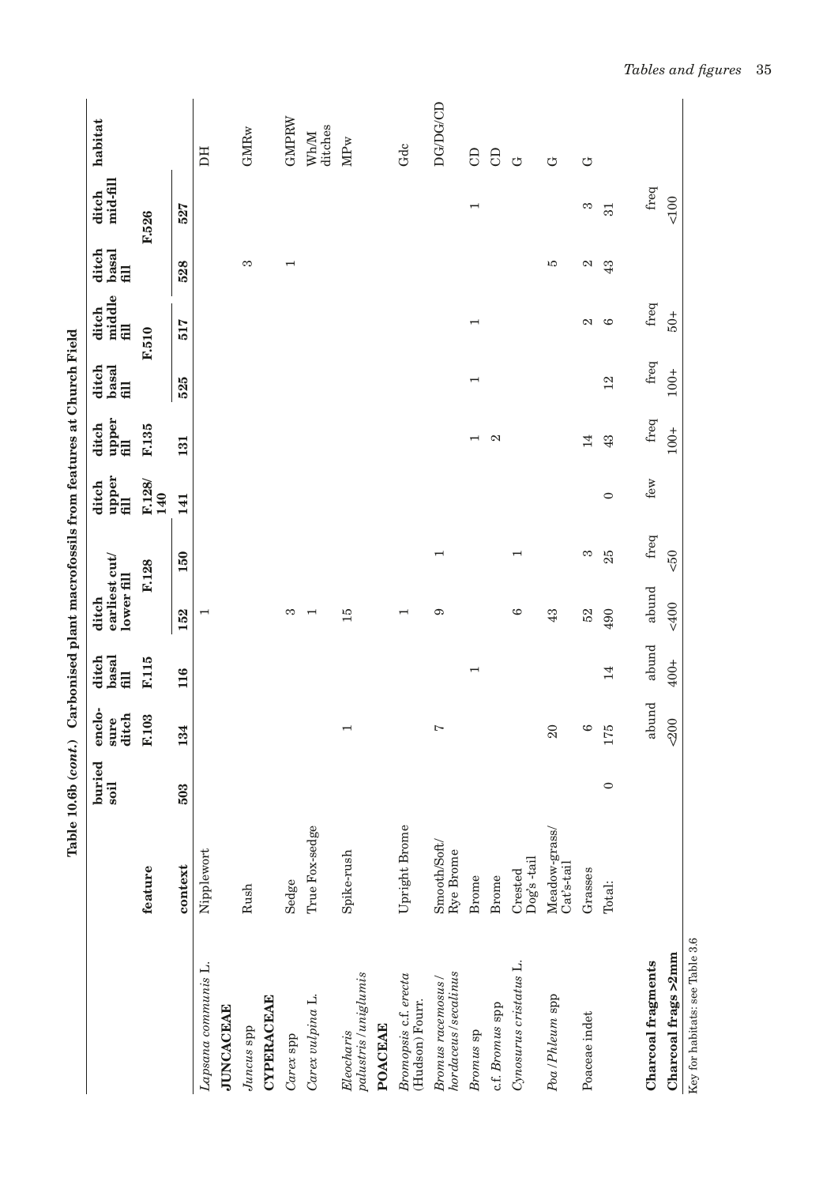**Table 10.6b (*cont.*) Carbonised plant macrofossils from features at Church Field**

| | | buried soil | enclo-sure ditch | ditch basal fill | ditch earliest cut/ lower fill | | ditch upper fill | ditch upper fill | ditch basal fill | ditch middle fill | ditch basal fill | ditch mid-fill | habitat |
|---|---|---|---|---|---|---|---|---|---|---|---|---|---|
| | **feature** | | **F.103** | **F.115** | **F.128** | | **F.128/ 140** | **F.135** | **F.510** | | **F.526** | | |
| | **context** | **503** | **134** | **116** | **152** | **150** | **141** | **131** | **525** | **517** | **528** | **527** | |
| *Lapsana communis* L. | Nipplewort | | | | 1 | | | | | | | | DH |
| **JUNCACEAE** | | | | | | | | | | | | | |
| *Juncus* spp | Rush | | | | | | | | | | 3 | | GMRw |
| **CYPERACEAE** | | | | | | | | | | | | | |
| *Carex* spp | Sedge | | | | 3 | | | | | | 1 | | GMPRW |
| *Carex vulpina* L. | True Fox-sedge | | | | 1 | | | | | | | | Wh/M ditches |
| *Eleocharis palustris/uniglumis* | Spike-rush | | 1 | | 15 | | | | | | | | MPw |
| **POACEAE** | | | | | | | | | | | | | |
| *Bromopsis* c.f. *erecta* (Hudson) Fourr. | Upright Brome | | | | 1 | | | | | | | | Gdc |
| *Bromus racemosus/ hordaceus/secalinus* | Smooth/Soft/ Rye Brome | | 7 | | 9 | 1 | | | | | | | DG/DG/CD |
| *Bromus* sp | Brome | | | 1 | | | | 1 | 1 | 1 | | 1 | CD |
| c.f. *Bromus* spp | Brome | | | | | | | 2 | | | | | CD |
| *Cynosurus cristatus* L. | Crested Dog's-tail | | | | 6 | 1 | | | | | | | G |
| *Poa/Phleum* spp | Meadow-grass/ Cat's-tail | | 20 | | 43 | | | | | | 5 | | G |
| Poaceae indet | Grasses | | 6 | | 52 | 3 | | 14 | | 2 | 2 | 3 | G |
| | Total: | 0 | 175 | 14 | 490 | 25 | 0 | 43 | 12 | 6 | 43 | 31 | |
| **Charcoal fragments** | | | abund | abund | abund | freq | few | freq | freq | freq | | freq | |
| **Charcoal frags >2mm** | | | <200 | 400+ | <400 | <50 | | 100+ | 100+ | 50+ | | <100 | |

Key for habitats: see Table 3.6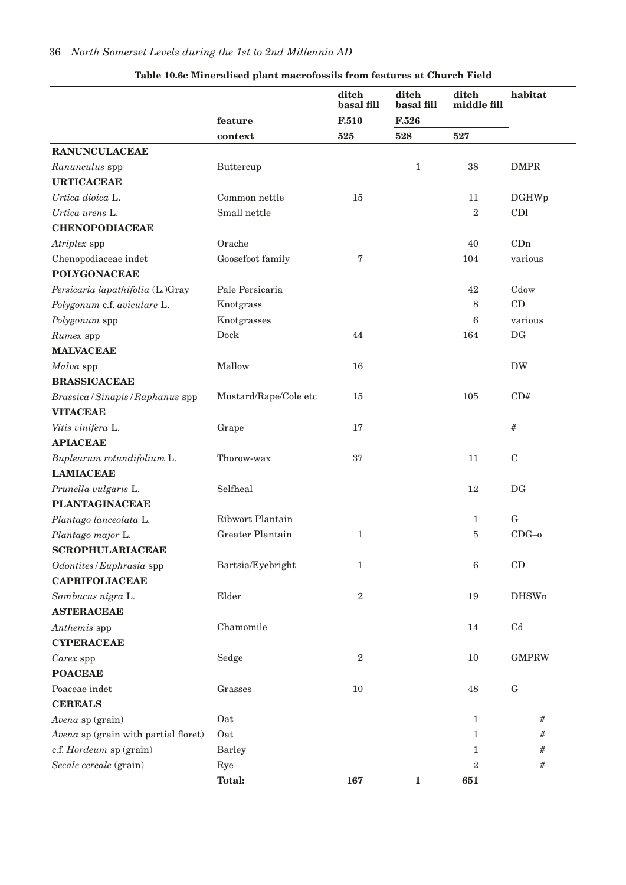**Table 10.6c Mineralised plant macrofossils from features at Church Field**

| | | ditch basal fill | ditch basal fill | ditch middle fill | habitat |
|---|---|---|---|---|---|
| | feature | F.510 | F.526 | | |
| | context | 525 | 528 | 527 | |
| **RANUNCULACEAE** | | | | | |
| *Ranunculus* spp | Buttercup | | 1 | 38 | DMPR |
| **URTICACEAE** | | | | | |
| *Urtica dioica* L. | Common nettle | 15 | | 11 | DGHWp |
| *Urtica urens* L. | Small nettle | | | 2 | CDl |
| **CHENOPODIACEAE** | | | | | |
| *Atriplex* spp | Orache | | | 40 | CDn |
| Chenopodiaceae indet | Goosefoot family | 7 | | 104 | various |
| **POLYGONACEAE** | | | | | |
| *Persicaria lapathifolia* (L.)Gray | Pale Persicaria | | | 42 | Cdow |
| *Polygonum* c.f. *aviculare* L. | Knotgrass | | | 8 | CD |
| *Polygonum* spp | Knotgrasses | | | 6 | various |
| *Rumex* spp | Dock | 44 | | 164 | DG |
| **MALVACEAE** | | | | | |
| *Malva* spp | Mallow | 16 | | | DW |
| **BRASSICACEAE** | | | | | |
| *Brassica/Sinapis/Raphanus* spp | Mustard/Rape/Cole etc | 15 | | 105 | CD# |
| **VITACEAE** | | | | | |
| *Vitis vinifera* L. | Grape | 17 | | | # |
| **APIACEAE** | | | | | |
| *Bupleurum rotundifolium* L. | Thorow-wax | 37 | | 11 | C |
| **LAMIACEAE** | | | | | |
| *Prunella vulgaris* L. | Selfheal | | | 12 | DG |
| **PLANTAGINACEAE** | | | | | |
| *Plantago lanceolata* L. | Ribwort Plantain | | | 1 | G |
| *Plantago major* L. | Greater Plantain | 1 | | 5 | CDG–o |
| **SCROPHULARIACEAE** | | | | | |
| *Odontites/Euphrasia* spp | Bartsia/Eyebright | 1 | | 6 | CD |
| **CAPRIFOLIACEAE** | | | | | |
| *Sambucus nigra* L. | Elder | 2 | | 19 | DHSWn |
| **ASTERACEAE** | | | | | |
| *Anthemis* spp | Chamomile | | | 14 | Cd |
| **CYPERACEAE** | | | | | |
| *Carex* spp | Sedge | 2 | | 10 | GMPRW |
| **POACEAE** | | | | | |
| Poaceae indet | Grasses | 10 | | 48 | G |
| **CEREALS** | | | | | |
| *Avena* sp (grain) | Oat | | | 1 | # |
| *Avena* sp (grain with partial floret) | Oat | | | 1 | # |
| c.f. *Hordeum* sp (grain) | Barley | | | 1 | # |
| *Secale cereale* (grain) | Rye | | | 2 | # |
| | **Total:** | **167** | **1** | **651** | |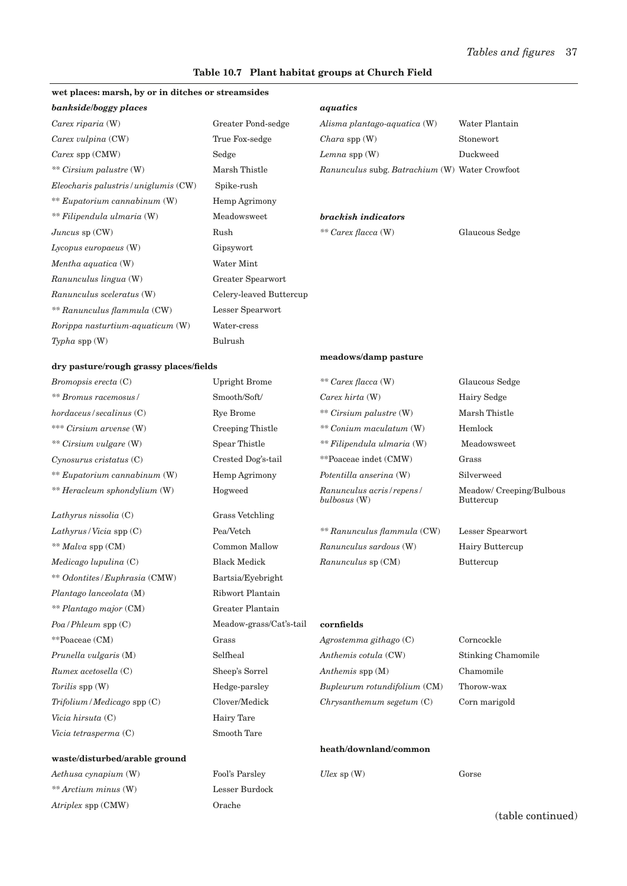**Table 10.7 Plant habitat groups at Church Field**

**wet places: marsh, by or in ditches or streamsides**

***bankside/boggy places***

| | |
|---|---|
| *Carex riparia* (W) | Greater Pond-sedge |
| *Carex vulpina* (CW) | True Fox-sedge |
| *Carex* spp (CMW) | Sedge |
| ** *Cirsium palustre* (W) | Marsh Thistle |
| *Eleocharis palustris/uniglumis* (CW) | Spike-rush |
| ** *Eupatorium cannabinum* (W) | Hemp Agrimony |
| ** *Filipendula ulmaria* (W) | Meadowsweet |
| *Juncus* sp (CW) | Rush |
| *Lycopus europaeus* (W) | Gipsywort |
| *Mentha aquatica* (W) | Water Mint |
| *Ranunculus lingua* (W) | Greater Spearwort |
| *Ranunculus sceleratus* (W) | Celery-leaved Buttercup |
| ** *Ranunculus flammula* (CW) | Lesser Spearwort |
| *Rorippa nasturtium-aquaticum* (W) | Water-cress |
| *Typha* spp (W) | Bulrush |

***aquatics***

| | |
|---|---|
| *Alisma plantago-aquatica* (W) | Water Plantain |
| *Chara* spp (W) | Stonewort |
| *Lemna* spp (W) | Duckweed |
| *Ranunculus* subg. *Batrachium* (W) | Water Crowfoot |

***brackish indicators***

| | |
|---|---|
| ** *Carex flacca* (W) | Glaucous Sedge |

**dry pasture/rough grassy places/fields**

| | |
|---|---|
| *Bromopsis erecta* (C) | Upright Brome |
| ** *Bromus racemosus/hordaceus/secalinus* (C) | Smooth/Soft/Rye Brome |
| *** *Cirsium arvense* (W) | Creeping Thistle |
| ** *Cirsium vulgare* (W) | Spear Thistle |
| *Cynosurus cristatus* (C) | Crested Dog's-tail |
| ** *Eupatorium cannabinum* (W) | Hemp Agrimony |
| ** *Heracleum sphondylium* (W) | Hogweed |
| *Lathyrus nissolia* (C) | Grass Vetchling |
| *Lathyrus/Vicia* spp (C) | Pea/Vetch |
| ** *Malva* spp (CM) | Common Mallow |
| *Medicago lupulina* (C) | Black Medick |
| ** *Odontites/Euphrasia* (CMW) | Bartsia/Eyebright |
| *Plantago lanceolata* (M) | Ribwort Plantain |
| ** *Plantago major* (CM) | Greater Plantain |
| *Poa/Phleum* spp (C) | Meadow-grass/Cat's-tail |
| **Poaceae (CM) | Grass |
| *Prunella vulgaris* (M) | Selfheal |
| *Rumex acetosella* (C) | Sheep's Sorrel |
| *Torilis* spp (W) | Hedge-parsley |
| *Trifolium/Medicago* spp (C) | Clover/Medick |
| *Vicia hirsuta* (C) | Hairy Tare |
| *Vicia tetrasperma* (C) | Smooth Tare |

**meadows/damp pasture**

| | |
|---|---|
| ** *Carex flacca* (W) | Glaucous Sedge |
| *Carex hirta* (W) | Hairy Sedge |
| ** *Cirsium palustre* (W) | Marsh Thistle |
| ** *Conium maculatum* (W) | Hemlock |
| ** *Filipendula ulmaria* (W) | Meadowsweet |
| **Poaceae indet (CMW) | Grass |
| *Potentilla anserina* (W) | Silverweed |
| *Ranunculus acris/repens/bulbosus* (W) | Meadow/ Creeping/Bulbous Buttercup |
| ** *Ranunculus flammula* (CW) | Lesser Spearwort |
| *Ranunculus sardous* (W) | Hairy Buttercup |
| *Ranunculus* sp (CM) | Buttercup |

**cornfields**

| | |
|---|---|
| *Agrostemma githago* (C) | Corncockle |
| *Anthemis cotula* (CW) | Stinking Chamomile |
| *Anthemis* spp (M) | Chamomile |
| *Bupleurum rotundifolium* (CM) | Thorow-wax |
| *Chrysanthemum segetum* (C) | Corn marigold |

**heath/downland/common**

| | |
|---|---|
| *Ulex* sp (W) | Gorse |

**waste/disturbed/arable ground**

| | |
|---|---|
| *Aethusa cynapium* (W) | Fool's Parsley |
| ** *Arctium minus* (W) | Lesser Burdock |
| *Atriplex* spp (CMW) | Orache |

(table continued)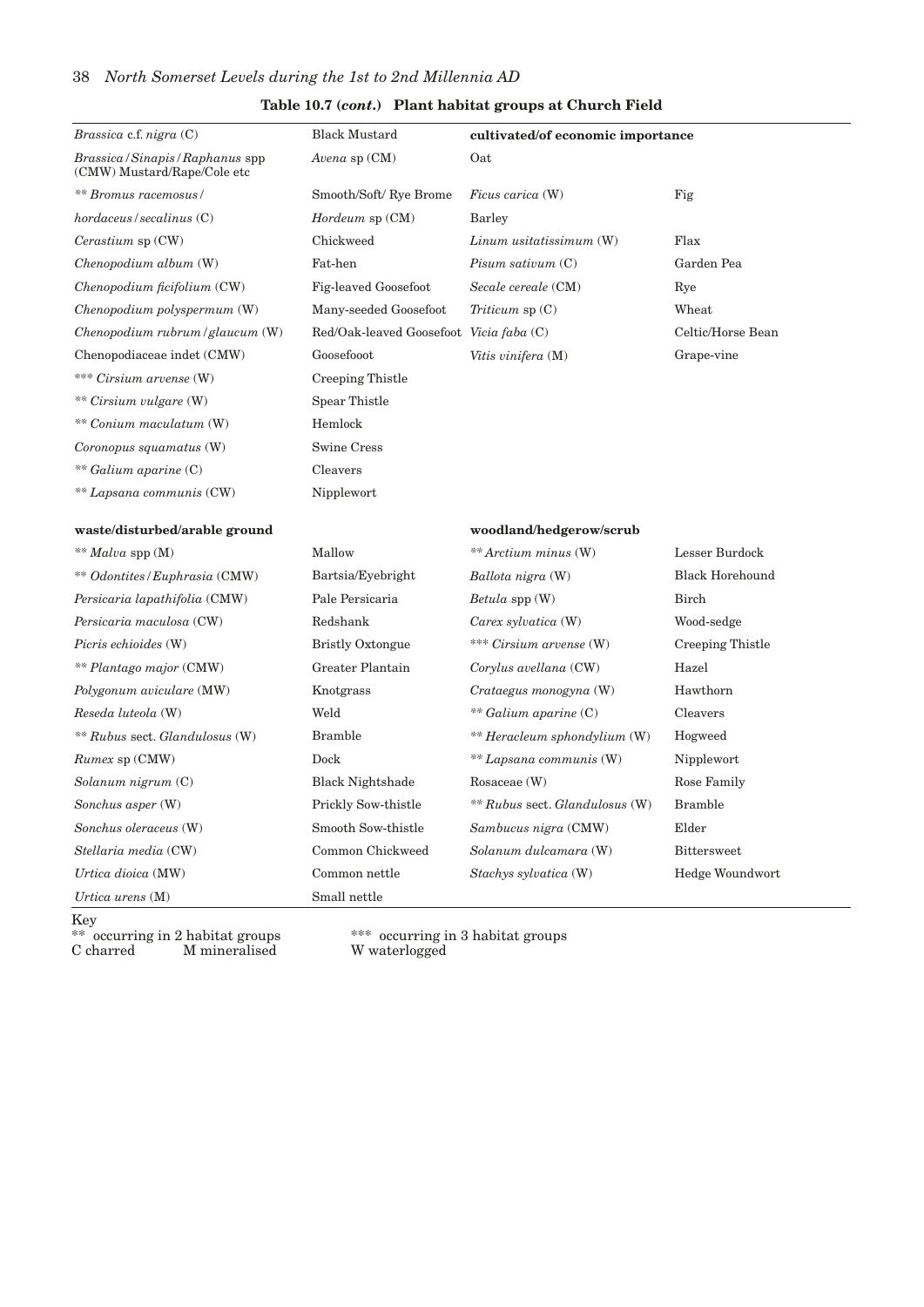**Table 10.7 (*cont*.) Plant habitat groups at Church Field**

| | | | |
|---|---|---|---|
| *Brassica* c.f. *nigra* (C) | Black Mustard | **cultivated/of economic importance** | |
| *Brassica/Sinapis/Raphanus* spp (CMW) Mustard/Rape/Cole etc | | *Avena* sp (CM) | Oat |
| ** *Bromus racemosus/ hordaceus/secalinus* (C) | Smooth/Soft/ Rye Brome | *Ficus carica* (W) | Fig |
| | | *Hordeum* sp (CM) | Barley |
| *Cerastium* sp (CW) | Chickweed | *Linum usitatissimum* (W) | Flax |
| *Chenopodium album* (W) | Fat-hen | *Pisum sativum* (C) | Garden Pea |
| *Chenopodium ficifolium* (CW) | Fig-leaved Goosefoot | *Secale cereale* (CM) | Rye |
| *Chenopodium polyspermum* (W) | Many-seeded Goosefoot | *Triticum* sp (C) | Wheat |
| *Chenopodium rubrum/glaucum* (W) | Red/Oak-leaved Goosefoot | *Vicia faba* (C) | Celtic/Horse Bean |
| Chenopodiaceae indet (CMW) | Goosefooot | *Vitis vinifera* (M) | Grape-vine |
| *** *Cirsium arvense* (W) | Creeping Thistle | | |
| ** *Cirsium vulgare* (W) | Spear Thistle | | |
| ** *Conium maculatum* (W) | Hemlock | | |
| *Coronopus squamatus* (W) | Swine Cress | | |
| ** *Galium aparine* (C) | Cleavers | | |
| ** *Lapsana communis* (CW) | Nipplewort | | |
| **waste/disturbed/arable ground** | | **woodland/hedgerow/scrub** | |
| ** *Malva* spp (M) | Mallow | ** *Arctium minus* (W) | Lesser Burdock |
| ** *Odontites/Euphrasia* (CMW) | Bartsia/Eyebright | *Ballota nigra* (W) | Black Horehound |
| *Persicaria lapathifolia* (CMW) | Pale Persicaria | *Betula* spp (W) | Birch |
| *Persicaria maculosa* (CW) | Redshank | *Carex sylvatica* (W) | Wood-sedge |
| *Picris echioides* (W) | Bristly Oxtongue | *** *Cirsium arvense* (W) | Creeping Thistle |
| ** *Plantago major* (CMW) | Greater Plantain | *Corylus avellana* (CW) | Hazel |
| *Polygonum aviculare* (MW) | Knotgrass | *Crataegus monogyna* (W) | Hawthorn |
| *Reseda luteola* (W) | Weld | ** *Galium aparine* (C) | Cleavers |
| ** *Rubus* sect. *Glandulosus* (W) | Bramble | ** *Heracleum sphondylium* (W) | Hogweed |
| *Rumex* sp (CMW) | Dock | ** *Lapsana communis* (W) | Nipplewort |
| *Solanum nigrum* (C) | Black Nightshade | Rosaceae (W) | Rose Family |
| *Sonchus asper* (W) | Prickly Sow-thistle | ** *Rubus* sect. *Glandulosus* (W) | Bramble |
| *Sonchus oleraceus* (W) | Smooth Sow-thistle | *Sambucus nigra* (CMW) | Elder |
| *Stellaria media* (CW) | Common Chickweed | *Solanum dulcamara* (W) | Bittersweet |
| *Urtica dioica* (MW) | Common nettle | *Stachys sylvatica* (W) | Hedge Woundwort |
| *Urtica urens* (M) | Small nettle | | |

Key
** occurring in 2 habitat groups *** occurring in 3 habitat groups
C charred M mineralised W waterlogged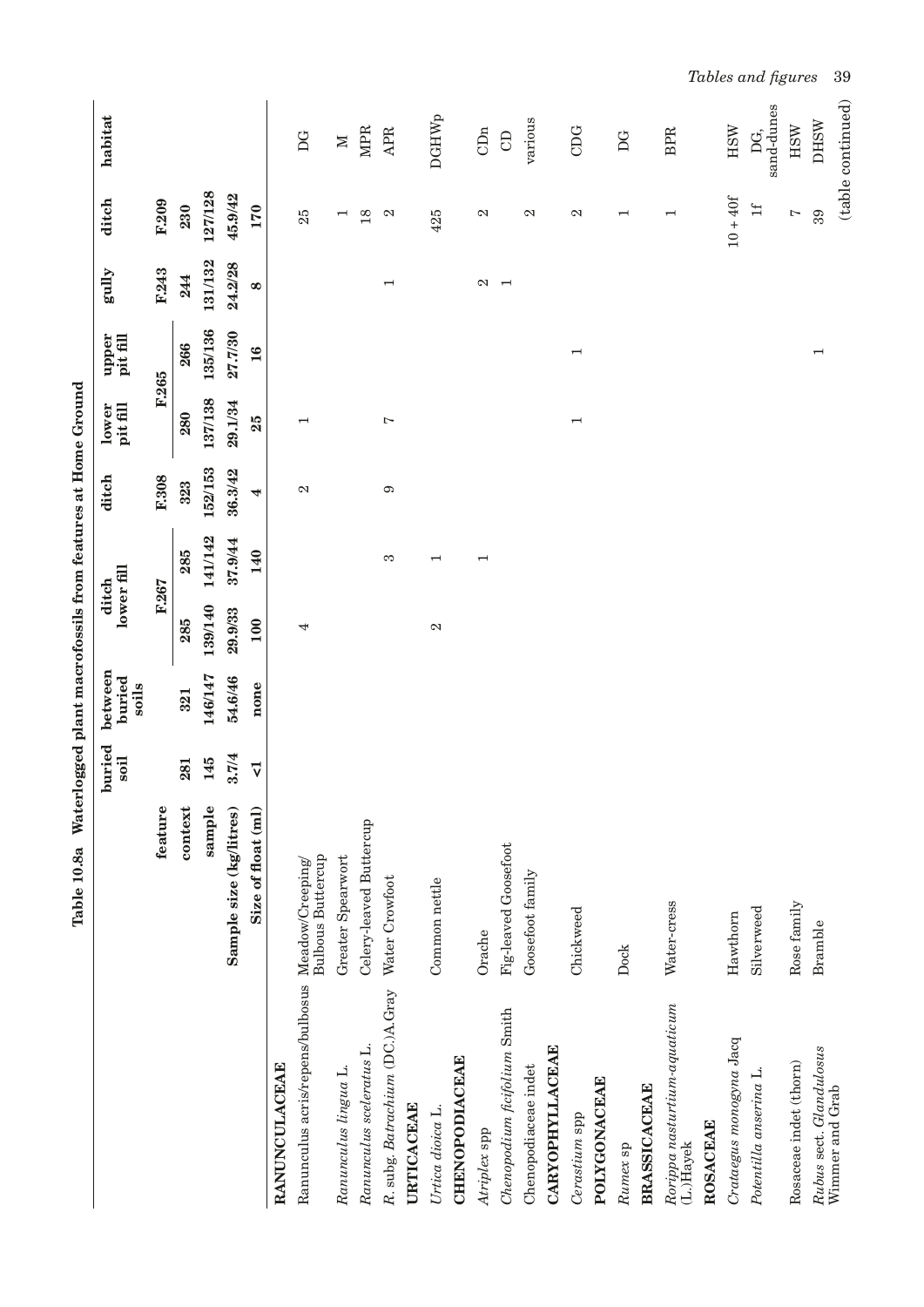**Table 10.8a Waterlogged plant macrofossils from features at Home Ground**

| | feature | buried soil | between buried soils | ditch lower fill | | ditch | lower pit fill | upper pit fill | gully | ditch | habitat |
|---|---|---|---|---|---|---|---|---|---|---|---|
| | | | | F.267 | | F.308 | F.265 | | F.243 | F.209 | |
| | **context** | **281** | **321** | **285** | **285** | **323** | **280** | **266** | **244** | **230** | |
| | **sample** | **145** | **146/147** | **139/140** | **141/142** | **152/153** | **137/138** | **135/136** | **131/132** | **127/128** | |
| | **Sample size (kg/litres)** | **3.7/4** | **54.6/46** | **29.9/33** | **37.9/44** | **36.3/42** | **29.1/34** | **27.7/30** | **24.2/28** | **45.9/42** | |
| | **Size of float (ml)** | **<1** | **none** | **100** | **140** | **4** | **25** | **16** | **8** | **170** | |
| **RANUNCULACEAE** | | | | | | | | | | | |
| Ranunculus acris/repens/bulbosus | Meadow/Creeping/ Bulbous Buttercup | | | 4 | | 2 | 1 | | | 25 | DG |
| *Ranunculus lingua* L. | Greater Spearwort | | | | | | | | | 1 | M |
| *Ranunculus sceleratus* L. | Celery-leaved Buttercup | | | | | | | | | 18 | MPR |
| *R.* subg. *Batrachium* (DC.)A.Gray | Water Crowfoot | | | | 3 | 9 | 7 | | 1 | 2 | APR |
| **URTICACEAE** | | | | | | | | | | | |
| *Urtica dioica* L. | Common nettle | | | 2 | 1 | | | | | 425 | DGHWp |
| **CHENOPODIACEAE** | | | | | | | | | | | |
| *Atriplex* spp | Orache | | | | 1 | | | | 2 | 2 | CDn |
| *Chenopodium ficifolium* Smith | Fig-leaved Goosefoot | | | | | | | | 1 | | CD |
| Chenopodiaceae indet | Goosefoot family | | | | | | | | | 2 | various |
| **CARYOPHYLLACEAE** | | | | | | | | | | | |
| *Cerastium* spp | Chickweed | | | | | | 1 | 1 | | 2 | CDG |
| **POLYGONACEAE** | | | | | | | | | | | |
| *Rumex* sp | Dock | | | | | | | | | 1 | DG |
| **BRASSICACEAE** | | | | | | | | | | | |
| *Rorippa nasturtium-aquaticum* (L.)Hayek | Water-cress | | | | | | | | | 1 | BPR |
| **ROSACEAE** | | | | | | | | | | | |
| *Crataegus monogyna* Jacq | Hawthorn | | | | | | | | | 10 + 40f | HSW |
| *Potentilla anserina* L. | Silverweed | | | | | | | | | 1f | DG, sand-dunes |
| Rosaceae indet (thorn) | Rose family | | | | | | | | | 7 | HSW |
| *Rubus* sect. *Glandulosus* Wimmer and Grab | Bramble | | | | | | | 1 | | 39 | DHSW |

(table continued)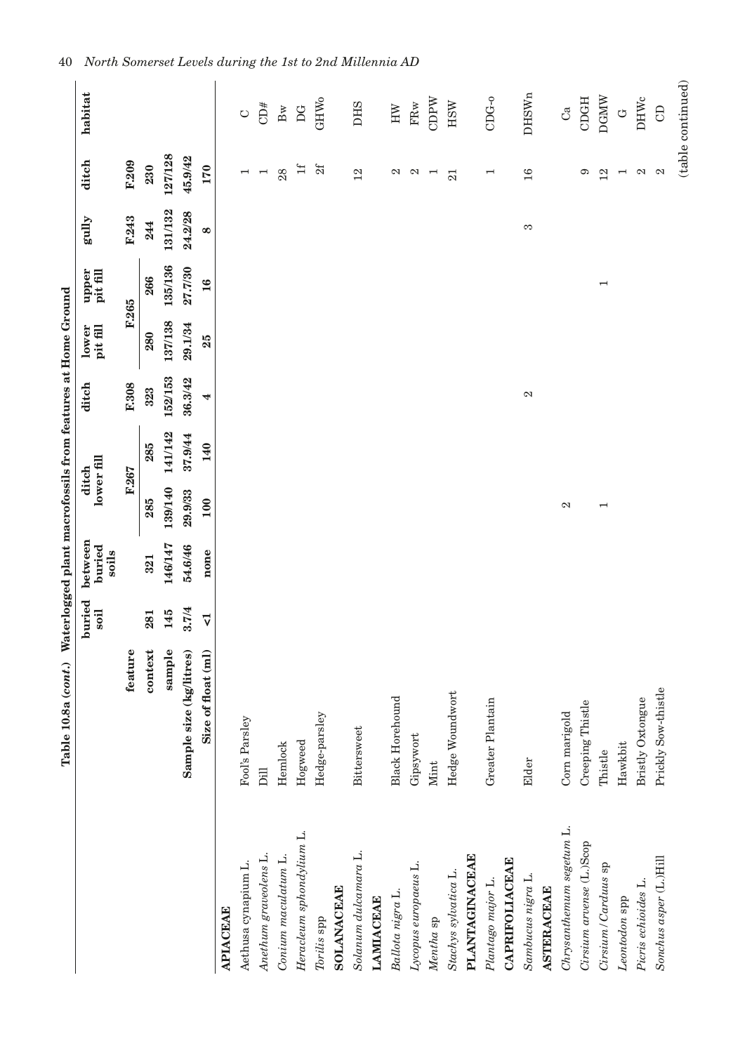**Table 10.8a (*cont.*) Waterlogged plant macrofossils from features at Home Ground**

| | | buried soil | between buried soils | ditch lower fill | | ditch | lower pit fill | upper pit fill | gully | ditch | habitat |
|---|---|---|---|---|---|---|---|---|---|---|---|
| | **feature** | | | **F.267** | | **F.308** | **F.265** | | **F.243** | **F.209** | |
| | **context** | **281** | **321** | **285** | **285** | **323** | **280** | **266** | **244** | **230** | |
| | **sample** | **145** | **146/147** | **139/140** | **141/142** | **152/153** | **137/138** | **135/136** | **131/132** | **127/128** | |
| | **Sample size (kg/litres)** | **3.7/4** | **54.6/46** | **29.9/33** | **37.9/44** | **36.3/42** | **29.1/34** | **27.7/30** | **24.2/28** | **45.9/42** | |
| | **Size of float (ml)** | **<1** | **none** | **100** | **140** | **4** | **25** | **16** | **8** | **170** | |
| **APIACEAE** | | | | | | | | | | | |
| *Aethusa cynapium* L. | Fool's Parsley | | | | | | | | | 1 | C |
| *Anethum graveolens* L. | Dill | | | | | | | | | 1 | CD# |
| *Conium maculatum* L. | Hemlock | | | | | | | | | 28 | Bw |
| *Heracleum sphondylium* L. | Hogweed | | | | | | | | | 1f | DG |
| *Torilis* spp | Hedge-parsley | | | | | | | | | 2f | GHWo |
| **SOLANACEAE** | | | | | | | | | | | |
| *Solanum dulcamara* L. | Bittersweet | | | | | | | | | 12 | DHS |
| **LAMIACEAE** | | | | | | | | | | | |
| *Ballota nigra* L. | Black Horehound | | | | | | | | | 2 | HW |
| *Lycopus europaeus* L. | Gipsywort | | | | | | | | | 2 | FRw |
| *Mentha* sp | Mint | | | | | | | | | 1 | CDPW |
| *Stachys sylvatica* L. | Hedge Woundwort | | | | | | | | | 21 | HSW |
| **PLANTAGINACEAE** | | | | | | | | | | | |
| *Plantago major* L. | Greater Plantain | | | | | | | | | 1 | CDG-o |
| **CAPRIFOLIACEAE** | | | | | | | | | | | |
| *Sambucus nigra* L. | Elder | | | | | 2 | | | 3 | 16 | DHSWn |
| **ASTERACEAE** | | | | | | | | | | | |
| *Chrysanthemum segetum* L. | Corn marigold | | | 2 | | | | | | | Ca |
| *Cirsium arvense* (L.)Scop | Creeping Thistle | | | | | | | | | 9 | CDGH |
| *Cirsium*/*Carduus* sp | Thistle | | | 1 | | | | 1 | | 12 | DGMW |
| *Leontodon* spp | Hawkbit | | | | | | | | | 1 | G |
| *Picris echioides* L. | Bristly Oxtongue | | | | | | | | | 2 | DHWc |
| *Sonchus asper* (L.)Hill | Prickly Sow-thistle | | | | | | | | | 2 | CD |

(table continued)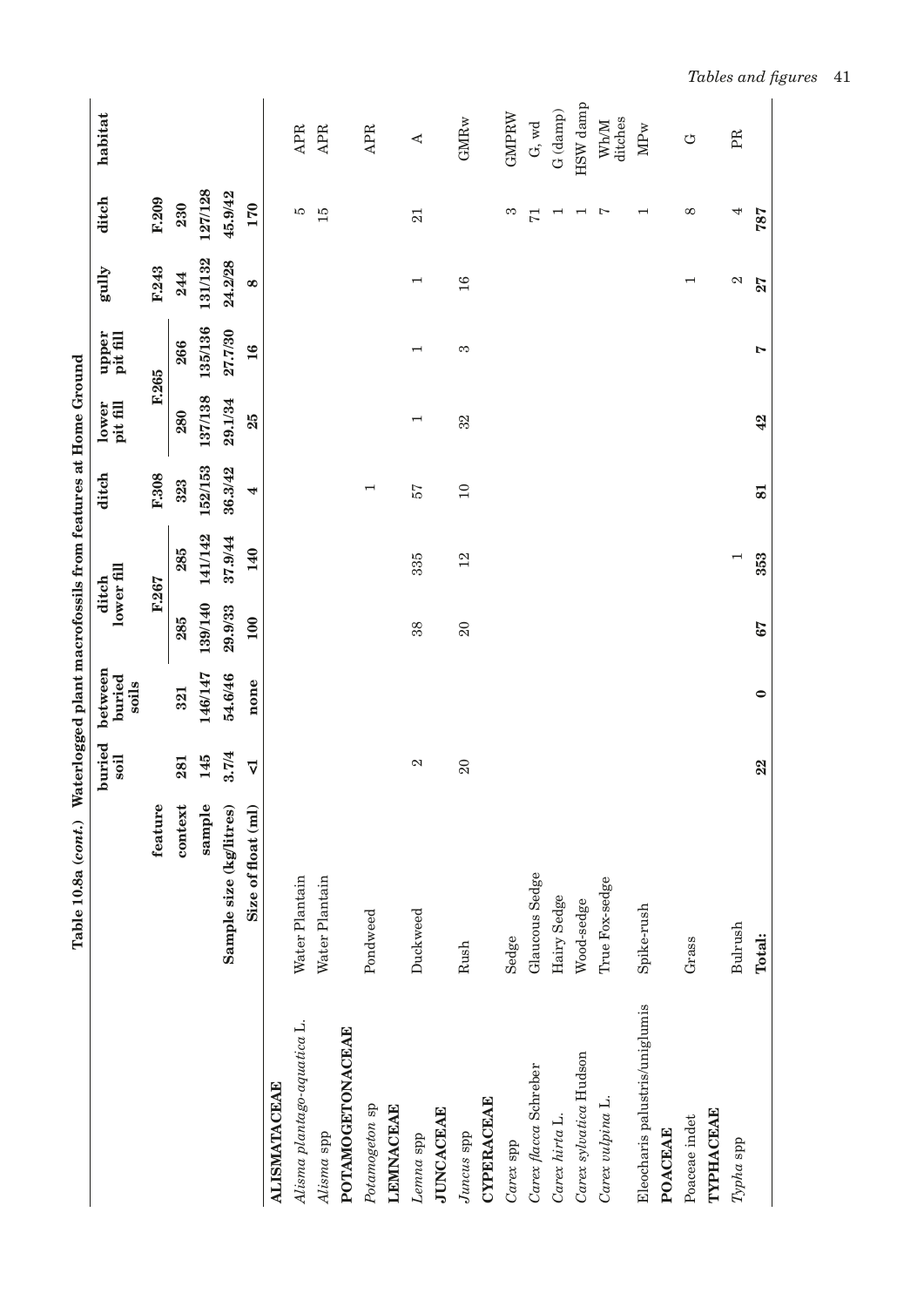**Table 10.8a (cont.) Waterlogged plant macrofossils from features at Home Ground**

| | | | buried soil | between buried soils | ditch lower fill | | ditch | lower pit fill | upper pit fill | gully | ditch | habitat |
|---|---|---|---|---|---|---|---|---|---|---|---|---|
| | | **feature** | | | F.267 | | F.308 | F.265 | | F.243 | F.209 | |
| | | **context** | 281 | 321 | 285 | 285 | 323 | 280 | 266 | 244 | 230 | |
| | | **sample** | 145 | 146/147 | 139/140 | 141/142 | 152/153 | 137/138 | 135/136 | 131/132 | 127/128 | |
| | | **Sample size (kg/litres)** | 3.7/4 | 54.6/46 | 29.9/33 | 37.9/44 | 36.3/42 | 29.1/34 | 27.7/30 | 24.2/28 | 45.9/42 | |
| | | **Size of float (ml)** | <1 | none | 100 | 140 | 4 | 25 | 16 | 8 | 170 | |
| **ALISMATACEAE** | | | | | | | | | | | | |
| *Alisma plantago-aquatica* L. | Water Plantain | | | | | | | | | | 5 | APR |
| *Alisma* spp | Water Plantain | | | | | | | | | | 15 | APR |
| **POTAMOGETONACEAE** | | | | | | | | | | | | |
| *Potamogeton* sp | Pondweed | | | | | | 1 | | | | | APR |
| **LEMNACEAE** | | | | | | | | | | | | |
| *Lemna* spp | Duckweed | | 2 | | 38 | 335 | 57 | 1 | 1 | 1 | 21 | A |
| **JUNCACEAE** | | | | | | | | | | | | |
| *Juncus* spp | Rush | | 20 | | 20 | 12 | 10 | 32 | 3 | 16 | | GMRw |
| **CYPERACEAE** | | | | | | | | | | | | |
| *Carex* spp | Sedge | | | | | | | | | | 3 | GMPRW |
| *Carex flacca* Schreber | Glaucous Sedge | | | | | | | | | | 71 | G, wd |
| *Carex hirta* L. | Hairy Sedge | | | | | | | | | | 1 | G (damp) |
| *Carex sylvatica* Hudson | Wood-sedge | | | | | | | | | | 1 | HSW damp |
| *Carex vulpina* L. | True Fox-sedge | | | | | | | | | | 7 | Wh/M ditches |
| Eleocharis palustris/uniglumis | Spike-rush | | | | | | | | | | 1 | MPw |
| **POACEAE** | | | | | | | | | | | | |
| Poaceae indet | Grass | | | | | | | | | 1 | 8 | G |
| **TYPHACEAE** | | | | | | | | | | | | |
| *Typha* spp | Bulrush | | | | | 1 | | | | 2 | 4 | PR |
| | **Total:** | | **22** | **0** | **67** | **353** | **81** | **42** | **7** | **27** | **787** | |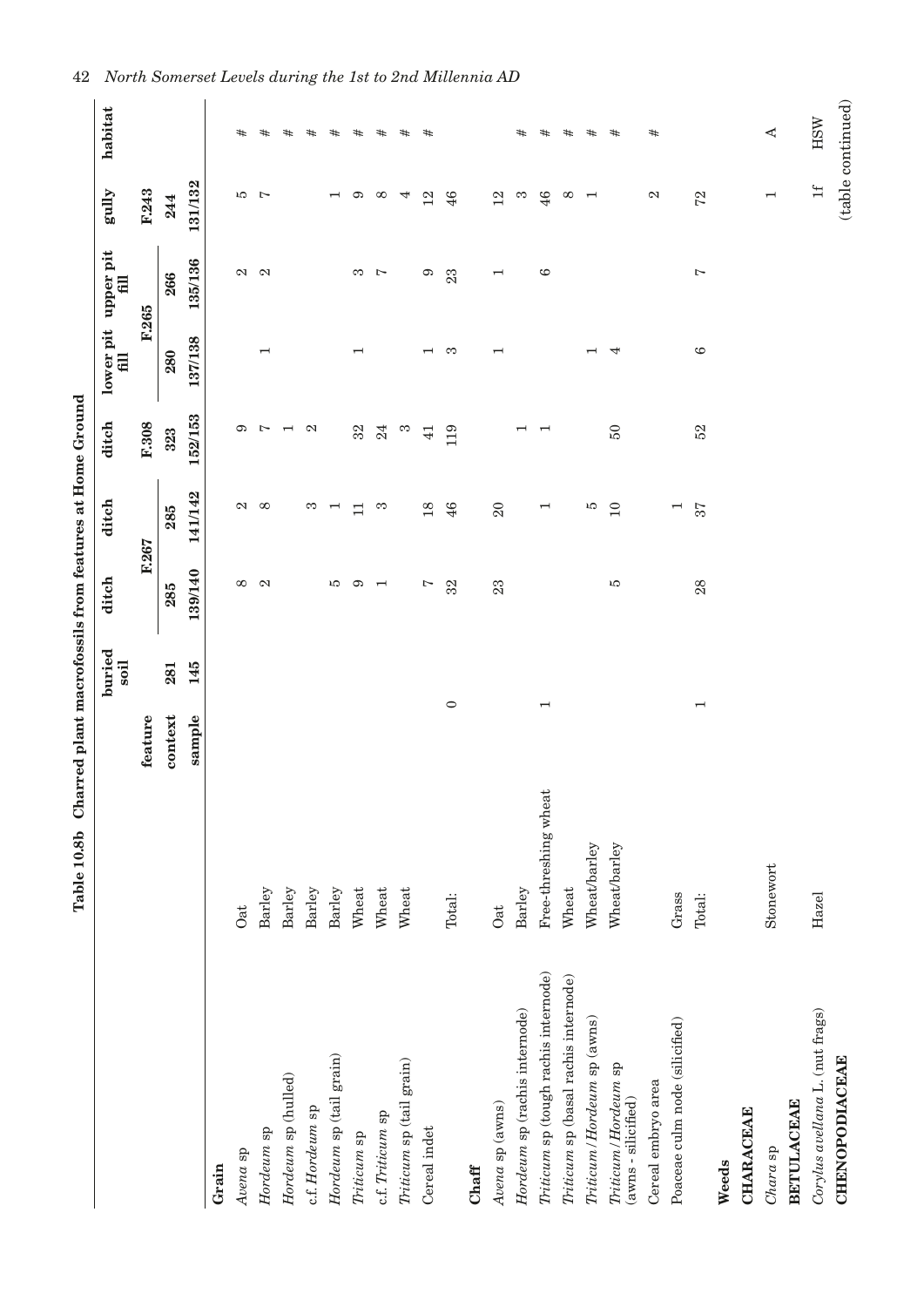**Table 10.8b Charred plant macrofossils from features at Home Ground**

| | feature | buried soil | ditch F.267 | ditch | ditch F.308 | lower pit fill F.265 | upper pit fill | gully F.243 | habitat |
|---|---|---|---|---|---|---|---|---|---|
| | context | 281 | 285 | 285 | 323 | 280 | 266 | 244 | |
| | sample | 145 | 139/140 | 141/142 | 152/153 | 137/138 | 135/136 | 131/132 | |
| **Grain** | | | | | | | | | |
| *Avena* sp | Oat | | 8 | 2 | 9 | | 2 | 5 | # |
| *Hordeum* sp | Barley | | 2 | 8 | 7 | 1 | 2 | 7 | # |
| *Hordeum* sp (hulled) | Barley | | | | 1 | | | | # |
| c.f. *Hordeum* sp | Barley | | | 3 | 2 | | | | # |
| *Hordeum* sp (tail grain) | Barley | | 5 | 1 | | | | 1 | # |
| *Triticum* sp | Wheat | | 9 | 11 | 32 | 1 | 3 | 9 | # |
| c.f. *Triticum* sp | Wheat | | 1 | 3 | 24 | | 7 | 8 | # |
| *Triticum* sp (tail grain) | Wheat | | | | 3 | | | 4 | # |
| Cereal indet | | | 7 | 18 | 41 | 1 | 9 | 12 | # |
| | Total: | 0 | 32 | 46 | 119 | 3 | 23 | 46 | |
| **Chaff** | | | | | | | | | |
| *Avena* sp (awns) | Oat | | 23 | 20 | | 1 | 1 | 12 | |
| *Hordeum* sp (rachis internode) | Barley | | | | 1 | | | 3 | # |
| *Triticum* sp (tough rachis internode) | Free-threshing wheat | 1 | | 1 | 1 | | 6 | 46 | # |
| *Triticum* sp (basal rachis internode) | Wheat | | | | | | | 8 | # |
| *Triticum*/*Hordeum* sp (awns) | Wheat/barley | | | 5 | | 1 | | 1 | # |
| *Triticum*/*Hordeum* sp (awns - silicified) | Wheat/barley | | 5 | 10 | 50 | 4 | | | # |
| Cereal embryo area | | | | | | | | 2 | # |
| Poaceae culm node (silicified) | Grass | | | 1 | | | | | |
| | Total: | 1 | 28 | 37 | 52 | 6 | 7 | 72 | |
| **Weeds** | | | | | | | | | |
| **CHARACEAE** | | | | | | | | | |
| *Chara* sp | Stonewort | | | | | | | 1 | A |
| **BETULACEAE** | | | | | | | | | |
| *Corylus avellana* L. (nut frags) | Hazel | | | | | | | 1f | HSW |
| **CHENOPODIACEAE** | | | | | | | | | |

(table continued)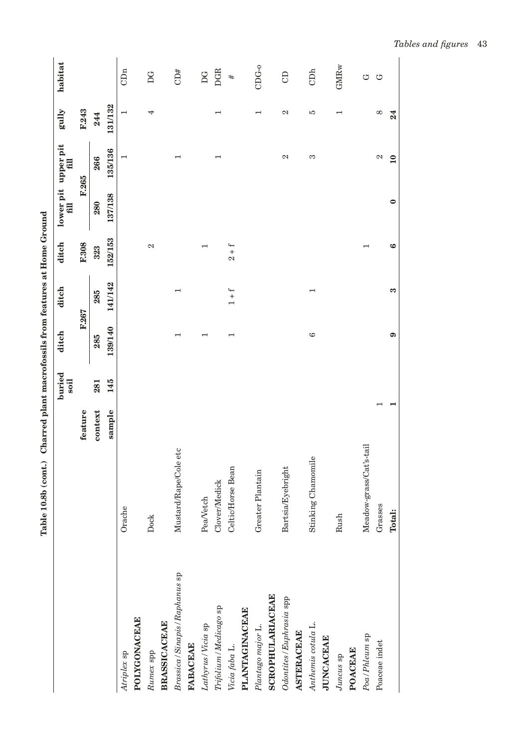**Table 10.8b (cont.) Charred plant macrofossils from features at Home Ground**

| | feature | buried soil | ditch | ditch | ditch | lower pit fill | upper pit fill | gully | habitat |
|---|---|---|---|---|---|---|---|---|---|
| | | | F.267 | | F.308 | F.265 | | F.243 | |
| | context | 281 | 285 | 285 | 323 | 280 | 266 | 244 | |
| | sample | 145 | 139/140 | 141/142 | 152/153 | 137/138 | 135/136 | 131/132 | |
| *Atriplex* sp | Orache | | | | | | 1 | 1 | CDn |
| **POLYGONACEAE** | | | | | | | | | |
| *Rumex* spp | Dock | | | | 2 | | | 4 | DG |
| **BRASSICACEAE** | | | | | | | | | |
| *Brassica/Sinapis/Raphanus* sp | Mustard/Rape/Cole etc | | 1 | 1 | | | 1 | | CD# |
| **FABACEAE** | | | | | | | | | |
| *Lathyrus/Vicia* sp | Pea/Vetch | | 1 | | 1 | | | | DG |
| *Trifolium/Medicago* sp | Clover/Medick | | | | | | 1 | 1 | DGR |
| *Vicia faba* L. | Celtic/Horse Bean | | 1 | 1 + f | 2 + f | | | | # |
| **PLANTAGINACEAE** | | | | | | | | | |
| *Plantago major* L. | Greater Plantain | | | | | | | 1 | CDG-o |
| **SCROPHULARIACEAE** | | | | | | | | | |
| *Odontites/Euphrasia* spp | Bartsia/Eyebright | | | | | | 2 | 2 | CD |
| **ASTERACEAE** | | | | | | | | | |
| *Anthemis cotula* L. | Stinking Chamomile | | 6 | 1 | | | 3 | 5 | CDh |
| **JUNCACEAE** | | | | | | | | | |
| *Juncus* sp | Rush | | | | | | | 1 | GMRw |
| **POACEAE** | | | | | | | | | |
| *Poa/Phleum* sp | Meadow-grass/Cat's-tail | | | | 1 | | | | G |
| Poaceae indet | Grasses | 1 | | | | | 2 | 8 | G |
| | **Total:** | **1** | **9** | **3** | **6** | **0** | **10** | **24** | |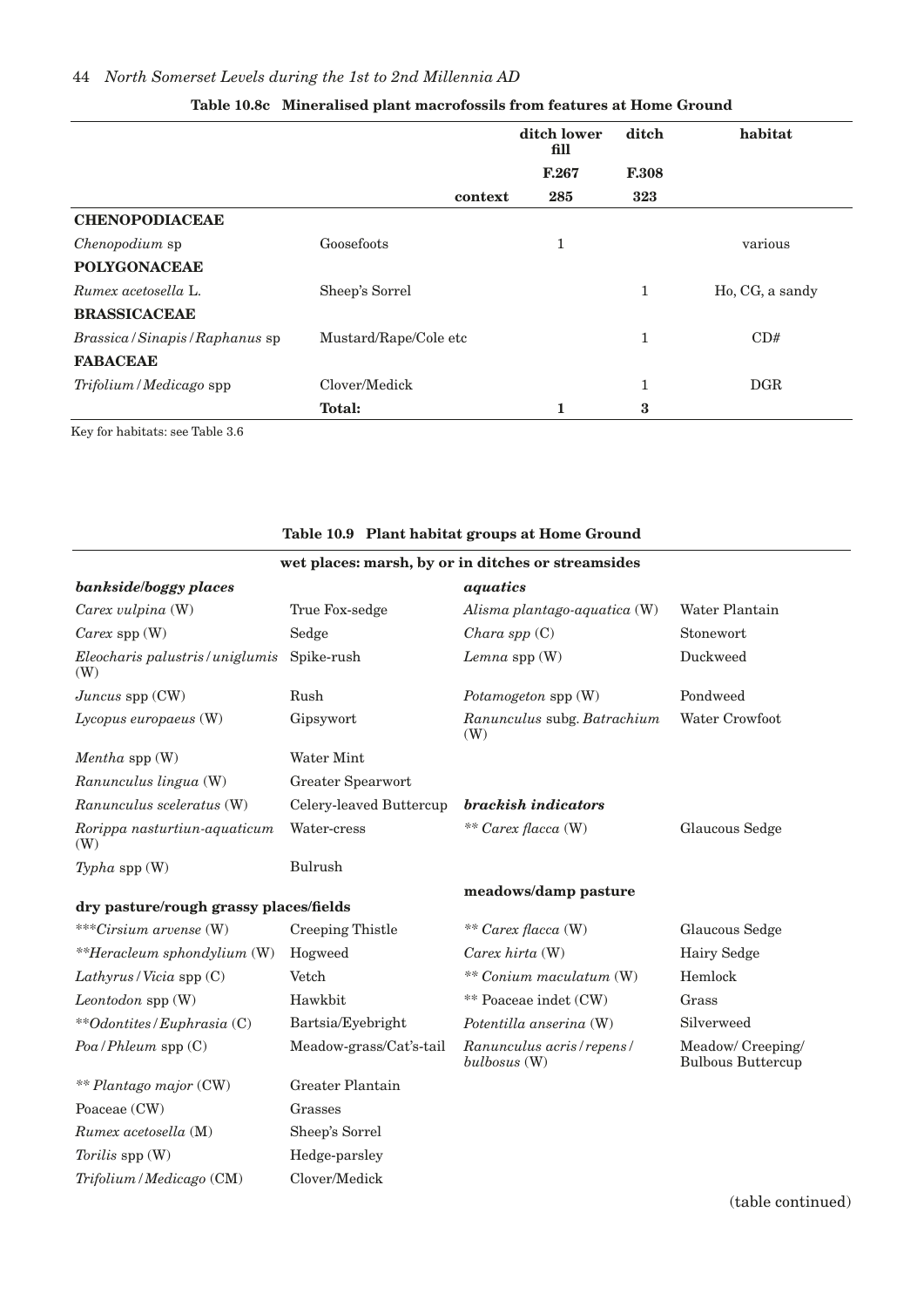**Table 10.8c Mineralised plant macrofossils from features at Home Ground**

| | | ditch lower fill | ditch | habitat |
|---|---|---|---|---|
| | | F.267 | F.308 | |
| | context | 285 | 323 | |
| **CHENOPODIACEAE** | | | | |
| *Chenopodium* sp | Goosefoots | 1 | | various |
| **POLYGONACEAE** | | | | |
| *Rumex acetosella* L. | Sheep's Sorrel | | 1 | Ho, CG, a sandy |
| **BRASSICACEAE** | | | | |
| *Brassica / Sinapis / Raphanus* sp | Mustard/Rape/Cole etc | | 1 | CD# |
| **FABACEAE** | | | | |
| *Trifolium / Medicago* spp | Clover/Medick | | 1 | DGR |
| | **Total:** | **1** | **3** | |

Key for habitats: see Table 3.6

**Table 10.9 Plant habitat groups at Home Ground**

| **wet places: marsh, by or in ditches or streamsides** | | | |
|---|---|---|---|
| ***bankside/boggy places*** | | ***aquatics*** | |
| *Carex vulpina* (W) | True Fox-sedge | *Alisma plantago-aquatica* (W) | Water Plantain |
| *Carex* spp (W) | Sedge | *Chara spp* (C) | Stonewort |
| *Eleocharis palustris / uniglumis* (W) | Spike-rush | *Lemna* spp (W) | Duckweed |
| *Juncus* spp (CW) | Rush | *Potamogeton* spp (W) | Pondweed |
| *Lycopus europaeus* (W) | Gipsywort | *Ranunculus* subg. *Batrachium* (W) | Water Crowfoot |
| *Mentha* spp (W) | Water Mint | | |
| *Ranunculus lingua* (W) | Greater Spearwort | | |
| *Ranunculus sceleratus* (W) | Celery-leaved Buttercup | ***brackish indicators*** | |
| *Rorippa nasturtiun-aquaticum* (W) | Water-cress | ** *Carex flacca* (W) | Glaucous Sedge |
| *Typha* spp (W) | Bulrush | | |
| **dry pasture/rough grassy places/fields** | | **meadows/damp pasture** | |
| ****Cirsium arvense* (W) | Creeping Thistle | ** *Carex flacca* (W) | Glaucous Sedge |
| ***Heracleum sphondylium* (W) | Hogweed | *Carex hirta* (W) | Hairy Sedge |
| *Lathyrus / Vicia* spp (C) | Vetch | ** *Conium maculatum* (W) | Hemlock |
| *Leontodon* spp (W) | Hawkbit | ** Poaceae indet (CW) | Grass |
| ***Odontites / Euphrasia* (C) | Bartsia/Eyebright | *Potentilla anserina* (W) | Silverweed |
| *Poa / Phleum* spp (C) | Meadow-grass/Cat's-tail | *Ranunculus acris / repens / bulbosus* (W) | Meadow/ Creeping/ Bulbous Buttercup |
| ** *Plantago major* (CW) | Greater Plantain | | |
| Poaceae (CW) | Grasses | | |
| *Rumex acetosella* (M) | Sheep's Sorrel | | |
| *Torilis* spp (W) | Hedge-parsley | | |
| *Trifolium / Medicago* (CM) | Clover/Medick | | |

(table continued)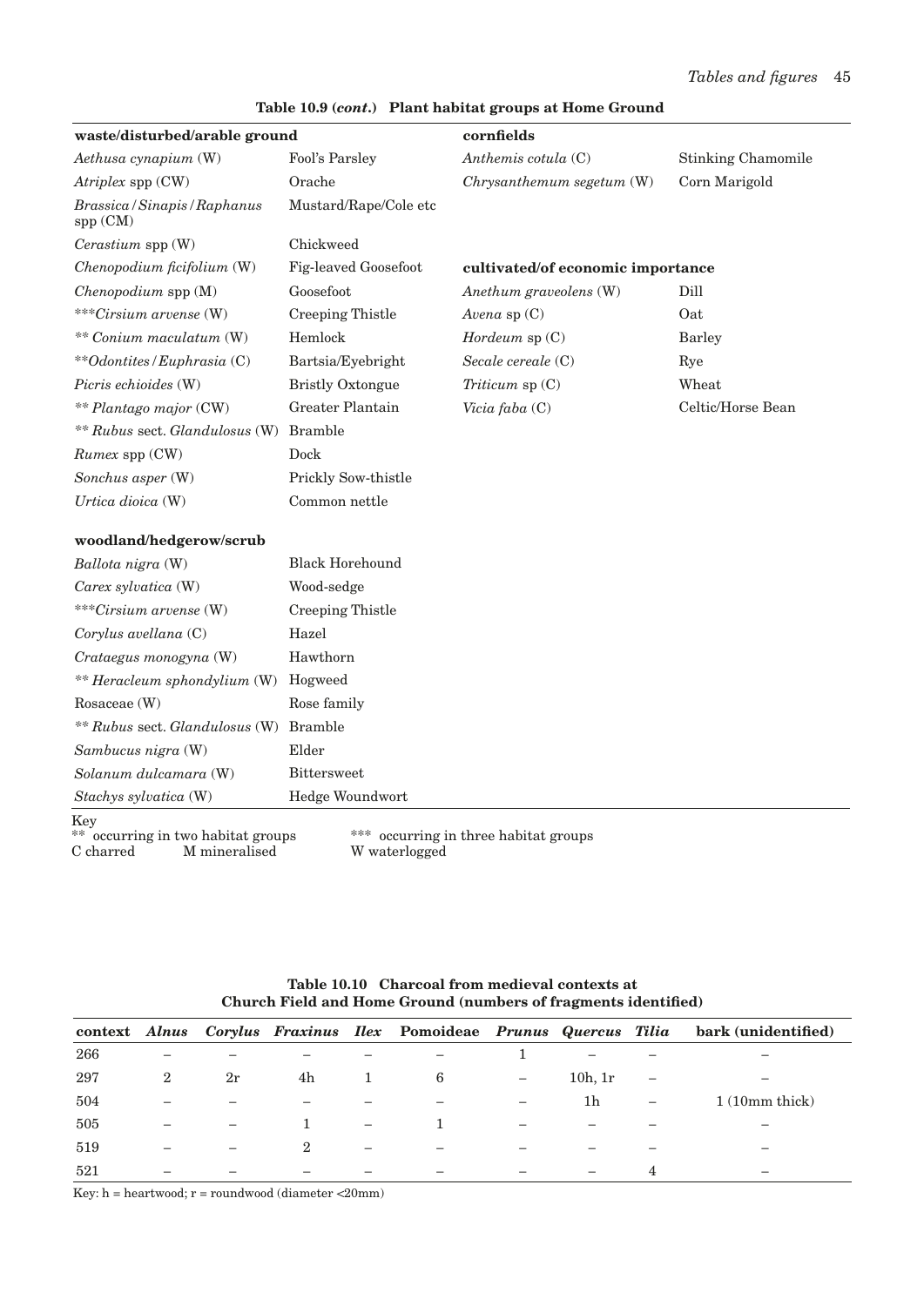**Table 10.9 (*cont.*) Plant habitat groups at Home Ground**

| waste/disturbed/arable ground | | cornfields | |
|---|---|---|---|
| *Aethusa cynapium* (W) | Fool's Parsley | *Anthemis cotula* (C) | Stinking Chamomile |
| *Atriplex* spp (CW) | Orache | *Chrysanthemum segetum* (W) | Corn Marigold |
| *Brassica / Sinapis / Raphanus* spp (CM) | Mustard/Rape/Cole etc | | |
| *Cerastium* spp (W) | Chickweed | | |
| *Chenopodium ficifolium* (W) | Fig-leaved Goosefoot | **cultivated/of economic importance** | |
| *Chenopodium* spp (M) | Goosefoot | *Anethum graveolens* (W) | Dill |
| ****Cirsium arvense* (W) | Creeping Thistle | *Avena* sp (C) | Oat |
| ** *Conium maculatum* (W) | Hemlock | *Hordeum* sp (C) | Barley |
| ***Odontites / Euphrasia* (C) | Bartsia/Eyebright | *Secale cereale* (C) | Rye |
| *Picris echioides* (W) | Bristly Oxtongue | *Triticum* sp (C) | Wheat |
| ** *Plantago major* (CW) | Greater Plantain | *Vicia faba* (C) | Celtic/Horse Bean |
| ** *Rubus* sect. *Glandulosus* (W) | Bramble | | |
| *Rumex* spp (CW) | Dock | | |
| *Sonchus asper* (W) | Prickly Sow-thistle | | |
| *Urtica dioica* (W) | Common nettle | | |
| **woodland/hedgerow/scrub** | | | |
| *Ballota nigra* (W) | Black Horehound | | |
| *Carex sylvatica* (W) | Wood-sedge | | |
| ****Cirsium arvense* (W) | Creeping Thistle | | |
| *Corylus avellana* (C) | Hazel | | |
| *Crataegus monogyna* (W) | Hawthorn | | |
| ** *Heracleum sphondylium* (W) | Hogweed | | |
| Rosaceae (W) | Rose family | | |
| ** *Rubus* sect. *Glandulosus* (W) | Bramble | | |
| *Sambucus nigra* (W) | Elder | | |
| *Solanum dulcamara* (W) | Bittersweet | | |
| *Stachys sylvatica* (W) | Hedge Woundwort | | |

Key
** occurring in two habitat groups — *** occurring in three habitat groups
C charred — M mineralised — W waterlogged

**Table 10.10 Charcoal from medieval contexts at Church Field and Home Ground (numbers of fragments identified)**

| context | *Alnus* | *Corylus* | *Fraxinus* | *Ilex* | Pomoideae | *Prunus* | *Quercus* | *Tilia* | bark (unidentified) |
|---|---|---|---|---|---|---|---|---|---|
| 266 | – | – | – | – | – | 1 | – | – | – |
| 297 | 2 | 2r | 4h | 1 | 6 | – | 10h, 1r | – | – |
| 504 | – | – | – | – | – | – | 1h | – | 1 (10mm thick) |
| 505 | – | – | 1 | – | 1 | – | – | – | – |
| 519 | – | – | 2 | – | – | – | – | – | – |
| 521 | – | – | – | – | – | – | – | 4 | – |

Key: h = heartwood; r = roundwood (diameter <20mm)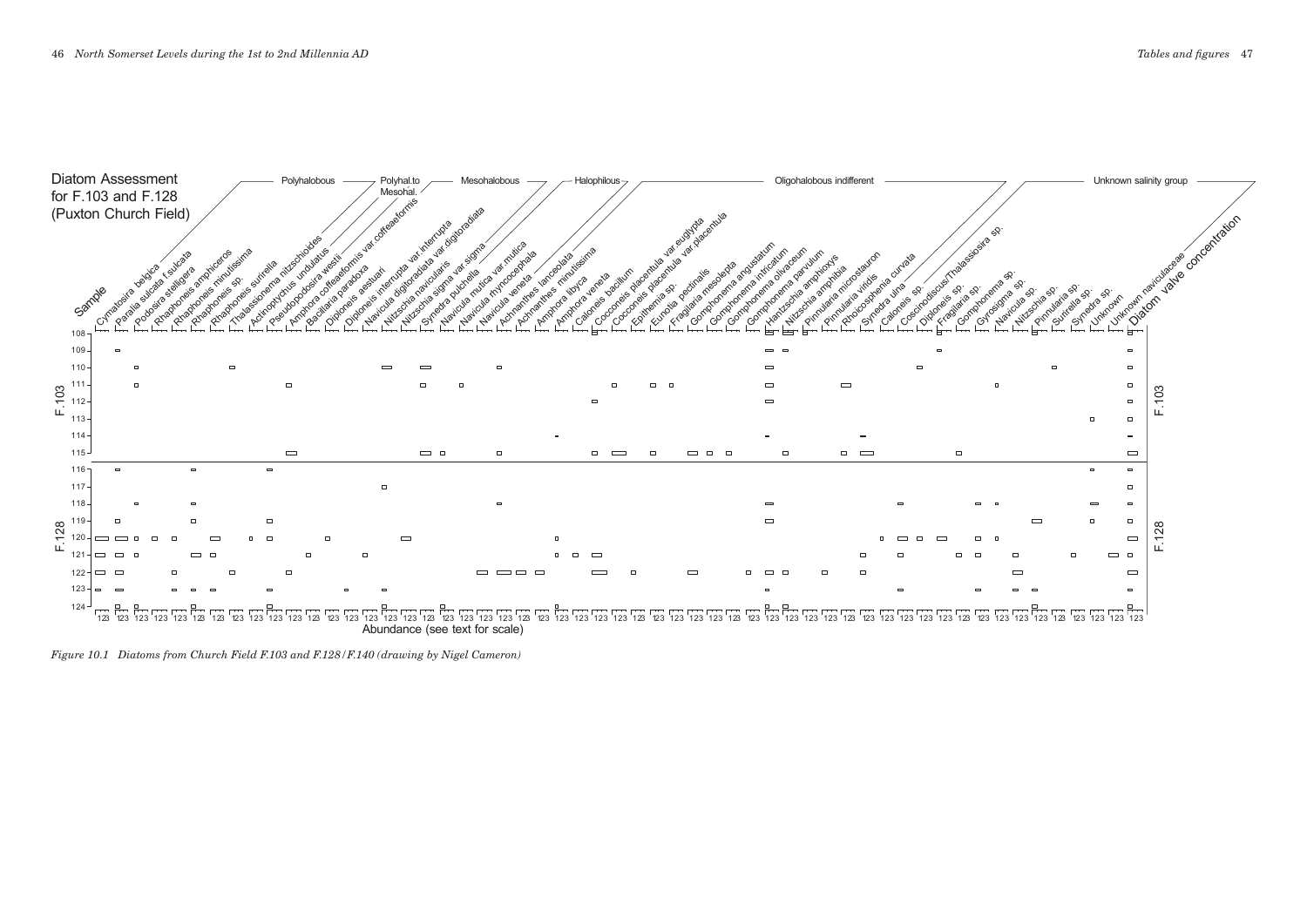*Figure 10.1 Diatoms from Church Field F.103 and F.128/F.140 (drawing by Nigel Cameron)*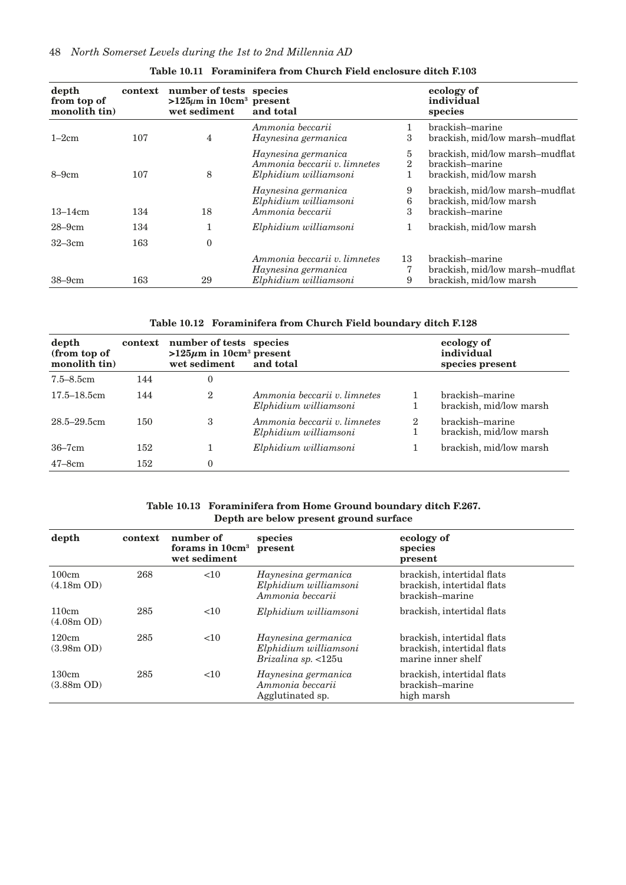**Table 10.11 Foraminifera from Church Field enclosure ditch F.103**

| depth from top of monolith tin) | context | number of tests >125$\mu$m in 10cm$^3$ wet sediment | species present and total | | ecology of individual species |
|---|---|---|---|---|---|
| 1–2cm | 107 | 4 | *Ammonia beccarii* | 1 | brackish–marine |
| | | | *Haynesina germanica* | 3 | brackish, mid/low marsh–mudflat |
| 8–9cm | 107 | 8 | *Haynesina germanica* | 5 | brackish, mid/low marsh–mudflat |
| | | | *Ammonia beccarii v. limnetes* | 2 | brackish–marine |
| | | | *Elphidium williamsoni* | 1 | brackish, mid/low marsh |
| 13–14cm | 134 | 18 | *Haynesina germanica* | 9 | brackish, mid/low marsh–mudflat |
| | | | *Elphidium williamsoni* | 6 | brackish, mid/low marsh |
| | | | *Ammonia beccarii* | 3 | brackish–marine |
| 28–9cm | 134 | 1 | *Elphidium williamsoni* | 1 | brackish, mid/low marsh |
| 32–3cm | 163 | 0 | | | |
| 38–9cm | 163 | 29 | *Ammonia beccarii v. limnetes* | 13 | brackish–marine |
| | | | *Haynesina germanica* | 7 | brackish, mid/low marsh–mudflat |
| | | | *Elphidium williamsoni* | 9 | brackish, mid/low marsh |

**Table 10.12 Foraminifera from Church Field boundary ditch F.128**

| depth (from top of monolith tin) | context | number of tests >125$\mu$m in 10cm$^3$ wet sediment | species present and total | | ecology of individual species present |
|---|---|---|---|---|---|
| 7.5–8.5cm | 144 | 0 | | | |
| 17.5–18.5cm | 144 | 2 | *Ammonia beccarii v. limnetes* | 1 | brackish–marine |
| | | | *Elphidium williamsoni* | 1 | brackish, mid/low marsh |
| 28.5–29.5cm | 150 | 3 | *Ammonia beccarii v. limnetes* | 2 | brackish–marine |
| | | | *Elphidium williamsoni* | 1 | brackish, mid/low marsh |
| 36–7cm | 152 | 1 | *Elphidium williamsoni* | 1 | brackish, mid/low marsh |
| 47–8cm | 152 | 0 | | | |

**Table 10.13 Foraminifera from Home Ground boundary ditch F.267. Depth are below present ground surface**

| depth | context | number of forams in 10cm$^3$ wet sediment | species present | ecology of species present |
|---|---|---|---|---|
| 100cm (4.18m OD) | 268 | <10 | *Haynesina germanica* | brackish, intertidal flats |
| | | | *Elphidium williamsoni* | brackish, intertidal flats |
| | | | *Ammonia beccarii* | brackish–marine |
| 110cm (4.08m OD) | 285 | <10 | *Elphidium williamsoni* | brackish, intertidal flats |
| 120cm (3.98m OD) | 285 | <10 | *Haynesina germanica* | brackish, intertidal flats |
| | | | *Elphidium williamsoni* | brackish, intertidal flats |
| | | | *Brizalina sp.* <125u | marine inner shelf |
| 130cm (3.88m OD) | 285 | <10 | *Haynesina germanica* | brackish, intertidal flats |
| | | | *Ammonia beccarii* | brackish–marine |
| | | | Agglutinated sp. | high marsh |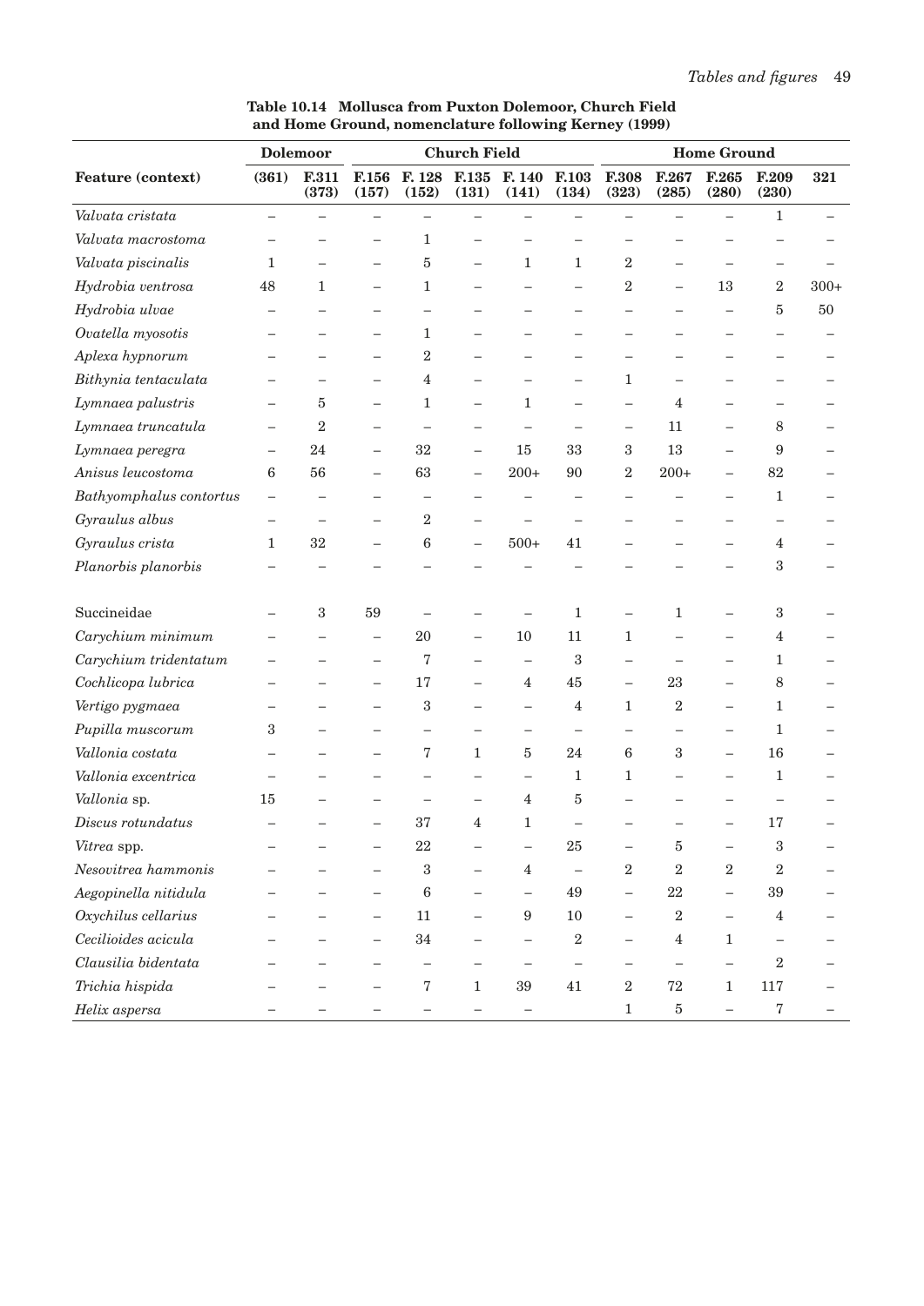**Table 10.14 Mollusca from Puxton Dolemoor, Church Field and Home Ground, nomenclature following Kerney (1999)**

| | Dolemoor | | Church Field | | | | | Home Ground | | | | |
|---|---|---|---|---|---|---|---|---|---|---|---|---|
| **Feature (context)** | **(361)** | **F.311 (373)** | **F.156 (157)** | **F. 128 (152)** | **F.135 (131)** | **F. 140 (141)** | **F.103 (134)** | **F.308 (323)** | **F.267 (285)** | **F.265 (280)** | **F.209 (230)** | **321** |
| *Valvata cristata* | – | – | – | – | – | – | – | – | – | – | 1 | – |
| *Valvata macrostoma* | – | – | – | 1 | – | – | – | – | – | – | – | – |
| *Valvata piscinalis* | 1 | – | – | 5 | – | 1 | 1 | 2 | – | – | – | – |
| *Hydrobia ventrosa* | 48 | 1 | – | 1 | – | – | – | 2 | – | 13 | 2 | 300+ |
| *Hydrobia ulvae* | – | – | – | – | – | – | – | – | – | – | 5 | 50 |
| *Ovatella myosotis* | – | – | – | 1 | – | – | – | – | – | – | – | – |
| *Aplexa hypnorum* | – | – | – | 2 | – | – | – | – | – | – | – | – |
| *Bithynia tentaculata* | – | – | – | 4 | – | – | – | 1 | – | – | – | – |
| *Lymnaea palustris* | – | 5 | – | 1 | – | 1 | – | – | 4 | – | – | – |
| *Lymnaea truncatula* | – | 2 | – | – | – | – | – | – | 11 | – | 8 | – |
| *Lymnaea peregra* | – | 24 | – | 32 | – | 15 | 33 | 3 | 13 | – | 9 | – |
| *Anisus leucostoma* | 6 | 56 | – | 63 | – | 200+ | 90 | 2 | 200+ | – | 82 | – |
| *Bathyomphalus contortus* | – | – | – | – | – | – | – | – | – | – | 1 | – |
| *Gyraulus albus* | – | – | – | 2 | – | – | – | – | – | – | – | – |
| *Gyraulus crista* | 1 | 32 | – | 6 | – | 500+ | 41 | – | – | – | 4 | – |
| *Planorbis planorbis* | – | – | – | – | – | – | – | – | – | – | 3 | – |
| Succineidae | – | 3 | 59 | – | – | – | 1 | – | 1 | – | 3 | – |
| *Carychium minimum* | – | – | – | 20 | – | 10 | 11 | 1 | – | – | 4 | – |
| *Carychium tridentatum* | – | – | – | 7 | – | – | 3 | – | – | – | 1 | – |
| *Cochlicopa lubrica* | – | – | – | 17 | – | 4 | 45 | – | 23 | – | 8 | – |
| *Vertigo pygmaea* | – | – | – | 3 | – | – | 4 | 1 | 2 | – | 1 | – |
| *Pupilla muscorum* | 3 | – | – | – | – | – | – | – | – | – | 1 | – |
| *Vallonia costata* | – | – | – | 7 | 1 | 5 | 24 | 6 | 3 | – | 16 | – |
| *Vallonia excentrica* | – | – | – | – | – | – | 1 | 1 | – | – | 1 | – |
| *Vallonia* sp. | 15 | – | – | – | – | 4 | 5 | – | – | – | – | – |
| *Discus rotundatus* | – | – | – | 37 | 4 | 1 | – | – | – | – | 17 | – |
| *Vitrea* spp. | – | – | – | 22 | – | – | 25 | – | 5 | – | 3 | – |
| *Nesovitrea hammonis* | – | – | – | 3 | – | 4 | – | 2 | 2 | 2 | 2 | – |
| *Aegopinella nitidula* | – | – | – | 6 | – | – | 49 | – | 22 | – | 39 | – |
| *Oxychilus cellarius* | – | – | – | 11 | – | 9 | 10 | – | 2 | – | 4 | – |
| *Cecilioides acicula* | – | – | – | 34 | – | – | 2 | – | 4 | 1 | – | – |
| *Clausilia bidentata* | – | – | – | – | – | – | – | – | – | – | 2 | – |
| *Trichia hispida* | – | – | – | 7 | 1 | 39 | 41 | 2 | 72 | 1 | 117 | – |
| *Helix aspersa* | – | – | – | – | – | – | | 1 | 5 | – | 7 | – |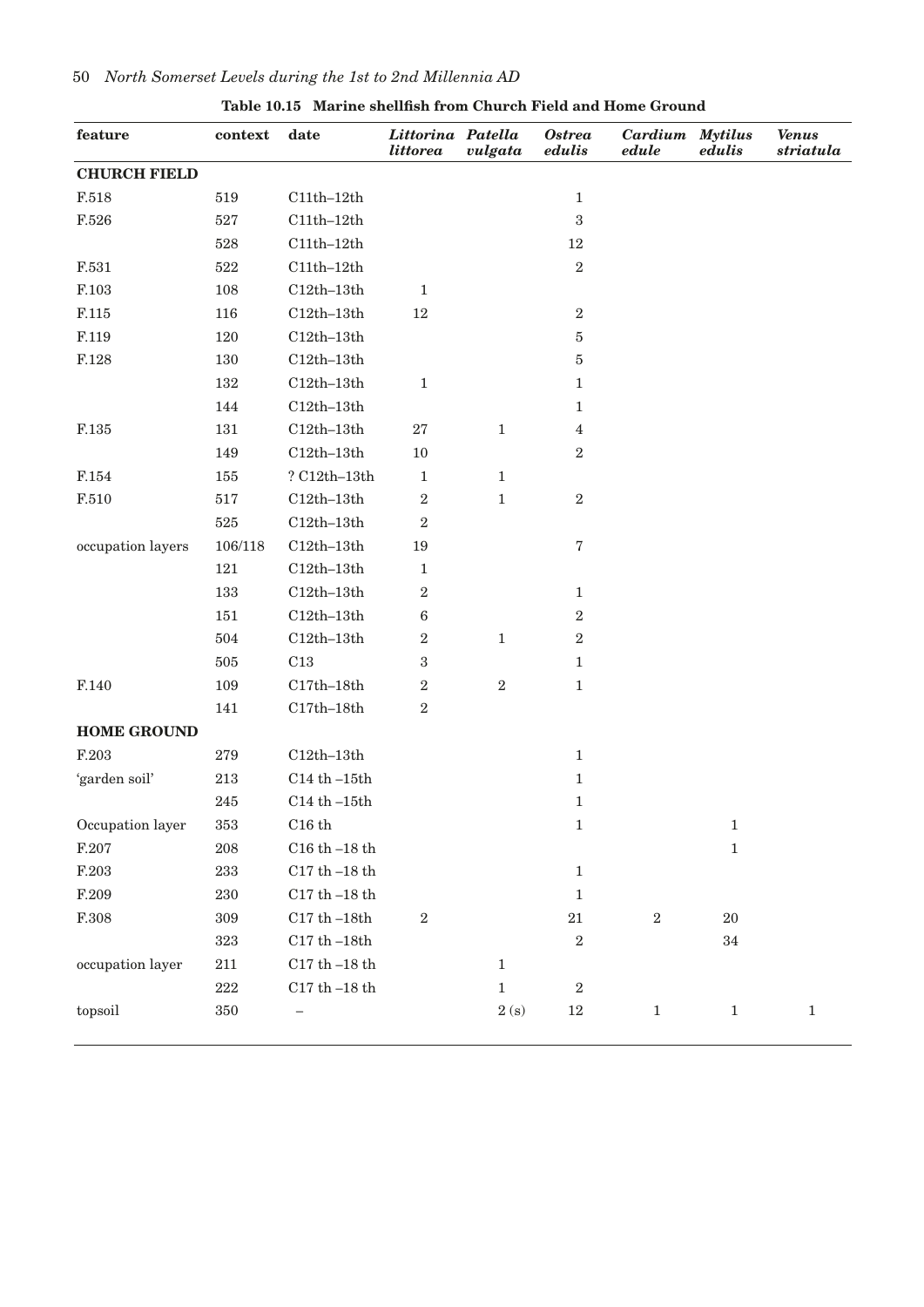**Table 10.15 Marine shellfish from Church Field and Home Ground**

| feature | context | date | *Littorina littorea* | *Patella vulgata* | *Ostrea edulis* | *Cardium edule* | *Mytilus edulis* | *Venus striatula* |
|---|---|---|---|---|---|---|---|---|
| **CHURCH FIELD** | | | | | | | | |
| F.518 | 519 | C11th–12th | | | 1 | | | |
| F.526 | 527 | C11th–12th | | | 3 | | | |
| | 528 | C11th–12th | | | 12 | | | |
| F.531 | 522 | C11th–12th | | | 2 | | | |
| F.103 | 108 | C12th–13th | 1 | | | | | |
| F.115 | 116 | C12th–13th | 12 | | 2 | | | |
| F.119 | 120 | C12th–13th | | | 5 | | | |
| F.128 | 130 | C12th–13th | | | 5 | | | |
| | 132 | C12th–13th | 1 | | 1 | | | |
| | 144 | C12th–13th | | | 1 | | | |
| F.135 | 131 | C12th–13th | 27 | 1 | 4 | | | |
| | 149 | C12th–13th | 10 | | 2 | | | |
| F.154 | 155 | ? C12th–13th | 1 | 1 | | | | |
| F.510 | 517 | C12th–13th | 2 | 1 | 2 | | | |
| | 525 | C12th–13th | 2 | | | | | |
| occupation layers | 106/118 | C12th–13th | 19 | | 7 | | | |
| | 121 | C12th–13th | 1 | | | | | |
| | 133 | C12th–13th | 2 | | 1 | | | |
| | 151 | C12th–13th | 6 | | 2 | | | |
| | 504 | C12th–13th | 2 | 1 | 2 | | | |
| | 505 | C13 | 3 | | 1 | | | |
| F.140 | 109 | C17th–18th | 2 | 2 | 1 | | | |
| | 141 | C17th–18th | 2 | | | | | |
| **HOME GROUND** | | | | | | | | |
| F.203 | 279 | C12th–13th | | | 1 | | | |
| 'garden soil' | 213 | C14 th –15th | | | 1 | | | |
| | 245 | C14 th –15th | | | 1 | | | |
| Occupation layer | 353 | C16 th | | | 1 | | 1 | |
| F.207 | 208 | C16 th –18 th | | | | | 1 | |
| F.203 | 233 | C17 th –18 th | | | 1 | | | |
| F.209 | 230 | C17 th –18 th | | | 1 | | | |
| F.308 | 309 | C17 th –18th | 2 | | 21 | 2 | 20 | |
| | 323 | C17 th –18th | | | 2 | | 34 | |
| occupation layer | 211 | C17 th –18 th | | 1 | | | | |
| | 222 | C17 th –18 th | | 1 | 2 | | | |
| topsoil | 350 | – | | 2 (s) | 12 | 1 | 1 | 1 |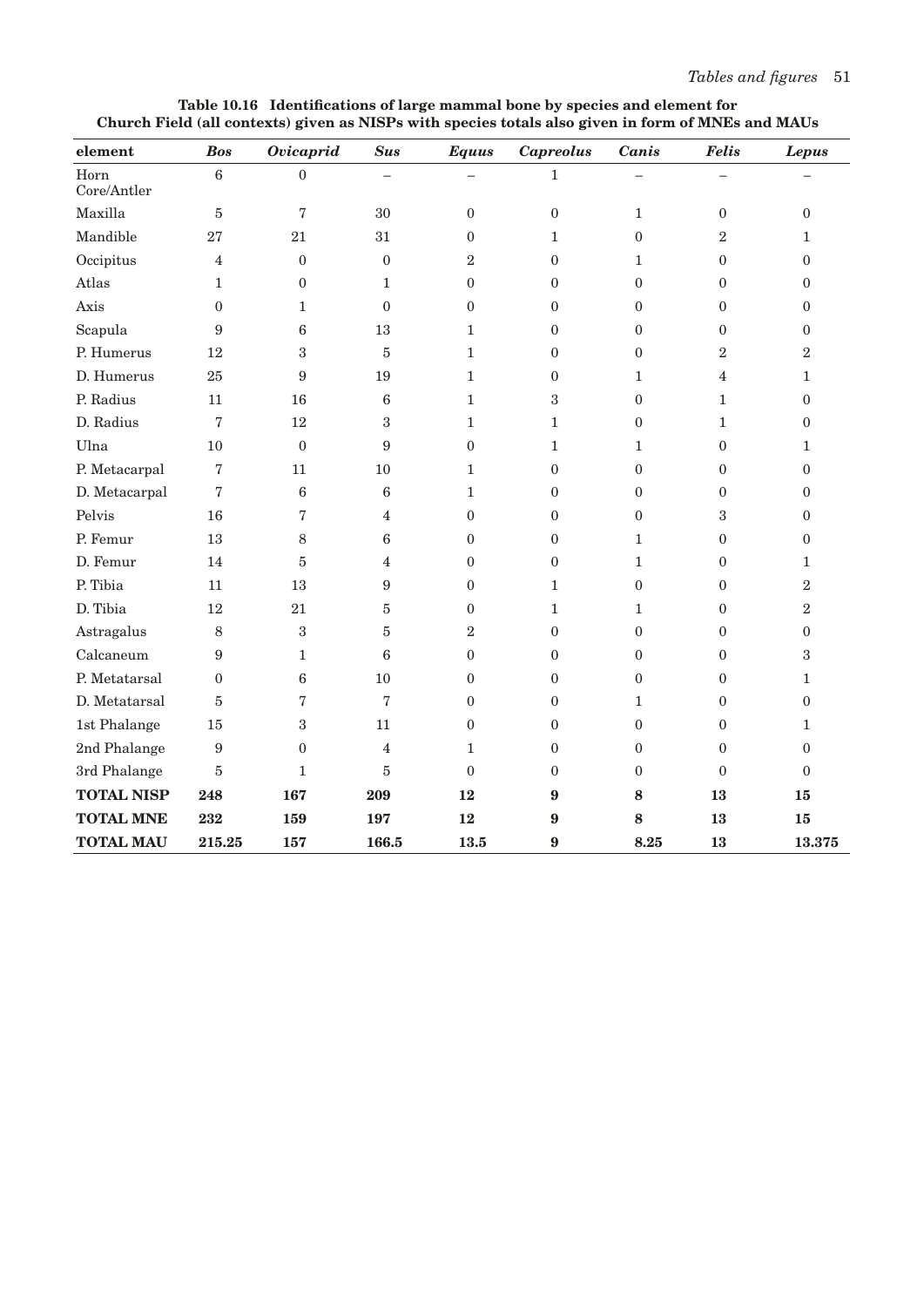**Table 10.16 Identifications of large mammal bone by species and element for Church Field (all contexts) given as NISPs with species totals also given in form of MNEs and MAUs**

| element | *Bos* | *Ovicaprid* | *Sus* | *Equus* | *Capreolus* | *Canis* | *Felis* | *Lepus* |
|---|---|---|---|---|---|---|---|---|
| Horn Core/Antler | 6 | 0 | – | – | 1 | – | – | – |
| Maxilla | 5 | 7 | 30 | 0 | 0 | 1 | 0 | 0 |
| Mandible | 27 | 21 | 31 | 0 | 1 | 0 | 2 | 1 |
| Occipitus | 4 | 0 | 0 | 2 | 0 | 1 | 0 | 0 |
| Atlas | 1 | 0 | 1 | 0 | 0 | 0 | 0 | 0 |
| Axis | 0 | 1 | 0 | 0 | 0 | 0 | 0 | 0 |
| Scapula | 9 | 6 | 13 | 1 | 0 | 0 | 0 | 0 |
| P. Humerus | 12 | 3 | 5 | 1 | 0 | 0 | 2 | 2 |
| D. Humerus | 25 | 9 | 19 | 1 | 0 | 1 | 4 | 1 |
| P. Radius | 11 | 16 | 6 | 1 | 3 | 0 | 1 | 0 |
| D. Radius | 7 | 12 | 3 | 1 | 1 | 0 | 1 | 0 |
| Ulna | 10 | 0 | 9 | 0 | 1 | 1 | 0 | 1 |
| P. Metacarpal | 7 | 11 | 10 | 1 | 0 | 0 | 0 | 0 |
| D. Metacarpal | 7 | 6 | 6 | 1 | 0 | 0 | 0 | 0 |
| Pelvis | 16 | 7 | 4 | 0 | 0 | 0 | 3 | 0 |
| P. Femur | 13 | 8 | 6 | 0 | 0 | 1 | 0 | 0 |
| D. Femur | 14 | 5 | 4 | 0 | 0 | 1 | 0 | 1 |
| P. Tibia | 11 | 13 | 9 | 0 | 1 | 0 | 0 | 2 |
| D. Tibia | 12 | 21 | 5 | 0 | 1 | 1 | 0 | 2 |
| Astragalus | 8 | 3 | 5 | 2 | 0 | 0 | 0 | 0 |
| Calcaneum | 9 | 1 | 6 | 0 | 0 | 0 | 0 | 3 |
| P. Metatarsal | 0 | 6 | 10 | 0 | 0 | 0 | 0 | 1 |
| D. Metatarsal | 5 | 7 | 7 | 0 | 0 | 1 | 0 | 0 |
| 1st Phalange | 15 | 3 | 11 | 0 | 0 | 0 | 0 | 1 |
| 2nd Phalange | 9 | 0 | 4 | 1 | 0 | 0 | 0 | 0 |
| 3rd Phalange | 5 | 1 | 5 | 0 | 0 | 0 | 0 | 0 |
| **TOTAL NISP** | **248** | **167** | **209** | **12** | **9** | **8** | **13** | **15** |
| **TOTAL MNE** | **232** | **159** | **197** | **12** | **9** | **8** | **13** | **15** |
| **TOTAL MAU** | **215.25** | **157** | **166.5** | **13.5** | **9** | **8.25** | **13** | **13.375** |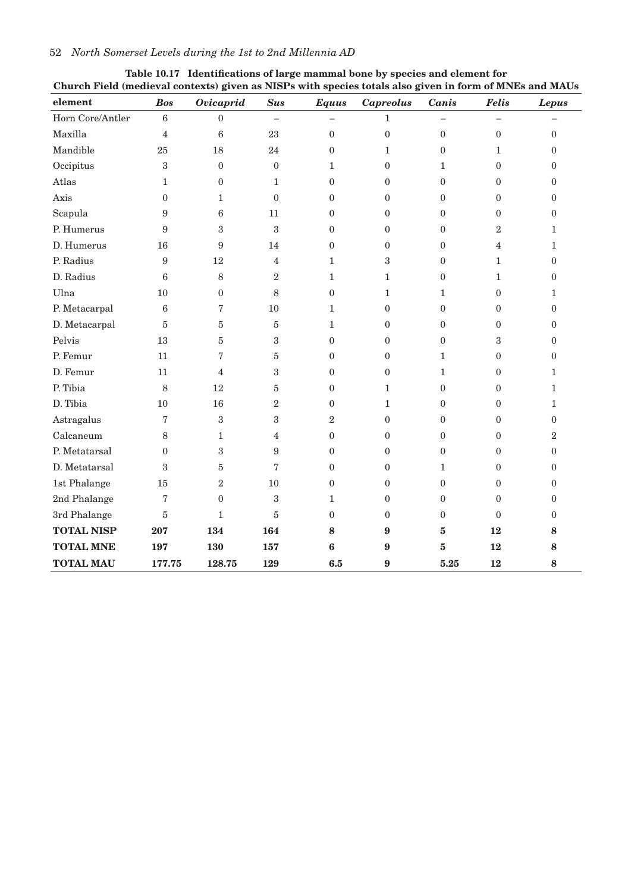**Table 10.17 Identifications of large mammal bone by species and element for Church Field (medieval contexts) given as NISPs with species totals also given in form of MNEs and MAUs**

| element | *Bos* | *Ovicaprid* | *Sus* | *Equus* | *Capreolus* | *Canis* | *Felis* | *Lepus* |
|---|---|---|---|---|---|---|---|---|
| Horn Core/Antler | 6 | 0 | – | – | 1 | – | – | – |
| Maxilla | 4 | 6 | 23 | 0 | 0 | 0 | 0 | 0 |
| Mandible | 25 | 18 | 24 | 0 | 1 | 0 | 1 | 0 |
| Occipitus | 3 | 0 | 0 | 1 | 0 | 1 | 0 | 0 |
| Atlas | 1 | 0 | 1 | 0 | 0 | 0 | 0 | 0 |
| Axis | 0 | 1 | 0 | 0 | 0 | 0 | 0 | 0 |
| Scapula | 9 | 6 | 11 | 0 | 0 | 0 | 0 | 0 |
| P. Humerus | 9 | 3 | 3 | 0 | 0 | 0 | 2 | 1 |
| D. Humerus | 16 | 9 | 14 | 0 | 0 | 0 | 4 | 1 |
| P. Radius | 9 | 12 | 4 | 1 | 3 | 0 | 1 | 0 |
| D. Radius | 6 | 8 | 2 | 1 | 1 | 0 | 1 | 0 |
| Ulna | 10 | 0 | 8 | 0 | 1 | 1 | 0 | 1 |
| P. Metacarpal | 6 | 7 | 10 | 1 | 0 | 0 | 0 | 0 |
| D. Metacarpal | 5 | 5 | 5 | 1 | 0 | 0 | 0 | 0 |
| Pelvis | 13 | 5 | 3 | 0 | 0 | 0 | 3 | 0 |
| P. Femur | 11 | 7 | 5 | 0 | 0 | 1 | 0 | 0 |
| D. Femur | 11 | 4 | 3 | 0 | 0 | 1 | 0 | 1 |
| P. Tibia | 8 | 12 | 5 | 0 | 1 | 0 | 0 | 1 |
| D. Tibia | 10 | 16 | 2 | 0 | 1 | 0 | 0 | 1 |
| Astragalus | 7 | 3 | 3 | 2 | 0 | 0 | 0 | 0 |
| Calcaneum | 8 | 1 | 4 | 0 | 0 | 0 | 0 | 2 |
| P. Metatarsal | 0 | 3 | 9 | 0 | 0 | 0 | 0 | 0 |
| D. Metatarsal | 3 | 5 | 7 | 0 | 0 | 1 | 0 | 0 |
| 1st Phalange | 15 | 2 | 10 | 0 | 0 | 0 | 0 | 0 |
| 2nd Phalange | 7 | 0 | 3 | 1 | 0 | 0 | 0 | 0 |
| 3rd Phalange | 5 | 1 | 5 | 0 | 0 | 0 | 0 | 0 |
| **TOTAL NISP** | **207** | **134** | **164** | **8** | **9** | **5** | **12** | **8** |
| **TOTAL MNE** | **197** | **130** | **157** | **6** | **9** | **5** | **12** | **8** |
| **TOTAL MAU** | **177.75** | **128.75** | **129** | **6.5** | **9** | **5.25** | **12** | **8** |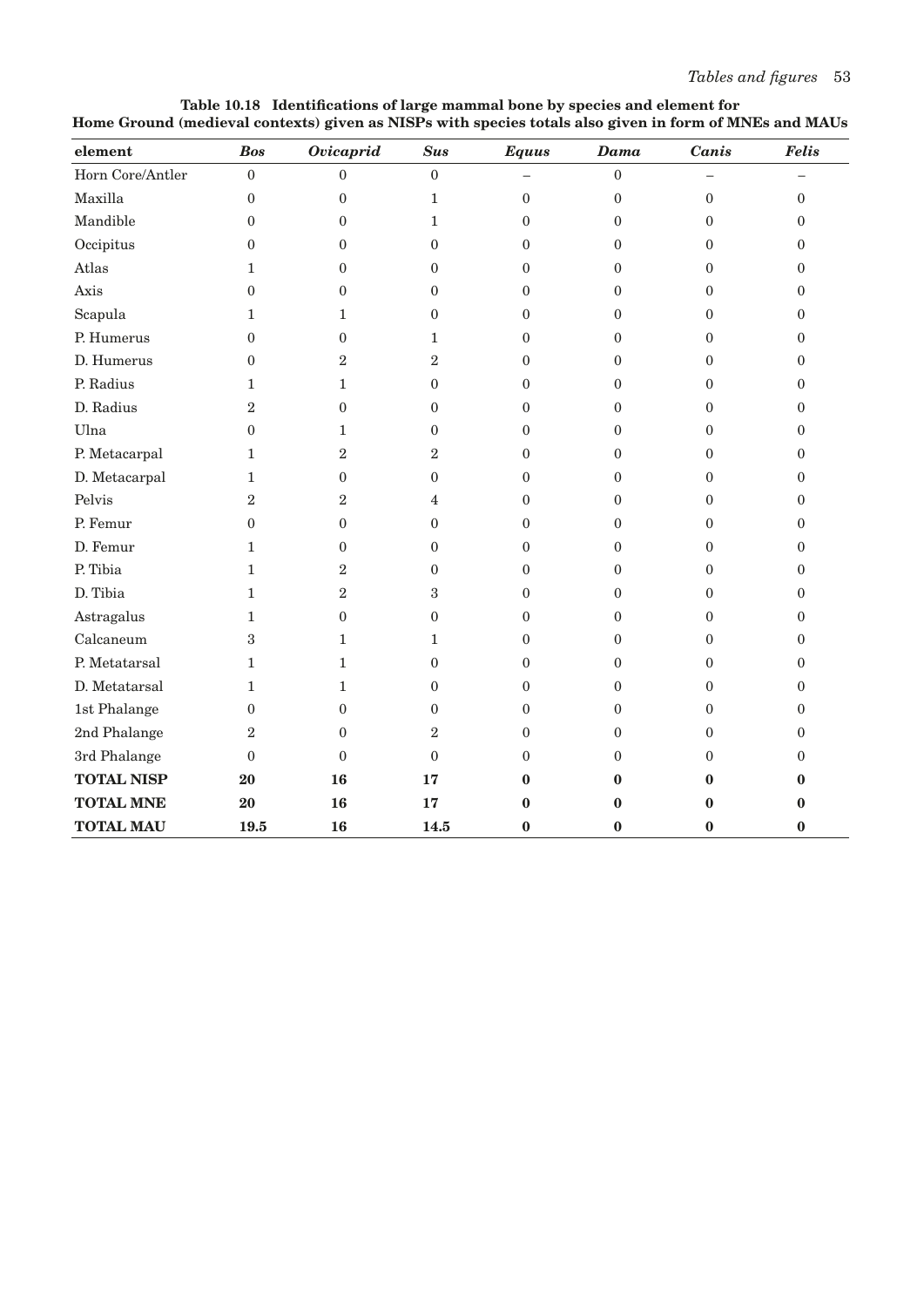**Table 10.18 Identifications of large mammal bone by species and element for Home Ground (medieval contexts) given as NISPs with species totals also given in form of MNEs and MAUs**

| element | *Bos* | *Ovicaprid* | *Sus* | *Equus* | *Dama* | *Canis* | *Felis* |
|---|---|---|---|---|---|---|---|
| Horn Core/Antler | 0 | 0 | 0 | – | 0 | – | – |
| Maxilla | 0 | 0 | 1 | 0 | 0 | 0 | 0 |
| Mandible | 0 | 0 | 1 | 0 | 0 | 0 | 0 |
| Occipitus | 0 | 0 | 0 | 0 | 0 | 0 | 0 |
| Atlas | 1 | 0 | 0 | 0 | 0 | 0 | 0 |
| Axis | 0 | 0 | 0 | 0 | 0 | 0 | 0 |
| Scapula | 1 | 1 | 0 | 0 | 0 | 0 | 0 |
| P. Humerus | 0 | 0 | 1 | 0 | 0 | 0 | 0 |
| D. Humerus | 0 | 2 | 2 | 0 | 0 | 0 | 0 |
| P. Radius | 1 | 1 | 0 | 0 | 0 | 0 | 0 |
| D. Radius | 2 | 0 | 0 | 0 | 0 | 0 | 0 |
| Ulna | 0 | 1 | 0 | 0 | 0 | 0 | 0 |
| P. Metacarpal | 1 | 2 | 2 | 0 | 0 | 0 | 0 |
| D. Metacarpal | 1 | 0 | 0 | 0 | 0 | 0 | 0 |
| Pelvis | 2 | 2 | 4 | 0 | 0 | 0 | 0 |
| P. Femur | 0 | 0 | 0 | 0 | 0 | 0 | 0 |
| D. Femur | 1 | 0 | 0 | 0 | 0 | 0 | 0 |
| P. Tibia | 1 | 2 | 0 | 0 | 0 | 0 | 0 |
| D. Tibia | 1 | 2 | 3 | 0 | 0 | 0 | 0 |
| Astragalus | 1 | 0 | 0 | 0 | 0 | 0 | 0 |
| Calcaneum | 3 | 1 | 1 | 0 | 0 | 0 | 0 |
| P. Metatarsal | 1 | 1 | 0 | 0 | 0 | 0 | 0 |
| D. Metatarsal | 1 | 1 | 0 | 0 | 0 | 0 | 0 |
| 1st Phalange | 0 | 0 | 0 | 0 | 0 | 0 | 0 |
| 2nd Phalange | 2 | 0 | 2 | 0 | 0 | 0 | 0 |
| 3rd Phalange | 0 | 0 | 0 | 0 | 0 | 0 | 0 |
| **TOTAL NISP** | **20** | **16** | **17** | **0** | **0** | **0** | **0** |
| **TOTAL MNE** | **20** | **16** | **17** | **0** | **0** | **0** | **0** |
| **TOTAL MAU** | **19.5** | **16** | **14.5** | **0** | **0** | **0** | **0** |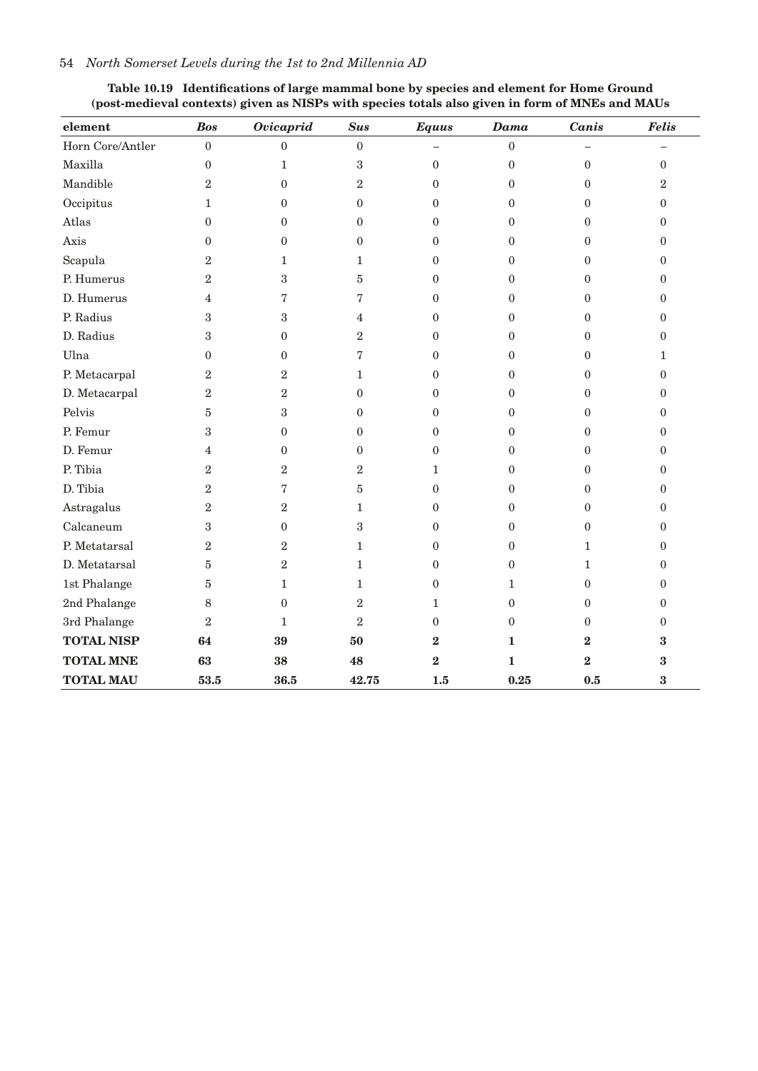**Table 10.19 Identifications of large mammal bone by species and element for Home Ground (post-medieval contexts) given as NISPs with species totals also given in form of MNEs and MAUs**

| element | *Bos* | *Ovicaprid* | *Sus* | *Equus* | *Dama* | *Canis* | *Felis* |
|---|---|---|---|---|---|---|---|
| Horn Core/Antler | 0 | 0 | 0 | – | 0 | – | – |
| Maxilla | 0 | 1 | 3 | 0 | 0 | 0 | 0 |
| Mandible | 2 | 0 | 2 | 0 | 0 | 0 | 2 |
| Occipitus | 1 | 0 | 0 | 0 | 0 | 0 | 0 |
| Atlas | 0 | 0 | 0 | 0 | 0 | 0 | 0 |
| Axis | 0 | 0 | 0 | 0 | 0 | 0 | 0 |
| Scapula | 2 | 1 | 1 | 0 | 0 | 0 | 0 |
| P. Humerus | 2 | 3 | 5 | 0 | 0 | 0 | 0 |
| D. Humerus | 4 | 7 | 7 | 0 | 0 | 0 | 0 |
| P. Radius | 3 | 3 | 4 | 0 | 0 | 0 | 0 |
| D. Radius | 3 | 0 | 2 | 0 | 0 | 0 | 0 |
| Ulna | 0 | 0 | 7 | 0 | 0 | 0 | 1 |
| P. Metacarpal | 2 | 2 | 1 | 0 | 0 | 0 | 0 |
| D. Metacarpal | 2 | 2 | 0 | 0 | 0 | 0 | 0 |
| Pelvis | 5 | 3 | 0 | 0 | 0 | 0 | 0 |
| P. Femur | 3 | 0 | 0 | 0 | 0 | 0 | 0 |
| D. Femur | 4 | 0 | 0 | 0 | 0 | 0 | 0 |
| P. Tibia | 2 | 2 | 2 | 1 | 0 | 0 | 0 |
| D. Tibia | 2 | 7 | 5 | 0 | 0 | 0 | 0 |
| Astragalus | 2 | 2 | 1 | 0 | 0 | 0 | 0 |
| Calcaneum | 3 | 0 | 3 | 0 | 0 | 0 | 0 |
| P. Metatarsal | 2 | 2 | 1 | 0 | 0 | 1 | 0 |
| D. Metatarsal | 5 | 2 | 1 | 0 | 0 | 1 | 0 |
| 1st Phalange | 5 | 1 | 1 | 0 | 1 | 0 | 0 |
| 2nd Phalange | 8 | 0 | 2 | 1 | 0 | 0 | 0 |
| 3rd Phalange | 2 | 1 | 2 | 0 | 0 | 0 | 0 |
| **TOTAL NISP** | **64** | **39** | **50** | **2** | **1** | **2** | **3** |
| **TOTAL MNE** | **63** | **38** | **48** | **2** | **1** | **2** | **3** |
| **TOTAL MAU** | **53.5** | **36.5** | **42.75** | **1.5** | **0.25** | **0.5** | **3** |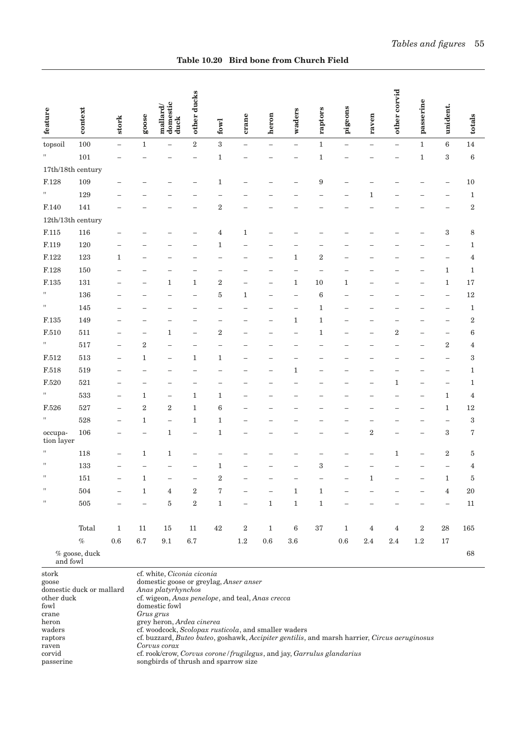**Table 10.20 Bird bone from Church Field**

| feature | context | stork | goose | mallard/ domestic duck | other ducks | fowl | crane | heron | waders | raptors | pigeons | raven | other corvid | passerine | unident. | totals |
|---|---|---|---|---|---|---|---|---|---|---|---|---|---|---|---|---|
| topsoil | 100 | – | 1 | – | 2 | 3 | – | – | – | 1 | – | – | – | 1 | 6 | 14 |
| " | 101 | – | – | – | – | 1 | – | – | – | 1 | – | – | – | 1 | 3 | 6 |
| 17th/18th century | | | | | | | | | | | | | | | | |
| F.128 | 109 | – | – | – | – | 1 | – | – | – | 9 | – | – | – | – | – | 10 |
| " | 129 | – | – | – | – | – | – | – | – | – | – | 1 | – | – | – | 1 |
| F.140 | 141 | – | – | – | – | 2 | – | – | – | – | – | – | – | – | – | 2 |
| 12th/13th century | | | | | | | | | | | | | | | | |
| F.115 | 116 | – | – | – | – | 4 | 1 | – | – | – | – | – | – | – | 3 | 8 |
| F.119 | 120 | – | – | – | – | 1 | – | – | – | – | – | – | – | – | – | 1 |
| F.122 | 123 | 1 | – | – | – | – | – | – | 1 | 2 | – | – | – | – | – | 4 |
| F.128 | 150 | – | – | – | – | – | – | – | – | – | – | – | – | – | 1 | 1 |
| F.135 | 131 | – | – | 1 | 1 | 2 | – | – | 1 | 10 | 1 | – | – | – | 1 | 17 |
| " | 136 | – | – | – | – | 5 | 1 | – | – | 6 | – | – | – | – | – | 12 |
| " | 145 | – | – | – | – | – | – | – | – | 1 | – | – | – | – | – | 1 |
| F.135 | 149 | – | – | – | – | – | – | – | 1 | 1 | – | – | – | – | – | 2 |
| F.510 | 511 | – | – | 1 | – | 2 | – | – | – | 1 | – | – | 2 | – | – | 6 |
| " | 517 | – | 2 | – | – | – | – | – | – | – | – | – | – | – | 2 | 4 |
| F.512 | 513 | – | 1 | – | 1 | 1 | – | – | – | – | – | – | – | – | – | 3 |
| F.518 | 519 | – | – | – | – | – | – | – | 1 | – | – | – | – | – | – | 1 |
| F.520 | 521 | – | – | – | – | – | – | – | – | – | – | – | 1 | – | – | 1 |
| " | 533 | – | 1 | – | 1 | 1 | – | – | – | – | – | – | – | – | 1 | 4 |
| F.526 | 527 | – | 2 | 2 | 1 | 6 | – | – | – | – | – | – | – | – | 1 | 12 |
| " | 528 | – | 1 | – | 1 | 1 | – | – | – | – | – | – | – | – | – | 3 |
| occupation layer | 106 | – | – | 1 | – | 1 | – | – | – | – | – | 2 | – | – | 3 | 7 |
| " | 118 | – | 1 | 1 | – | – | – | – | – | – | – | – | 1 | – | 2 | 5 |
| " | 133 | – | – | – | – | 1 | – | – | – | 3 | – | – | – | – | – | 4 |
| " | 151 | – | 1 | – | – | 2 | – | – | – | – | – | 1 | – | – | 1 | 5 |
| " | 504 | – | 1 | 4 | 2 | 7 | – | – | 1 | 1 | – | – | – | – | 4 | 20 |
| " | 505 | – | – | 5 | 2 | 1 | – | 1 | 1 | 1 | – | – | – | – | – | 11 |
| | Total | 1 | 11 | 15 | 11 | 42 | 2 | 1 | 6 | 37 | 1 | 4 | 4 | 2 | 28 | 165 |
| | % | 0.6 | 6.7 | 9.1 | 6.7 | | 1.2 | 0.6 | 3.6 | | 0.6 | 2.4 | 2.4 | 1.2 | 17 | |
| % goose, duck and fowl | | | | | | | | | | | | | | | | 68 |

stork — cf. white, *Ciconia ciconia*
goose — domestic goose or greylag, *Anser anser*
domestic duck or mallard — *Anas platyrhynchos*
other duck — cf. wigeon, *Anas penelope*, and teal, *Anas crecca*
fowl — domestic fowl
crane — *Grus grus*
heron — grey heron, *Ardea cinerea*
waders — cf. woodcock, *Scolopax rusticola*, and smaller waders
raptors — cf. buzzard, *Buteo buteo*, goshawk, *Accipiter gentilis*, and marsh harrier, *Circus aeruginosus*
raven — *Corvus corax*
corvid — cf. rook/crow, *Corvus corone/frugilegus*, and jay, *Garrulus glandarius*
passerine — songbirds of thrush and sparrow size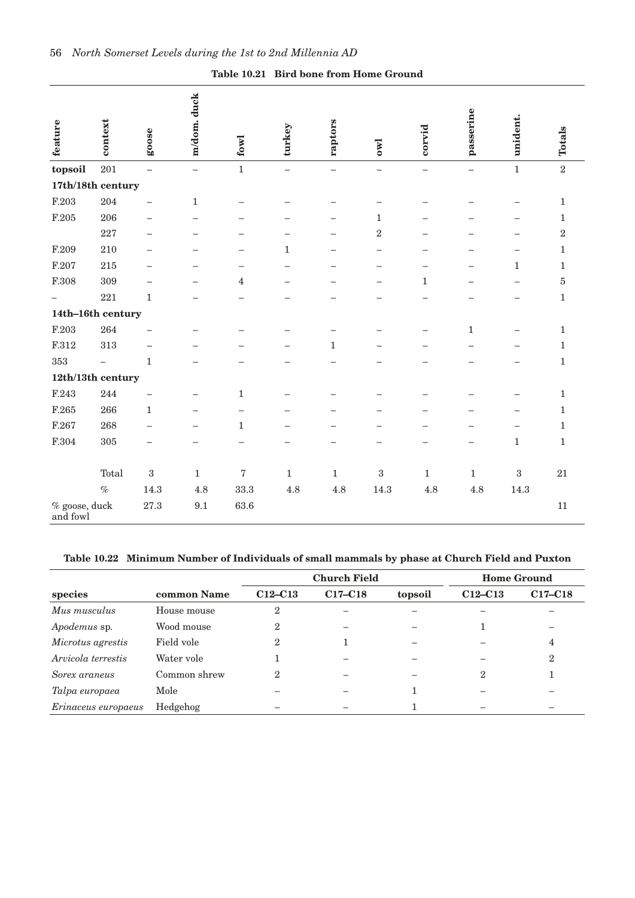**Table 10.21 Bird bone from Home Ground**

| feature | context | goose | m/dom. duck | fowl | turkey | raptors | owl | corvid | passerine | unident. | Totals |
|---|---|---|---|---|---|---|---|---|---|---|---|
| **topsoil** | 201 | – | – | 1 | – | – | – | – | – | 1 | 2 |
| **17th/18th century** | | | | | | | | | | | |
| F.203 | 204 | – | 1 | – | – | – | – | – | – | – | 1 |
| F.205 | 206 | – | – | – | – | – | 1 | – | – | – | 1 |
| | 227 | – | – | – | – | – | 2 | – | – | – | 2 |
| F.209 | 210 | – | – | – | 1 | – | – | – | – | – | 1 |
| F.207 | 215 | – | – | – | – | – | – | – | – | 1 | 1 |
| F.308 | 309 | – | – | 4 | – | – | – | 1 | – | – | 5 |
| – | 221 | 1 | – | – | – | – | – | – | – | – | 1 |
| **14th–16th century** | | | | | | | | | | | |
| F.203 | 264 | – | – | – | – | – | – | – | 1 | – | 1 |
| F.312 | 313 | – | – | – | – | 1 | – | – | – | – | 1 |
| 353 | – | 1 | – | – | – | – | – | – | – | – | 1 |
| **12th/13th century** | | | | | | | | | | | |
| F.243 | 244 | – | – | 1 | – | – | – | – | – | – | 1 |
| F.265 | 266 | 1 | – | – | – | – | – | – | – | – | 1 |
| F.267 | 268 | – | – | 1 | – | – | – | – | – | – | 1 |
| F.304 | 305 | – | – | – | – | – | – | – | – | 1 | 1 |
| | Total | 3 | 1 | 7 | 1 | 1 | 3 | 1 | 1 | 3 | 21 |
| | % | 14.3 | 4.8 | 33.3 | 4.8 | 4.8 | 14.3 | 4.8 | 4.8 | 14.3 | |
| % goose, duck and fowl | | 27.3 | 9.1 | 63.6 | | | | | | | 11 |

**Table 10.22 Minimum Number of Individuals of small mammals by phase at Church Field and Puxton**

| | | Church Field | | | Home Ground | |
|---|---|---|---|---|---|---|
| **species** | **common Name** | **C12–C13** | **C17–C18** | **topsoil** | **C12–C13** | **C17–C18** |
| *Mus musculus* | House mouse | 2 | – | – | – | – |
| *Apodemus* sp. | Wood mouse | 2 | – | – | 1 | – |
| *Microtus agrestis* | Field vole | 2 | 1 | – | – | 4 |
| *Arvicola terrestis* | Water vole | 1 | – | – | – | 2 |
| *Sorex araneus* | Common shrew | 2 | – | – | 2 | 1 |
| *Talpa europaea* | Mole | – | – | 1 | – | – |
| *Erinaceus europaeus* | Hedgehog | – | – | 1 | – | – |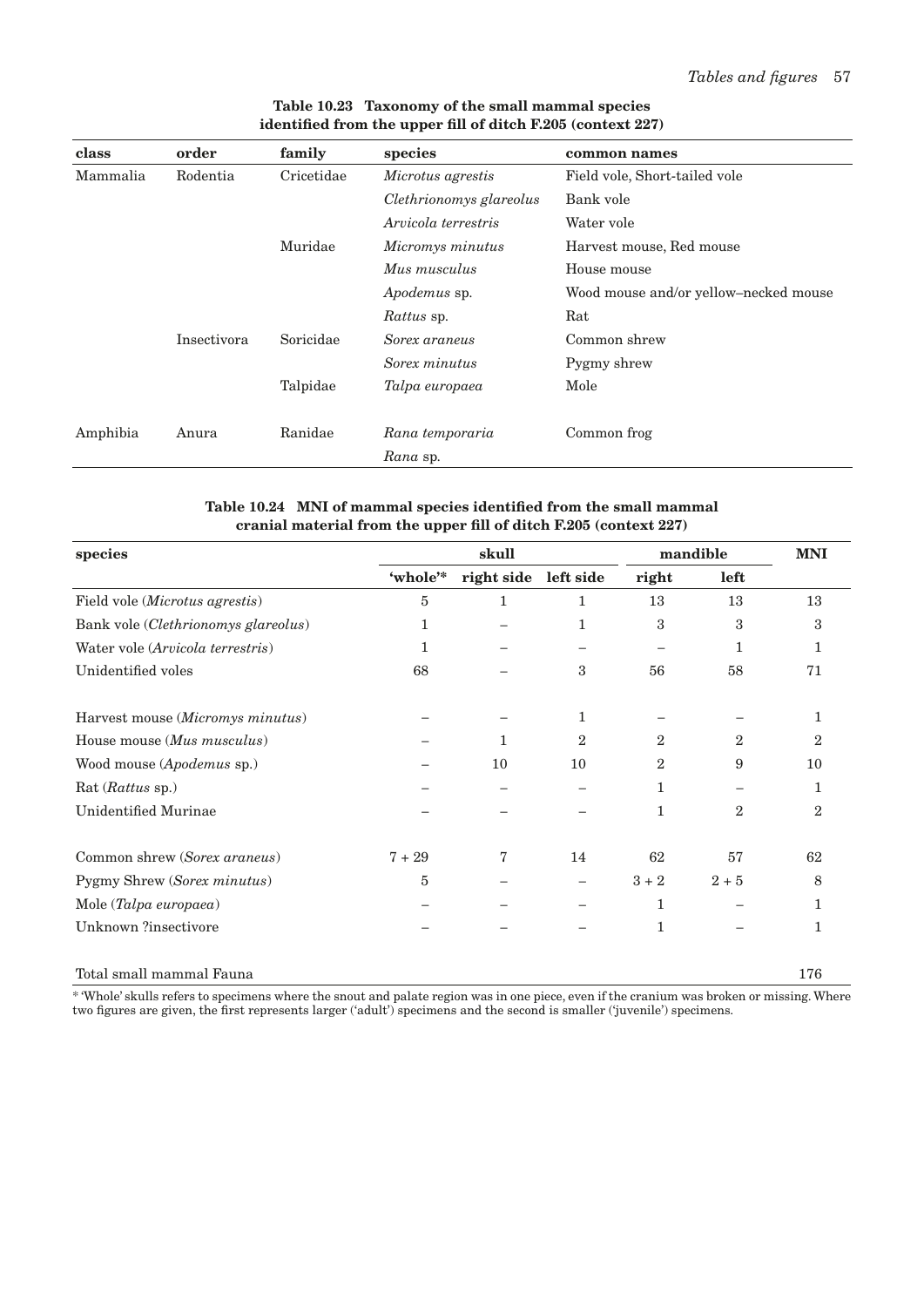**Table 10.23 Taxonomy of the small mammal species identified from the upper fill of ditch F.205 (context 227)**

| class | order | family | species | common names |
|---|---|---|---|---|
| Mammalia | Rodentia | Cricetidae | *Microtus agrestis* | Field vole, Short-tailed vole |
| | | | *Clethrionomys glareolus* | Bank vole |
| | | | *Arvicola terrestris* | Water vole |
| | | Muridae | *Micromys minutus* | Harvest mouse, Red mouse |
| | | | *Mus musculus* | House mouse |
| | | | *Apodemus* sp. | Wood mouse and/or yellow–necked mouse |
| | | | *Rattus* sp. | Rat |
| | Insectivora | Soricidae | *Sorex araneus* | Common shrew |
| | | | *Sorex minutus* | Pygmy shrew |
| | | Talpidae | *Talpa europaea* | Mole |
| Amphibia | Anura | Ranidae | *Rana temporaria* | Common frog |
| | | | *Rana* sp. | |

**Table 10.24 MNI of mammal species identified from the small mammal cranial material from the upper fill of ditch F.205 (context 227)**

| species | skull | | | mandible | | MNI |
|---|---|---|---|---|---|---|
| | 'whole'* | right side | left side | right | left | |
| Field vole (*Microtus agrestis*) | 5 | 1 | 1 | 13 | 13 | 13 |
| Bank vole (*Clethrionomys glareolus*) | 1 | – | 1 | 3 | 3 | 3 |
| Water vole (*Arvicola terrestris*) | 1 | – | – | – | 1 | 1 |
| Unidentified voles | 68 | – | 3 | 56 | 58 | 71 |
| Harvest mouse (*Micromys minutus*) | – | – | 1 | – | – | 1 |
| House mouse (*Mus musculus*) | – | 1 | 2 | 2 | 2 | 2 |
| Wood mouse (*Apodemus* sp.) | – | 10 | 10 | 2 | 9 | 10 |
| Rat (*Rattus* sp.) | – | – | – | 1 | – | 1 |
| Unidentified Murinae | – | – | – | 1 | 2 | 2 |
| Common shrew (*Sorex araneus*) | 7 + 29 | 7 | 14 | 62 | 57 | 62 |
| Pygmy Shrew (*Sorex minutus*) | 5 | – | – | 3 + 2 | 2 + 5 | 8 |
| Mole (*Talpa europaea*) | – | – | – | 1 | – | 1 |
| Unknown ?insectivore | – | – | – | 1 | – | 1 |
| Total small mammal Fauna | | | | | | 176 |

\* 'Whole' skulls refers to specimens where the snout and palate region was in one piece, even if the cranium was broken or missing. Where two figures are given, the first represents larger ('adult') specimens and the second is smaller ('juvenile') specimens.